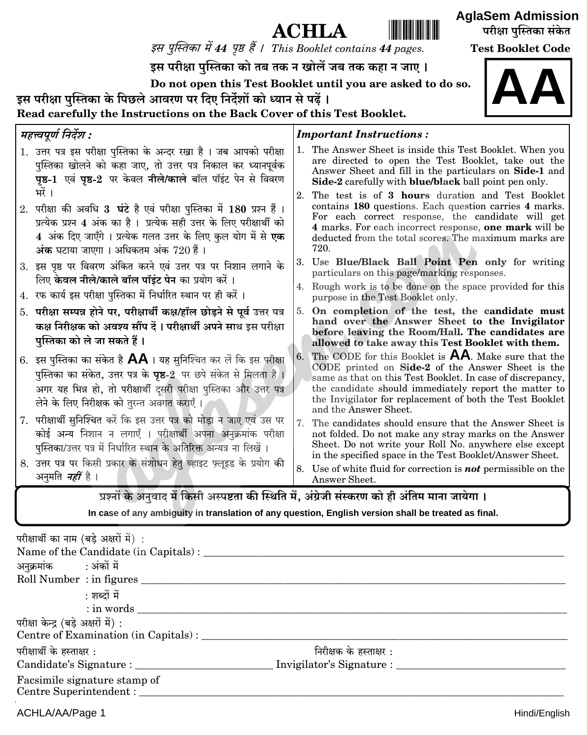**AglaSem Admission**

# ACHLA

इस पुस्तिका में 44 पृष्ठ हैं । *This Booklet contains **44** pages.*

**परीक्षा पुस्तिका संकेत**

**Test Booklet Code**

# AA

**इस परीक्षा पुस्तिका को तब तक न खोलें जब तक कहा न जाए ।**

**Do not open this Test Booklet until you are asked to do so.**

**इस परीक्षा पुस्तिका के पिछले आवरण पर दिए निर्देशों को ध्यान से पढ़ें ।**

**Read carefully the Instructions on the Back Cover of this Test Booklet.**

### *महत्त्वपूर्ण निर्देश :*

1. उत्तर पत्र इस परीक्षा पुस्तिका के अन्दर रखा है । जब आपको परीक्षा पुस्तिका खोलने को कहा जाए, तो उत्तर पत्र निकाल कर ध्यानपूर्वक **पृष्ठ-1** एवं **पृष्ठ-2** पर केवल **नीले/काले** बॉल पॉइंट पेन से विवरण भरें ।
2. परीक्षा की अवधि **3 घंटे** है एवं परीक्षा पुस्तिका में **180** प्रश्न हैं । प्रत्येक प्रश्न 4 अंक का है । प्रत्येक सही उत्तर के लिए परीक्षार्थी को **4** अंक दिए जाएँगे । प्रत्येक गलत उत्तर के लिए कुल योग में से **एक अंक** घटाया जाएगा । अधिकतम अंक 720 हैं ।
3. इस पृष्ठ पर विवरण अंकित करने एवं उत्तर पत्र पर निशान लगाने के लिए **केवल नीले/काले बॉल पॉइंट पेन** का प्रयोग करें ।
4. रफ कार्य इस परीक्षा पुस्तिका में निर्धारित स्थान पर ही करें ।
5. **परीक्षा सम्पन्न होने पर, परीक्षार्थी कक्ष/हॉल छोड़ने से पूर्व उत्तर पत्र कक्ष निरीक्षक को अवश्य सौंप दें । परीक्षार्थी अपने साथ इस परीक्षा पुस्तिका को ले जा सकते हैं ।**
6. इस पुस्तिका का संकेत है **AA** । यह सुनिश्चित कर लें कि इस परीक्षा पुस्तिका का संकेत, उत्तर पत्र के **पृष्ठ-2** पर छपे संकेत से मिलता है । अगर यह भिन्न हो, तो परीक्षार्थी दूसरी परीक्षा पुस्तिका और उत्तर पत्र लेने के लिए निरीक्षक को तुरन्त अवगत कराएँ ।
7. परीक्षार्थी सुनिश्चित करें कि इस उत्तर पत्र को मोड़ा न जाए एवं उस पर कोई अन्य निशान न लगाएँ । परीक्षार्थी अपना अनुक्रमांक परीक्षा पुस्तिका/उत्तर पत्र में निर्धारित स्थान के अतिरिक्त अन्यत्र ना लिखें ।
8. उत्तर पत्र पर किसी प्रकार के संशोधन हेतु व्हाइट फ़्लूइड के प्रयोग की अनुमति ***नहीं*** है ।

### *Important Instructions :*

1. The Answer Sheet is inside this Test Booklet. When you are directed to open the Test Booklet, take out the Answer Sheet and fill in the particulars on **Side-1** and **Side-2** carefully with **blue/black** ball point pen only.
2. The test is of **3 hours** duration and Test Booklet contains **180** questions. Each question carries **4** marks. For each correct response, the candidate will get **4** marks. For each incorrect response, **one mark** will be deducted from the total scores. The maximum marks are 720.
3. Use **Blue/Black Ball Point Pen only** for writing particulars on this page/marking responses.
4. Rough work is to be done on the space provided for this purpose in the Test Booklet only.
5. **On completion of the test, the candidate must hand over the Answer Sheet to the Invigilator before leaving the Room/Hall. The candidates are allowed to take away this Test Booklet with them.**
6. The CODE for this Booklet is **AA**. Make sure that the CODE printed on **Side-2** of the Answer Sheet is the same as that on this Test Booklet. In case of discrepancy, the candidate should immediately report the matter to the Invigilator for replacement of both the Test Booklet and the Answer Sheet.
7. The candidates should ensure that the Answer Sheet is not folded. Do not make any stray marks on the Answer Sheet. Do not write your Roll No. anywhere else except in the specified space in the Test Booklet/Answer Sheet.
8. Use of white fluid for correction is ***not*** permissible on the Answer Sheet.

**प्रश्नों के अनुवाद में किसी अस्पष्टता की स्थिति में, अंग्रेजी संस्करण को ही अंतिम माना जायेगा ।**

**In case of any ambiguity in translation of any question, English version shall be treated as final.**

परीक्षार्थी का नाम (बड़े अक्षरों में) :
Name of the Candidate (in Capitals) : ____________________

अनुक्रमांक : अंकों में
Roll Number : in figures ____________________

: शब्दों में
: in words ____________________

परीक्षा केन्द्र (बड़े अक्षरों में) :
Centre of Examination (in Capitals) : ____________________

परीक्षार्थी के हस्ताक्षर : Candidate's Signature : ____________________

निरीक्षक के हस्ताक्षर : Invigilator's Signature : ____________________

Facsimile signature stamp of
Centre Superintendent : ____________________

Hindi/English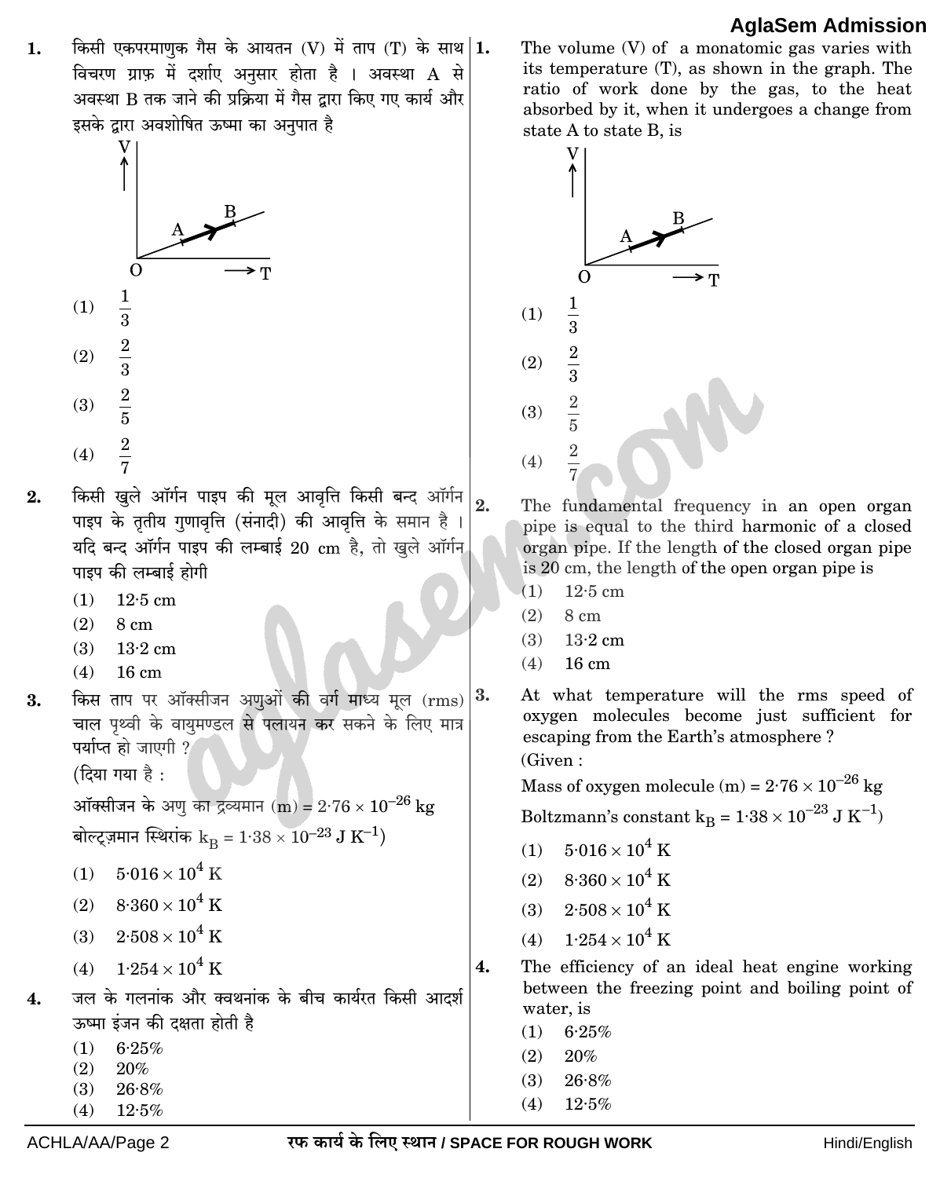1. किसी एकपरमाणुक गैस के आयतन (V) में ताप (T) के साथ विचरण ग्राफ़ में दर्शाए अनुसार होता है । अवस्था A से अवस्था B तक जाने की प्रक्रिया में गैस द्वारा किए गए कार्य और इसके द्वारा अवशोषित ऊष्मा का अनुपात है

   (1) $\frac{1}{3}$
   (2) $\frac{2}{3}$
   (3) $\frac{2}{5}$
   (4) $\frac{2}{7}$

2. किसी खुले ऑर्गन पाइप की मूल आवृत्ति किसी बन्द ऑर्गन पाइप के तृतीय गुणावृत्ति (संनादी) की आवृत्ति के समान है । यदि बन्द ऑर्गन पाइप की लम्बाई 20 cm है, तो खुले ऑर्गन पाइप की लम्बाई होगी

   (1) 12·5 cm
   (2) 8 cm
   (3) 13·2 cm
   (4) 16 cm

3. किस ताप पर ऑक्सीजन अणुओं की वर्ग माध्य मूल (rms) चाल पृथ्वी के वायुमण्डल से पलायन कर सकने के लिए मात्र पर्याप्त हो जाएगी ?

   (दिया गया है :

   ऑक्सीजन के अणु का द्रव्यमान (m) = $2{\cdot}76 \times 10^{-26}$ kg

   बोल्ट्ज़मान स्थिरांक $k_B = 1{\cdot}38 \times 10^{-23}$ J $K^{-1}$)

   (1) $5{\cdot}016 \times 10^{4}$ K
   (2) $8{\cdot}360 \times 10^{4}$ K
   (3) $2{\cdot}508 \times 10^{4}$ K
   (4) $1{\cdot}254 \times 10^{4}$ K

4. जल के गलनांक और क्वथनांक के बीच कार्यरत किसी आदर्श ऊष्मा इंजन की दक्षता होती है

   (1) 6·25%
   (2) 20%
   (3) 26·8%
   (4) 12·5%

---

1. The volume (V) of a monatomic gas varies with its temperature (T), as shown in the graph. The ratio of work done by the gas, to the heat absorbed by it, when it undergoes a change from state A to state B, is

   (1) $\frac{1}{3}$
   (2) $\frac{2}{3}$
   (3) $\frac{2}{5}$
   (4) $\frac{2}{7}$

2. The fundamental frequency in an open organ pipe is equal to the third harmonic of a closed organ pipe. If the length of the closed organ pipe is 20 cm, the length of the open organ pipe is

   (1) 12·5 cm
   (2) 8 cm
   (3) 13·2 cm
   (4) 16 cm

3. At what temperature will the rms speed of oxygen molecules become just sufficient for escaping from the Earth's atmosphere ?

   (Given :

   Mass of oxygen molecule (m) = $2{\cdot}76 \times 10^{-26}$ kg

   Boltzmann's constant $k_B = 1{\cdot}38 \times 10^{-23}$ J $K^{-1}$)

   (1) $5{\cdot}016 \times 10^{4}$ K
   (2) $8{\cdot}360 \times 10^{4}$ K
   (3) $2{\cdot}508 \times 10^{4}$ K
   (4) $1{\cdot}254 \times 10^{4}$ K

4. The efficiency of an ideal heat engine working between the freezing point and boiling point of water, is

   (1) 6·25%
   (2) 20%
   (3) 26·8%
   (4) 12·5%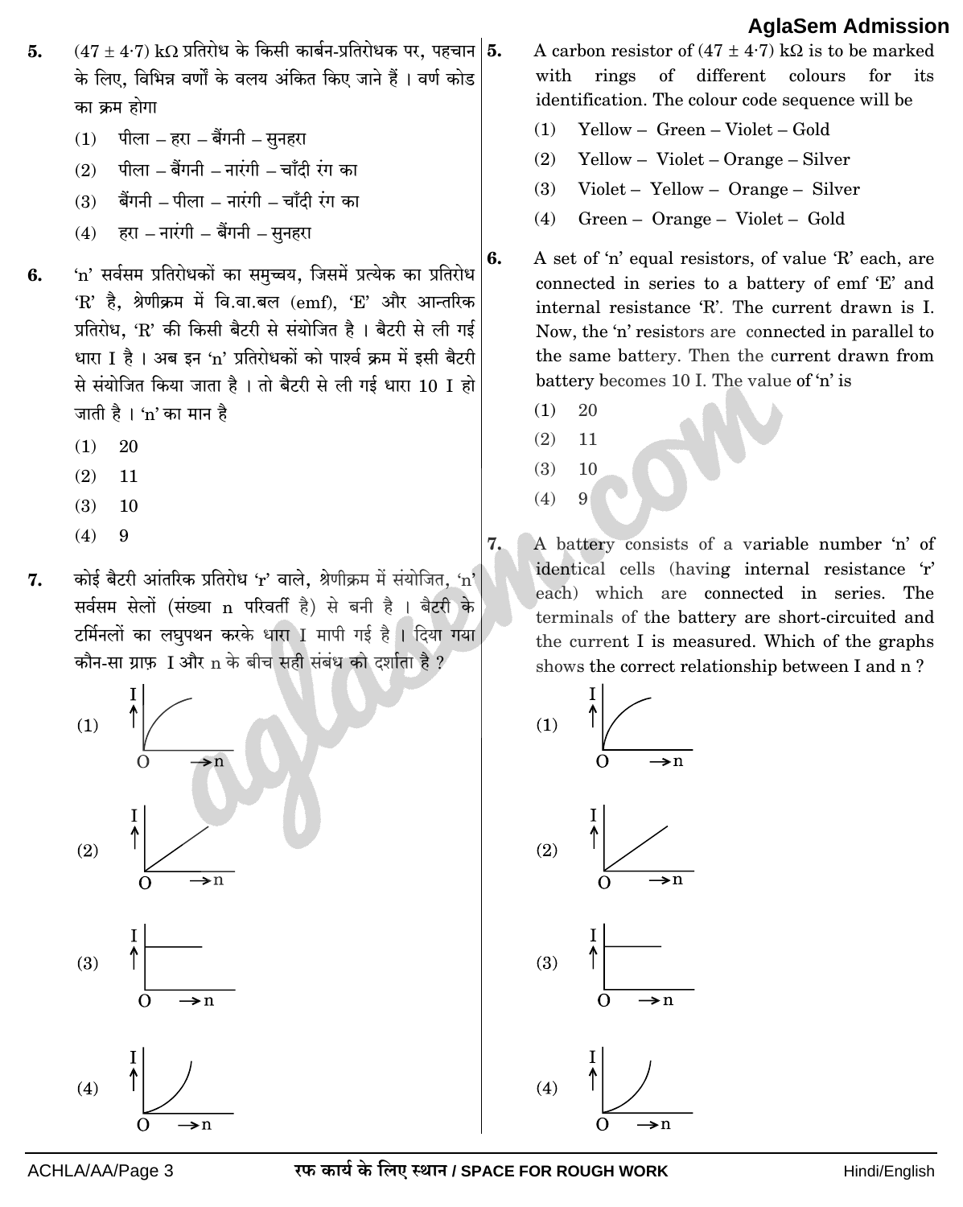5. $(47 \pm 4{\cdot}7)$ k$\Omega$ प्रतिरोध के किसी कार्बन-प्रतिरोधक पर, पहचान के लिए, विभिन्न वर्णों के वलय अंकित किए जाने हैं । वर्ण कोड का क्रम होगा

   (1) पीला – हरा – बैंगनी – सुनहरा
   
   (2) पीला – बैंगनी – नारंगी – चाँदी रंग का
   
   (3) बैंगनी – पीला – नारंगी – चाँदी रंग का
   
   (4) हरा – नारंगी – बैंगनी – सुनहरा

6. 'n' सर्वसम प्रतिरोधकों का समुच्चय, जिसमें प्रत्येक का प्रतिरोध 'R' है, श्रेणीक्रम में वि.वा.बल (emf), 'E' और आन्तरिक प्रतिरोध, 'R' की किसी बैटरी से संयोजित है । बैटरी से ली गई धारा I है । अब इन 'n' प्रतिरोधकों को पार्श्व क्रम में इसी बैटरी से संयोजित किया जाता है । तो बैटरी से ली गई धारा 10 I हो जाती है । 'n' का मान है

   (1) 20
   
   (2) 11
   
   (3) 10
   
   (4) 9

7. कोई बैटरी आंतरिक प्रतिरोध 'r' वाले, श्रेणीक्रम में संयोजित, 'n' सर्वसम सेलों (संख्या n परिवर्ती है) से बनी है । बैटरी के टर्मिनलों का लघुपथन करके धारा I मापी गई है । दिया गया कौन-सा ग्राफ़ I और n के बीच सही संबंध को दर्शाता है ?

5. A carbon resistor of $(47 \pm 4{\cdot}7)$ k$\Omega$ is to be marked with rings of different colours for its identification. The colour code sequence will be

   (1) Yellow – Green – Violet – Gold
   
   (2) Yellow – Violet – Orange – Silver
   
   (3) Violet – Yellow – Orange – Silver
   
   (4) Green – Orange – Violet – Gold

6. A set of 'n' equal resistors, of value 'R' each, are connected in series to a battery of emf 'E' and internal resistance 'R'. The current drawn is I. Now, the 'n' resistors are connected in parallel to the same battery. Then the current drawn from battery becomes 10 I. The value of 'n' is

   (1) 20
   
   (2) 11
   
   (3) 10
   
   (4) 9

7. A battery consists of a variable number 'n' of identical cells (having internal resistance 'r' each) which are connected in series. The terminals of the battery are short-circuited and the current I is measured. Which of the graphs shows the correct relationship between I and n ?

   (1) [Graph: I vs n — curve rising from O and flattening]
   
   (2) [Graph: I vs n — straight line through O]
   
   (3) [Graph: I vs n — horizontal line]
   
   (4) [Graph: I vs n — curve rising increasingly steeply from O]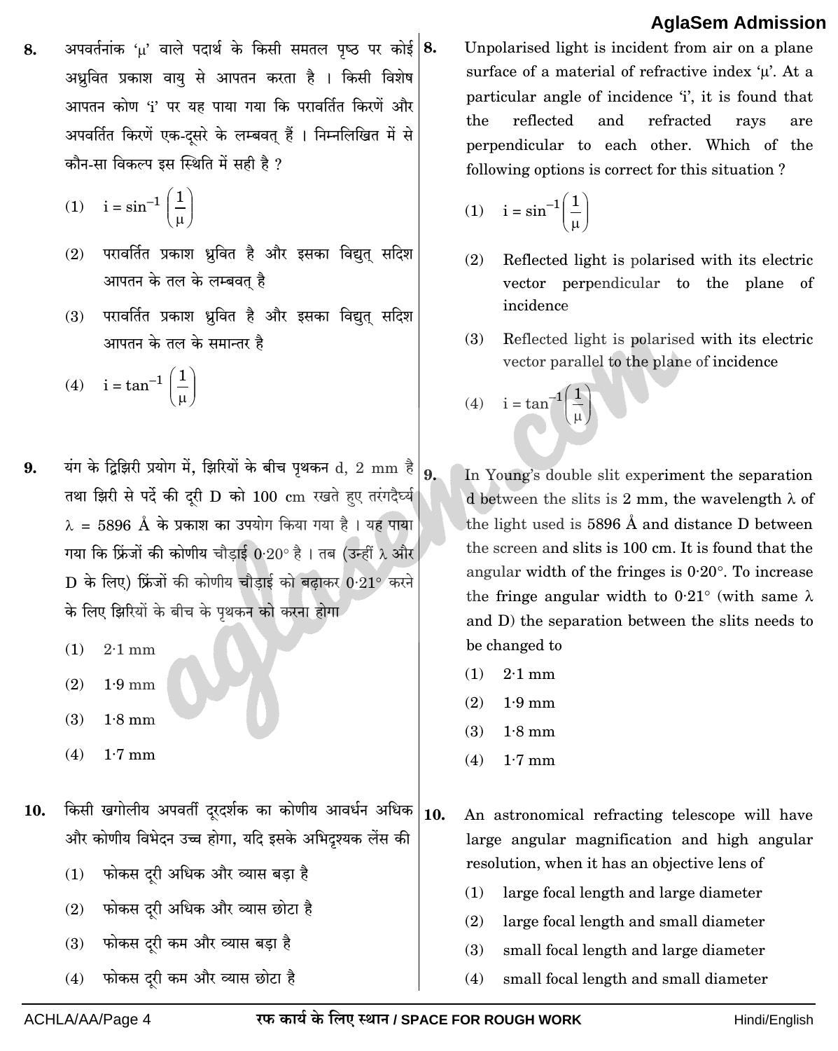8. अपवर्तनांक '$\mu$' वाले पदार्थ के किसी समतल पृष्ठ पर कोई अध्रुवित प्रकाश वायु से आपतन करता है । किसी विशेष आपतन कोण 'i' पर यह पाया गया कि परावर्तित किरणें और अपवर्तित किरणें एक-दूसरे के लम्बवत् हैं । निम्नलिखित में से कौन-सा विकल्प इस स्थिति में सही है ?

   (1) $i = \sin^{-1}\left(\frac{1}{\mu}\right)$

   (2) परावर्तित प्रकाश ध्रुवित है और इसका विद्युत् सदिश आपतन के तल के लम्बवत् है

   (3) परावर्तित प्रकाश ध्रुवित है और इसका विद्युत् सदिश आपतन के तल के समान्तर है

   (4) $i = \tan^{-1}\left(\frac{1}{\mu}\right)$

9. यंग के द्विझिरी प्रयोग में, झिरियों के बीच पृथकन d, 2 mm है तथा झिरी से पर्दे की दूरी D को 100 cm रखते हुए तरंगदैर्घ्य $\lambda$ = 5896 Å के प्रकाश का उपयोग किया गया है । यह पाया गया कि फ्रिंजों की कोणीय चौड़ाई 0·20° है । तब (उन्हीं $\lambda$ और D के लिए) फ्रिंजों की कोणीय चौड़ाई को बढ़ाकर 0·21° करने के लिए झिरियों के बीच के पृथकन को करना होगा

   (1) 2·1 mm

   (2) 1·9 mm

   (3) 1·8 mm

   (4) 1·7 mm

10. किसी खगोलीय अपवर्ती दूरदर्शक का कोणीय आवर्धन अधिक और कोणीय विभेदन उच्च होगा, यदि इसके अभिदृश्यक लेंस की

   (1) फोकस दूरी अधिक और व्यास बड़ा है

   (2) फोकस दूरी अधिक और व्यास छोटा है

   (3) फोकस दूरी कम और व्यास बड़ा है

   (4) फोकस दूरी कम और व्यास छोटा है

8. Unpolarised light is incident from air on a plane surface of a material of refractive index '$\mu$'. At a particular angle of incidence 'i', it is found that the reflected and refracted rays are perpendicular to each other. Which of the following options is correct for this situation ?

   (1) $i = \sin^{-1}\left(\frac{1}{\mu}\right)$

   (2) Reflected light is polarised with its electric vector perpendicular to the plane of incidence

   (3) Reflected light is polarised with its electric vector parallel to the plane of incidence

   (4) $i = \tan^{-1}\left(\frac{1}{\mu}\right)$

9. In Young's double slit experiment the separation d between the slits is 2 mm, the wavelength $\lambda$ of the light used is 5896 Å and distance D between the screen and slits is 100 cm. It is found that the angular width of the fringes is 0·20°. To increase the fringe angular width to 0·21° (with same $\lambda$ and D) the separation between the slits needs to be changed to

   (1) 2·1 mm

   (2) 1·9 mm

   (3) 1·8 mm

   (4) 1·7 mm

10. An astronomical refracting telescope will have large angular magnification and high angular resolution, when it has an objective lens of

   (1) large focal length and large diameter

   (2) large focal length and small diameter

   (3) small focal length and large diameter

   (4) small focal length and small diameter

रफ कार्य के लिए स्थान / SPACE FOR ROUGH WORK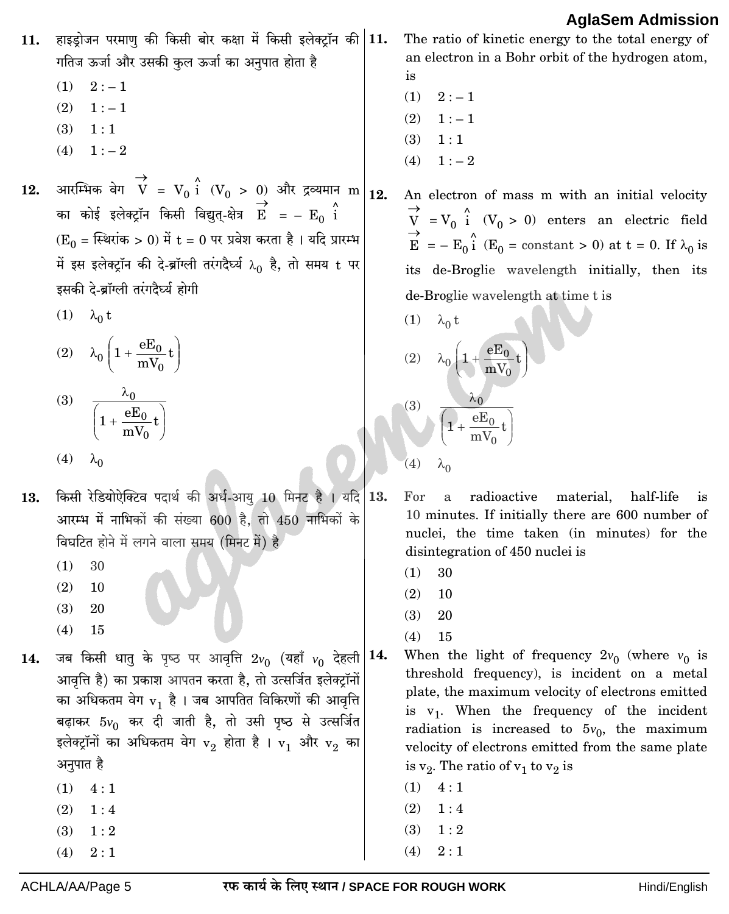11. हाइड्रोजन परमाणु की किसी बोर कक्षा में किसी इलेक्ट्रॉन की गतिज ऊर्जा और उसकी कुल ऊर्जा का अनुपात होता है

(1) $2 : -1$

(2) $1 : -1$

(3) $1 : 1$

(4) $1 : -2$

12. आरम्भिक वेग $\vec{V} = V_0 \hat{i}$ $(V_0 > 0)$ और द्रव्यमान m का कोई इलेक्ट्रॉन किसी विद्युत्-क्षेत्र $\vec{E} = -E_0 \hat{i}$ $(E_0 = \text{स्थिरांक} > 0)$ में $t = 0$ पर प्रवेश करता है। यदि प्रारम्भ में इस इलेक्ट्रॉन की दे-ब्रॉग्ली तरंगदैर्घ्य $\lambda_0$ है, तो समय t पर इसकी दे-ब्रॉग्ली तरंगदैर्घ्य होगी

(1) $\lambda_0 t$

(2) $\lambda_0 \left(1 + \frac{eE_0}{mV_0} t\right)$

(3) $\frac{\lambda_0}{\left(1 + \frac{eE_0}{mV_0} t\right)}$

(4) $\lambda_0$

13. किसी रेडियोऐक्टिव पदार्थ की अर्ध-आयु 10 मिनट है। यदि आरम्भ में नाभिकों की संख्या 600 है, तो 450 नाभिकों के विघटित होने में लगने वाला समय (मिनट में) है

(1) 30

(2) 10

(3) 20

(4) 15

14. जब किसी धातु के पृष्ठ पर आवृत्ति $2\nu_0$ (यहाँ $\nu_0$ देहली आवृत्ति है) का प्रकाश आपतन करता है, तो उत्सर्जित इलेक्ट्रॉनों का अधिकतम वेग $v_1$ है। जब आपतित विकिरणों की आवृत्ति बढ़ाकर $5\nu_0$ कर दी जाती है, तो उसी पृष्ठ से उत्सर्जित इलेक्ट्रॉनों का अधिकतम वेग $v_2$ होता है। $v_1$ और $v_2$ का अनुपात है

(1) $4 : 1$

(2) $1 : 4$

(3) $1 : 2$

(4) $2 : 1$

11. The ratio of kinetic energy to the total energy of an electron in a Bohr orbit of the hydrogen atom, is

(1) $2 : -1$

(2) $1 : -1$

(3) $1 : 1$

(4) $1 : -2$

12. An electron of mass m with an initial velocity $\vec{V} = V_0 \hat{i}$ $(V_0 > 0)$ enters an electric field $\vec{E} = -E_0 \hat{i}$ $(E_0 = \text{constant} > 0)$ at $t = 0$. If $\lambda_0$ is its de-Broglie wavelength initially, then its de-Broglie wavelength at time t is

(1) $\lambda_0 t$

(2) $\lambda_0 \left(1 + \frac{eE_0}{mV_0} t\right)$

(3) $\frac{\lambda_0}{\left(1 + \frac{eE_0}{mV_0} t\right)}$

(4) $\lambda_0$

13. For a radioactive material, half-life is 10 minutes. If initially there are 600 number of nuclei, the time taken (in minutes) for the disintegration of 450 nuclei is

(1) 30

(2) 10

(3) 20

(4) 15

14. When the light of frequency $2\nu_0$ (where $\nu_0$ is threshold frequency), is incident on a metal plate, the maximum velocity of electrons emitted is $v_1$. When the frequency of the incident radiation is increased to $5\nu_0$, the maximum velocity of electrons emitted from the same plate is $v_2$. The ratio of $v_1$ to $v_2$ is

(1) $4 : 1$

(2) $1 : 4$

(3) $1 : 2$

(4) $2 : 1$

रफ कार्य के लिए स्थान / SPACE FOR ROUGH WORK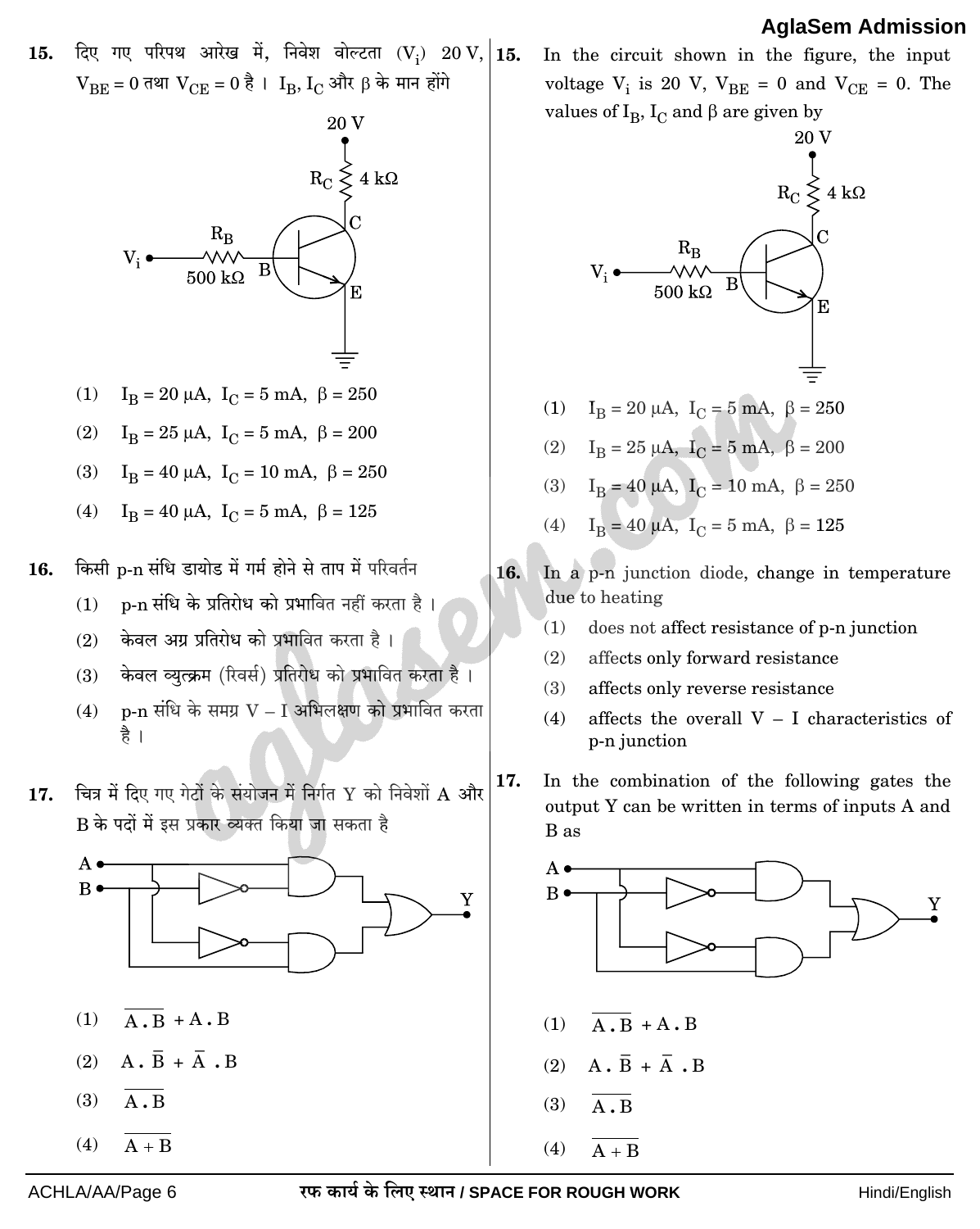15. दिए गए परिपथ आरेख में, निवेश वोल्टता ($V_i$) 20 V, $V_{BE} = 0$ तथा $V_{CE} = 0$ है । $I_B$, $I_C$ और $\beta$ के मान होंगे

(1) $I_B = 20\ \mu A$, $I_C = 5$ mA, $\beta = 250$

(2) $I_B = 25\ \mu A$, $I_C = 5$ mA, $\beta = 200$

(3) $I_B = 40\ \mu A$, $I_C = 10$ mA, $\beta = 250$

(4) $I_B = 40\ \mu A$, $I_C = 5$ mA, $\beta = 125$

16. किसी p-n संधि डायोड में गर्म होने से ताप में परिवर्तन

(1) p-n संधि के प्रतिरोध को प्रभावित नहीं करता है ।

(2) केवल अग्र प्रतिरोध को प्रभावित करता है ।

(3) केवल व्युत्क्रम (रिवर्स) प्रतिरोध को प्रभावित करता है ।

(4) p-n संधि के समग्र V – I अभिलक्षण को प्रभावित करता है ।

17. चित्र में दिए गए गेटों के संयोजन में निर्गत Y को निवेशों A और B के पदों में इस प्रकार व्यक्त किया जा सकता है

(1) $\overline{A \cdot B} + A \cdot B$

(2) $A \cdot \overline{B} + \overline{A} \cdot B$

(3) $\overline{A \cdot B}$

(4) $\overline{A + B}$

15. In the circuit shown in the figure, the input voltage $V_i$ is 20 V, $V_{BE} = 0$ and $V_{CE} = 0$. The values of $I_B$, $I_C$ and $\beta$ are given by

(1) $I_B = 20\ \mu A$, $I_C = 5$ mA, $\beta = 250$

(2) $I_B = 25\ \mu A$, $I_C = 5$ mA, $\beta = 200$

(3) $I_B = 40\ \mu A$, $I_C = 10$ mA, $\beta = 250$

(4) $I_B = 40\ \mu A$, $I_C = 5$ mA, $\beta = 125$

16. In a p-n junction diode, change in temperature due to heating

(1) does not affect resistance of p-n junction

(2) affects only forward resistance

(3) affects only reverse resistance

(4) affects the overall V – I characteristics of p-n junction

17. In the combination of the following gates the output Y can be written in terms of inputs A and B as

(1) $\overline{A \cdot B} + A \cdot B$

(2) $A \cdot \overline{B} + \overline{A} \cdot B$

(3) $\overline{A \cdot B}$

(4) $\overline{A + B}$

रफ कार्य के लिए स्थान / SPACE FOR ROUGH WORK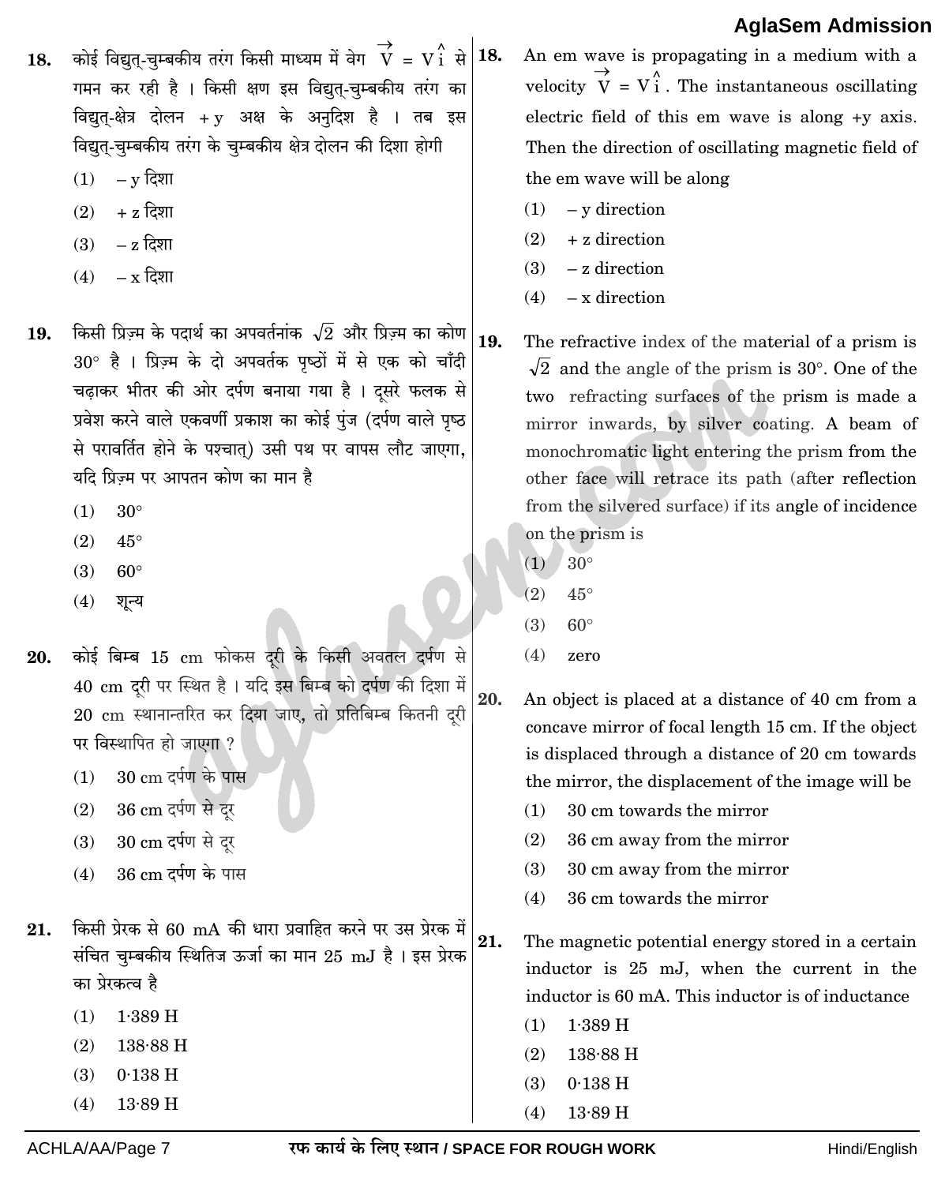18. कोई विद्युत्-चुम्बकीय तरंग किसी माध्यम में वेग $\vec{V} = V\hat{i}$ से गमन कर रही है । किसी क्षण इस विद्युत्-चुम्बकीय तरंग का विद्युत्-क्षेत्र दोलन $+y$ अक्ष के अनुदिश है । तब इस विद्युत्-चुम्बकीय तरंग के चुम्बकीय क्षेत्र दोलन की दिशा होगी

(1) $-y$ दिशा
(2) $+z$ दिशा
(3) $-z$ दिशा
(4) $-x$ दिशा

19. किसी प्रिज़्म के पदार्थ का अपवर्तनांक $\sqrt{2}$ और प्रिज़्म का कोण $30°$ है । प्रिज़्म के दो अपवर्तक पृष्ठों में से एक को चाँदी चढ़ाकर भीतर की ओर दर्पण बनाया गया है । दूसरे फलक से प्रवेश करने वाले एकवर्णी प्रकाश का कोई पुंज (दर्पण वाले पृष्ठ से परावर्तित होने के पश्चात्) उसी पथ पर वापस लौट जाएगा, यदि प्रिज़्म पर आपतन कोण का मान है

(1) $30°$
(2) $45°$
(3) $60°$
(4) शून्य

20. कोई बिम्ब 15 cm फोकस दूरी के किसी अवतल दर्पण से 40 cm दूरी पर स्थित है । यदि इस बिम्ब को दर्पण की दिशा में 20 cm स्थानान्तरित कर दिया जाए, तो प्रतिबिम्ब कितनी दूरी पर विस्थापित हो जाएगा ?

(1) 30 cm दर्पण के पास
(2) 36 cm दर्पण से दूर
(3) 30 cm दर्पण से दूर
(4) 36 cm दर्पण के पास

21. किसी प्रेरक से 60 mA की धारा प्रवाहित करने पर उस प्रेरक में संचित चुम्बकीय स्थितिज ऊर्जा का मान 25 mJ है । इस प्रेरक का प्रेरकत्व है

(1) 1·389 H
(2) 138·88 H
(3) 0·138 H
(4) 13·89 H

18. An em wave is propagating in a medium with a velocity $\vec{V} = V\hat{i}$. The instantaneous oscillating electric field of this em wave is along $+y$ axis. Then the direction of oscillating magnetic field of the em wave will be along

(1) $-y$ direction
(2) $+z$ direction
(3) $-z$ direction
(4) $-x$ direction

19. The refractive index of the material of a prism is $\sqrt{2}$ and the angle of the prism is $30°$. One of the two refracting surfaces of the prism is made a mirror inwards, by silver coating. A beam of monochromatic light entering the prism from the other face will retrace its path (after reflection from the silvered surface) if its angle of incidence on the prism is

(1) $30°$
(2) $45°$
(3) $60°$
(4) zero

20. An object is placed at a distance of 40 cm from a concave mirror of focal length 15 cm. If the object is displaced through a distance of 20 cm towards the mirror, the displacement of the image will be

(1) 30 cm towards the mirror
(2) 36 cm away from the mirror
(3) 30 cm away from the mirror
(4) 36 cm towards the mirror

21. The magnetic potential energy stored in a certain inductor is 25 mJ, when the current in the inductor is 60 mA. This inductor is of inductance

(1) 1·389 H
(2) 138·88 H
(3) 0·138 H
(4) 13·89 H

रफ कार्य के लिए स्थान / SPACE FOR ROUGH WORK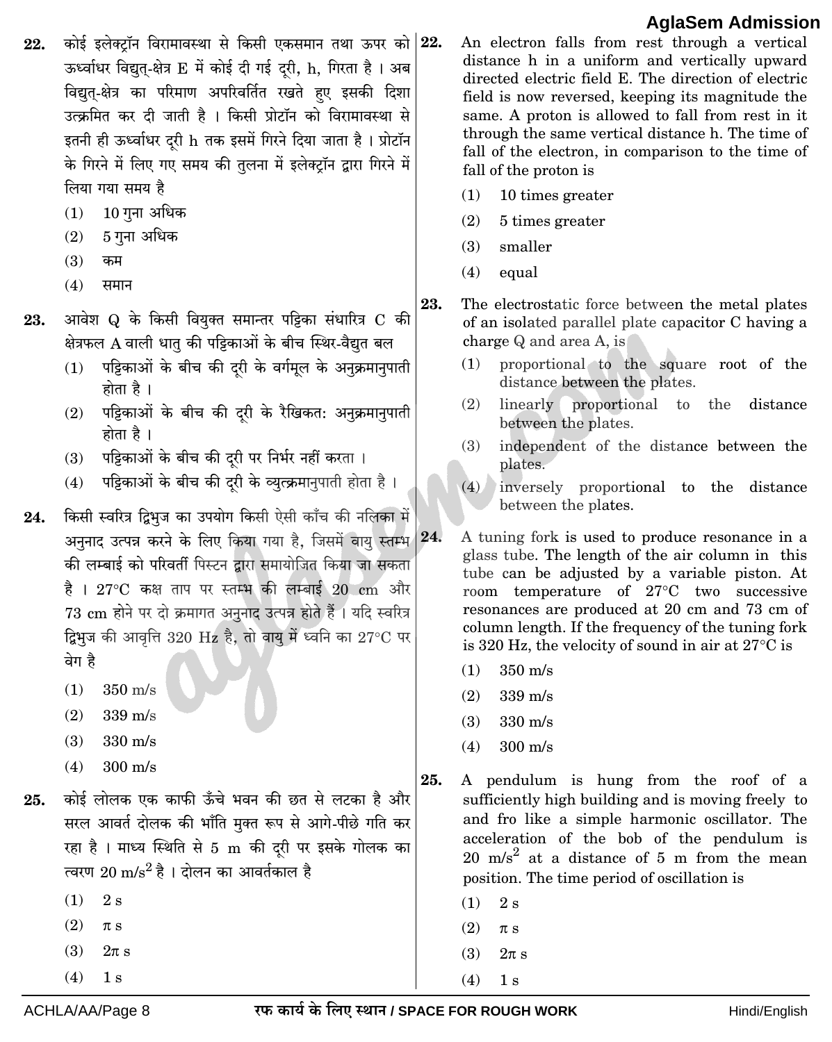22. कोई इलेक्ट्रॉन विरामावस्था से किसी एकसमान तथा ऊपर को ऊर्ध्वाधर विद्युत्-क्षेत्र E में कोई दी गई दूरी, h, गिरता है । अब विद्युत्-क्षेत्र का परिमाण अपरिवर्तित रखते हुए इसकी दिशा उत्क्रमित कर दी जाती है । किसी प्रोटॉन को विरामावस्था से इतनी ही ऊर्ध्वाधर दूरी h तक इसमें गिरने दिया जाता है । प्रोटॉन के गिरने में लिए गए समय की तुलना में इलेक्ट्रॉन द्वारा गिरने में लिया गया समय है

(1) 10 गुना अधिक
(2) 5 गुना अधिक
(3) कम
(4) समान

23. आवेश Q के किसी वियुक्त समान्तर पट्टिका संधारित्र C की क्षेत्रफल A वाली धातु की पट्टिकाओं के बीच स्थिर-वैद्युत बल

(1) पट्टिकाओं के बीच की दूरी के वर्गमूल के अनुक्रमानुपाती होता है ।
(2) पट्टिकाओं के बीच की दूरी के रैखिकतः अनुक्रमानुपाती होता है ।
(3) पट्टिकाओं के बीच की दूरी पर निर्भर नहीं करता ।
(4) पट्टिकाओं के बीच की दूरी के व्युत्क्रमानुपाती होता है ।

24. किसी स्वरित्र द्विभुज का उपयोग किसी ऐसी काँच की नलिका में अनुनाद उत्पन्न करने के लिए किया गया है, जिसमें वायु स्तम्भ की लम्बाई को परिवर्ती पिस्टन द्वारा समायोजित किया जा सकता है । 27°C कक्ष ताप पर स्तम्भ की लम्बाई 20 cm और 73 cm होने पर दो क्रमागत अनुनाद उत्पन्न होते हैं । यदि स्वरित्र द्विभुज की आवृत्ति 320 Hz है, तो वायु में ध्वनि का 27°C पर वेग है

(1) 350 m/s
(2) 339 m/s
(3) 330 m/s
(4) 300 m/s

25. कोई लोलक एक काफी ऊँचे भवन की छत से लटका है और सरल आवर्त दोलक की भाँति मुक्त रूप से आगे-पीछे गति कर रहा है । माध्य स्थिति से 5 m की दूरी पर इसके गोलक का त्वरण $20 \text{ m/s}^2$ है । दोलन का आवर्तकाल है

(1) 2 s
(2) $\pi$ s
(3) $2\pi$ s
(4) 1 s

22. An electron falls from rest through a vertical distance h in a uniform and vertically upward directed electric field E. The direction of electric field is now reversed, keeping its magnitude the same. A proton is allowed to fall from rest in it through the same vertical distance h. The time of fall of the electron, in comparison to the time of fall of the proton is

(1) 10 times greater
(2) 5 times greater
(3) smaller
(4) equal

23. The electrostatic force between the metal plates of an isolated parallel plate capacitor C having a charge Q and area A, is

(1) proportional to the square root of the distance between the plates.
(2) linearly proportional to the distance between the plates.
(3) independent of the distance between the plates.
(4) inversely proportional to the distance between the plates.

24. A tuning fork is used to produce resonance in a glass tube. The length of the air column in this tube can be adjusted by a variable piston. At room temperature of 27°C two successive resonances are produced at 20 cm and 73 cm of column length. If the frequency of the tuning fork is 320 Hz, the velocity of sound in air at 27°C is

(1) 350 m/s
(2) 339 m/s
(3) 330 m/s
(4) 300 m/s

25. A pendulum is hung from the roof of a sufficiently high building and is moving freely to and fro like a simple harmonic oscillator. The acceleration of the bob of the pendulum is $20 \text{ m/s}^2$ at a distance of 5 m from the mean position. The time period of oscillation is

(1) 2 s
(2) $\pi$ s
(3) $2\pi$ s
(4) 1 s

रफ कार्य के लिए स्थान / SPACE FOR ROUGH WORK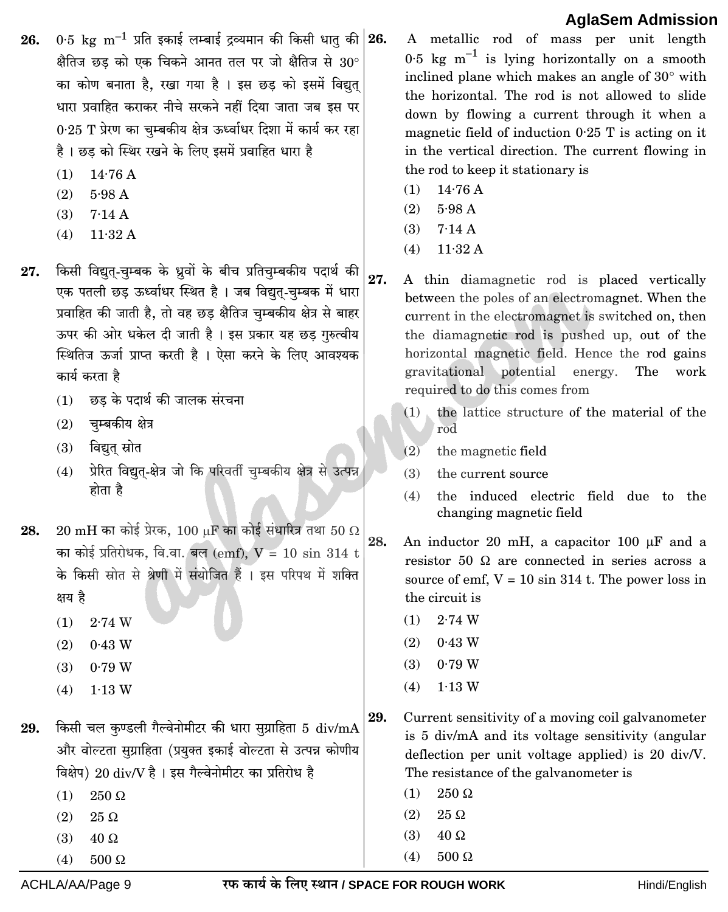**26.** $0{\cdot}5$ kg $m^{-1}$ प्रति इकाई लम्बाई द्रव्यमान की किसी धातु की क्षैतिज छड़ को एक चिकने आनत तल पर जो क्षैतिज से $30°$ का कोण बनाता है, रखा गया है । इस छड़ को इसमें विद्युत् धारा प्रवाहित कराकर नीचे सरकने नहीं दिया जाता जब इस पर $0{\cdot}25$ T प्रेरण का चुम्बकीय क्षेत्र ऊर्ध्वाधर दिशा में कार्य कर रहा है । छड़ को स्थिर रखने के लिए इसमें प्रवाहित धारा है

(1) 14·76 A

(2) 5·98 A

(3) 7·14 A

(4) 11·32 A

**27.** किसी विद्युत्-चुम्बक के ध्रुवों के बीच प्रतिचुम्बकीय पदार्थ की एक पतली छड़ ऊर्ध्वाधर स्थित है । जब विद्युत्-चुम्बक में धारा प्रवाहित की जाती है, तो वह छड़ क्षैतिज चुम्बकीय क्षेत्र से बाहर ऊपर की ओर धकेल दी जाती है । इस प्रकार यह छड़ गुरुत्वीय स्थितिज ऊर्जा प्राप्त करती है । ऐसा करने के लिए आवश्यक कार्य करता है

(1) छड़ के पदार्थ की जालक संरचना

(2) चुम्बकीय क्षेत्र

(3) विद्युत् स्रोत

(4) प्रेरित विद्युत्-क्षेत्र जो कि परिवर्ती चुम्बकीय क्षेत्र से उत्पन्न होता है

**28.** 20 mH का कोई प्रेरक, 100 $\mu$F का कोई संधारित्र तथा 50 $\Omega$ का कोई प्रतिरोधक, वि.वा. बल (emf), $V = 10 \sin 314\, t$ के किसी स्रोत से श्रेणी में संयोजित हैं । इस परिपथ में शक्ति क्षय है

(1) 2·74 W

(2) 0·43 W

(3) 0·79 W

(4) 1·13 W

**29.** किसी चल कुण्डली गैल्वेनोमीटर की धारा सुग्राहिता 5 div/mA और वोल्टता सुग्राहिता (प्रयुक्त इकाई वोल्टता से उत्पन्न कोणीय विक्षेप) 20 div/V है । इस गैल्वेनोमीटर का प्रतिरोध है

(1) 250 $\Omega$

(2) 25 $\Omega$

(3) 40 $\Omega$

(4) 500 $\Omega$

**26.** A metallic rod of mass per unit length $0{\cdot}5$ kg $m^{-1}$ is lying horizontally on a smooth inclined plane which makes an angle of $30°$ with the horizontal. The rod is not allowed to slide down by flowing a current through it when a magnetic field of induction $0{\cdot}25$ T is acting on it in the vertical direction. The current flowing in the rod to keep it stationary is

(1) 14·76 A

(2) 5·98 A

(3) 7·14 A

(4) 11·32 A

**27.** A thin diamagnetic rod is placed vertically between the poles of an electromagnet. When the current in the electromagnet is switched on, then the diamagnetic rod is pushed up, out of the horizontal magnetic field. Hence the rod gains gravitational potential energy. The work required to do this comes from

(1) the lattice structure of the material of the rod

(2) the magnetic field

(3) the current source

(4) the induced electric field due to the changing magnetic field

**28.** An inductor 20 mH, a capacitor 100 $\mu$F and a resistor 50 $\Omega$ are connected in series across a source of emf, $V = 10 \sin 314\, t$. The power loss in the circuit is

(1) 2·74 W

(2) 0·43 W

(3) 0·79 W

(4) 1·13 W

**29.** Current sensitivity of a moving coil galvanometer is 5 div/mA and its voltage sensitivity (angular deflection per unit voltage applied) is 20 div/V. The resistance of the galvanometer is

(1) 250 $\Omega$

(2) 25 $\Omega$

(3) 40 $\Omega$

(4) 500 $\Omega$

रफ कार्य के लिए स्थान / SPACE FOR ROUGH WORK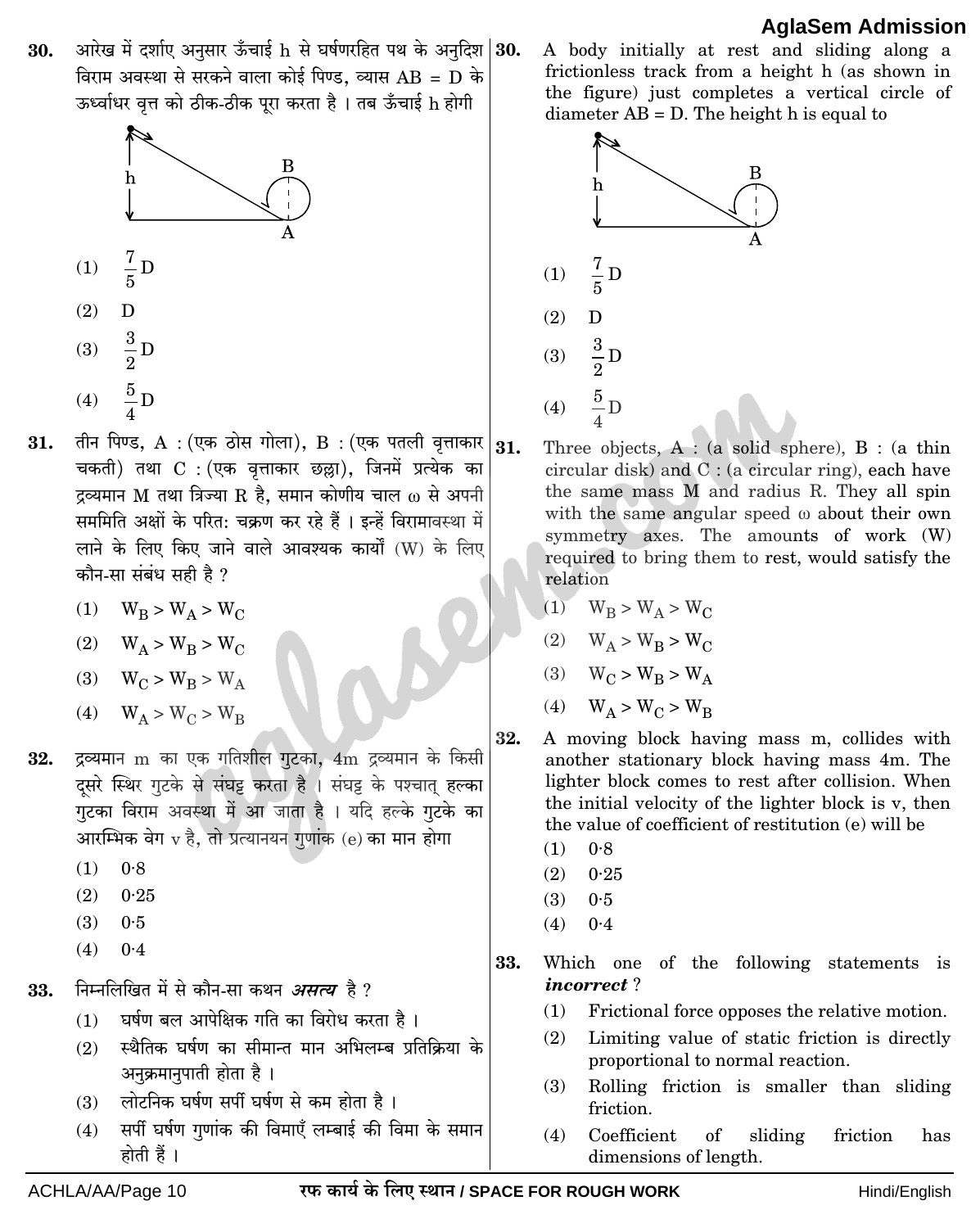30. आरेख में दर्शाए अनुसार ऊँचाई h से घर्षणरहित पथ के अनुदिश विराम अवस्था से सरकने वाला कोई पिण्ड, व्यास AB = D के ऊर्ध्वाधर वृत्त को ठीक-ठीक पूरा करता है । तब ऊँचाई h होगी

(1) $\frac{7}{5}$ D

(2) D

(3) $\frac{3}{2}$ D

(4) $\frac{5}{4}$ D

31. तीन पिण्ड, A : (एक ठोस गोला), B : (एक पतली वृत्ताकार चकती) तथा C : (एक वृत्ताकार छल्ला), जिनमें प्रत्येक का द्रव्यमान M तथा त्रिज्या R है, समान कोणीय चाल ω से अपनी सममिति अक्षों के परित: चक्रण कर रहे हैं । इन्हें विरामावस्था में लाने के लिए किए जाने वाले आवश्यक कार्यों (W) के लिए कौन-सा संबंध सही है ?

(1) $W_B > W_A > W_C$

(2) $W_A > W_B > W_C$

(3) $W_C > W_B > W_A$

(4) $W_A > W_C > W_B$

32. द्रव्यमान m का एक गतिशील गुटका, 4m द्रव्यमान के किसी दूसरे स्थिर गुटके से संघट्ट करता है । संघट्ट के पश्चात् हल्का गुटका विराम अवस्था में आ जाता है । यदि हल्के गुटके का आरम्भिक वेग v है, तो प्रत्यानयन गुणांक (e) का मान होगा

(1) 0·8

(2) 0·25

(3) 0·5

(4) 0·4

33. निम्नलिखित में से कौन-सा कथन *असत्य* है ?

(1) घर्षण बल आपेक्षिक गति का विरोध करता है ।

(2) स्थैतिक घर्षण का सीमान्त मान अभिलम्ब प्रतिक्रिया के अनुक्रमानुपाती होता है ।

(3) लोटनिक घर्षण सर्पी घर्षण से कम होता है ।

(4) सर्पी घर्षण गुणांक की विमाएँ लम्बाई की विमा के समान होती हैं ।

30. A body initially at rest and sliding along a frictionless track from a height h (as shown in the figure) just completes a vertical circle of diameter AB = D. The height h is equal to

(1) $\frac{7}{5}$ D

(2) D

(3) $\frac{3}{2}$ D

(4) $\frac{5}{4}$ D

31. Three objects, A : (a solid sphere), B : (a thin circular disk) and C : (a circular ring), each have the same mass M and radius R. They all spin with the same angular speed ω about their own symmetry axes. The amounts of work (W) required to bring them to rest, would satisfy the relation

(1) $W_B > W_A > W_C$

(2) $W_A > W_B > W_C$

(3) $W_C > W_B > W_A$

(4) $W_A > W_C > W_B$

32. A moving block having mass m, collides with another stationary block having mass 4m. The lighter block comes to rest after collision. When the initial velocity of the lighter block is v, then the value of coefficient of restitution (e) will be

(1) 0·8

(2) 0·25

(3) 0·5

(4) 0·4

33. Which one of the following statements is ***incorrect*** ?

(1) Frictional force opposes the relative motion.

(2) Limiting value of static friction is directly proportional to normal reaction.

(3) Rolling friction is smaller than sliding friction.

(4) Coefficient of sliding friction has dimensions of length.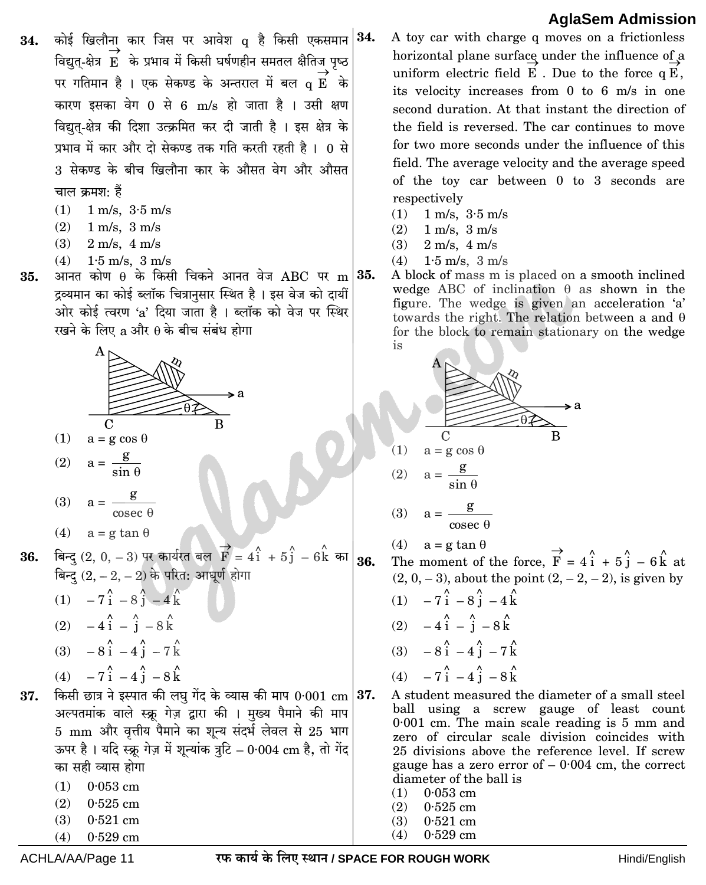34. कोई खिलौना कार जिस पर आवेश q है किसी एकसमान विद्युत्-क्षेत्र $\vec{E}$ के प्रभाव में किसी घर्षणहीन समतल क्षैतिज पृष्ठ पर गतिमान है । एक सेकण्ड के अन्तराल में बल $q\vec{E}$ के कारण इसका वेग 0 से 6 m/s हो जाता है । उसी क्षण विद्युत्-क्षेत्र की दिशा उत्क्रमित कर दी जाती है । इस क्षेत्र के प्रभाव में कार और दो सेकण्ड तक गति करती रहती है । 0 से 3 सेकण्ड के बीच खिलौना कार के औसत वेग और औसत चाल क्रमश: हैं

(1) 1 m/s, 3·5 m/s
(2) 1 m/s, 3 m/s
(3) 2 m/s, 4 m/s
(4) 1·5 m/s, 3 m/s

35. आनत कोण θ के किसी चिकने आनत वेज ABC पर m द्रव्यमान का कोई ब्लॉक चित्रानुसार स्थित है । इस वेज को दायीं ओर कोई त्वरण 'a' दिया जाता है । ब्लॉक को वेज पर स्थिर रखने के लिए a और θ के बीच संबंध होगा

(1) $a = g \cos \theta$
(2) $a = \dfrac{g}{\sin \theta}$
(3) $a = \dfrac{g}{\operatorname{cosec} \theta}$
(4) $a = g \tan \theta$

36. बिन्दु (2, 0, – 3) पर कार्यरत बल $\vec{F} = 4\hat{i} + 5\hat{j} - 6\hat{k}$ का बिन्दु (2, – 2, – 2) के परित: आघूर्ण होगा

(1) $-7\hat{i} - 8\hat{j} - 4\hat{k}$
(2) $-4\hat{i} - \hat{j} - 8\hat{k}$
(3) $-8\hat{i} - 4\hat{j} - 7\hat{k}$
(4) $-7\hat{i} - 4\hat{j} - 8\hat{k}$

37. किसी छात्र ने इस्पात की लघु गेंद के व्यास की माप 0·001 cm अल्पतमांक वाले स्क्रू गेज द्वारा की । मुख्य पैमाने की माप 5 mm और वृत्तीय पैमाने का शून्य संदर्भ लेवल से 25 भाग ऊपर है । यदि स्क्रू गेज़ में शून्यांक त्रुटि – 0·004 cm है, तो गेंद का सही व्यास होगा

(1) 0·053 cm
(2) 0·525 cm
(3) 0·521 cm
(4) 0·529 cm

34. A toy car with charge q moves on a frictionless horizontal plane surface under the influence of a uniform electric field $\vec{E}$. Due to the force $q\vec{E}$, its velocity increases from 0 to 6 m/s in one second duration. At that instant the direction of the field is reversed. The car continues to move for two more seconds under the influence of this field. The average velocity and the average speed of the toy car between 0 to 3 seconds are respectively

(1) 1 m/s, 3·5 m/s
(2) 1 m/s, 3 m/s
(3) 2 m/s, 4 m/s
(4) 1·5 m/s, 3 m/s

35. A block of mass m is placed on a smooth inclined wedge ABC of inclination θ as shown in the figure. The wedge is given an acceleration 'a' towards the right. The relation between a and θ for the block to remain stationary on the wedge is

(1) $a = g \cos \theta$
(2) $a = \dfrac{g}{\sin \theta}$
(3) $a = \dfrac{g}{\operatorname{cosec} \theta}$
(4) $a = g \tan \theta$

36. The moment of the force, $\vec{F} = 4\hat{i} + 5\hat{j} - 6\hat{k}$ at (2, 0, – 3), about the point (2, – 2, – 2), is given by

(1) $-7\hat{i} - 8\hat{j} - 4\hat{k}$
(2) $-4\hat{i} - \hat{j} - 8\hat{k}$
(3) $-8\hat{i} - 4\hat{j} - 7\hat{k}$
(4) $-7\hat{i} - 4\hat{j} - 8\hat{k}$

37. A student measured the diameter of a small steel ball using a screw gauge of least count 0·001 cm. The main scale reading is 5 mm and zero of circular scale division coincides with 25 divisions above the reference level. If screw gauge has a zero error of – 0·004 cm, the correct diameter of the ball is

(1) 0·053 cm
(2) 0·525 cm
(3) 0·521 cm
(4) 0·529 cm

रफ कार्य के लिए स्थान / SPACE FOR ROUGH WORK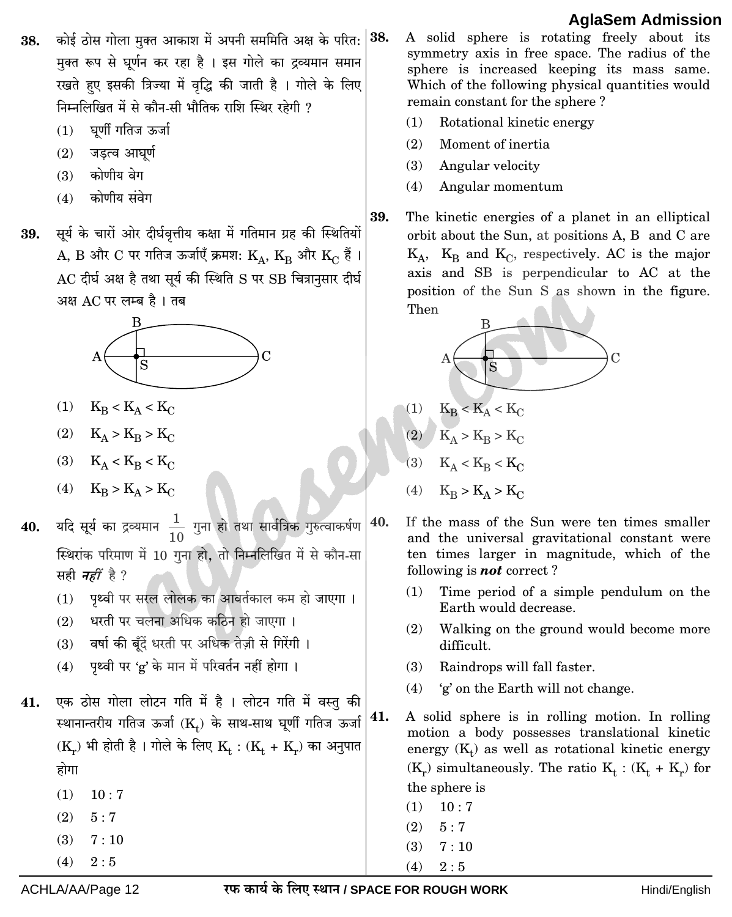38. कोई ठोस गोला मुक्त आकाश में अपनी सममिति अक्ष के परित: मुक्त रूप से घूर्णन कर रहा है । इस गोले का द्रव्यमान समान रखते हुए इसकी त्रिज्या में वृद्धि की जाती है । गोले के लिए निम्नलिखित में से कौन-सी भौतिक राशि स्थिर रहेगी ?

    (1) घूर्णी गतिज ऊर्जा
    (2) जड़त्व आघूर्ण
    (3) कोणीय वेग
    (4) कोणीय संवेग

39. सूर्य के चारों ओर दीर्घवृत्तीय कक्षा में गतिमान ग्रह की स्थितियों A, B और C पर गतिज ऊर्जाएँ क्रमश: $K_A$, $K_B$ और $K_C$ हैं । AC दीर्घ अक्ष है तथा सूर्य की स्थिति S पर SB चित्रानुसार दीर्घ अक्ष AC पर लम्ब है । तब

    (1) $K_B < K_A < K_C$
    (2) $K_A > K_B > K_C$
    (3) $K_A < K_B < K_C$
    (4) $K_B > K_A > K_C$

40. यदि सूर्य का द्रव्यमान $\frac{1}{10}$ गुना हो तथा सार्वत्रिक गुरुत्वाकर्षण स्थिरांक परिमाण में 10 गुना हो, तो निम्नलिखित में से कौन-सा सही ***नहीं*** है ?

    (1) पृथ्वी पर सरल लोलक का आवर्तकाल कम हो जाएगा ।
    (2) धरती पर चलना अधिक कठिन हो जाएगा ।
    (3) वर्षा की बूँदें धरती पर अधिक तेज़ी से गिरेंगी ।
    (4) पृथ्वी पर 'g' के मान में परिवर्तन नहीं होगा ।

41. एक ठोस गोला लोटन गति में है । लोटन गति में वस्तु की स्थानान्तरीय गतिज ऊर्जा ($K_t$) के साथ-साथ घूर्णी गतिज ऊर्जा ($K_r$) भी होती है । गोले के लिए $K_t : (K_t + K_r)$ का अनुपात होगा

    (1) 10 : 7
    (2) 5 : 7
    (3) 7 : 10
    (4) 2 : 5

38. A solid sphere is rotating freely about its symmetry axis in free space. The radius of the sphere is increased keeping its mass same. Which of the following physical quantities would remain constant for the sphere ?

    (1) Rotational kinetic energy
    (2) Moment of inertia
    (3) Angular velocity
    (4) Angular momentum

39. The kinetic energies of a planet in an elliptical orbit about the Sun, at positions A, B and C are $K_A$, $K_B$ and $K_C$, respectively. AC is the major axis and SB is perpendicular to AC at the position of the Sun S as shown in the figure. Then

    (1) $K_B < K_A < K_C$
    (2) $K_A > K_B > K_C$
    (3) $K_A < K_B < K_C$
    (4) $K_B > K_A > K_C$

40. If the mass of the Sun were ten times smaller and the universal gravitational constant were ten times larger in magnitude, which of the following is ***not*** correct ?

    (1) Time period of a simple pendulum on the Earth would decrease.
    (2) Walking on the ground would become more difficult.
    (3) Raindrops will fall faster.
    (4) 'g' on the Earth will not change.

41. A solid sphere is in rolling motion. In rolling motion a body possesses translational kinetic energy ($K_t$) as well as rotational kinetic energy ($K_r$) simultaneously. The ratio $K_t : (K_t + K_r)$ for the sphere is

    (1) 10 : 7
    (2) 5 : 7
    (3) 7 : 10
    (4) 2 : 5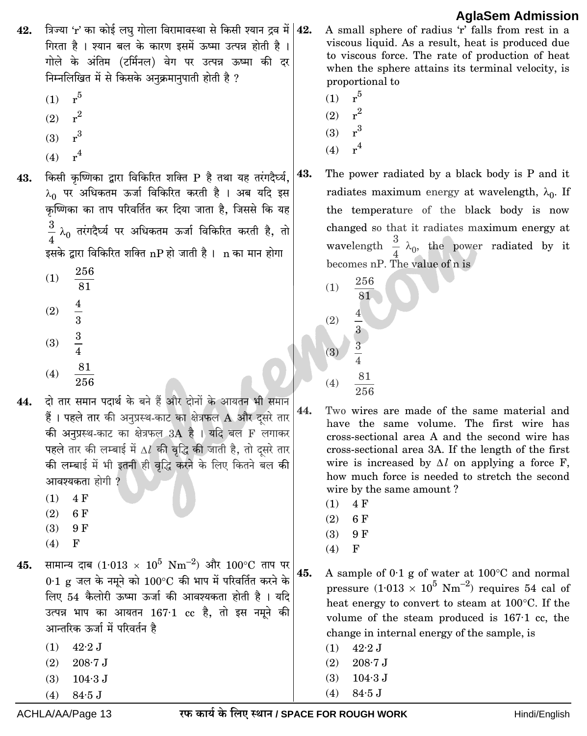42. त्रिज्या 'r' का कोई लघु गोला विरामावस्था से किसी श्यान द्रव में गिरता है । श्यान बल के कारण इसमें ऊष्मा उत्पन्न होती है । गोले के अंतिम (टर्मिनल) वेग पर उत्पन्न ऊष्मा की दर निम्नलिखित में से किसके अनुक्रमानुपाती होती है ?

(1) $r^5$
(2) $r^2$
(3) $r^3$
(4) $r^4$

43. किसी कृष्णिका द्वारा विकिरित शक्ति P है तथा यह तरंगदैर्घ्य, $\lambda_0$ पर अधिकतम ऊर्जा विकिरित करती है । अब यदि इस कृष्णिका का ताप परिवर्तित कर दिया जाता है, जिससे कि यह $\frac{3}{4}\lambda_0$ तरंगदैर्घ्य पर अधिकतम ऊर्जा विकिरित करती है, तो इसके द्वारा विकिरित शक्ति nP हो जाती है । n का मान होगा

(1) $\frac{256}{81}$
(2) $\frac{4}{3}$
(3) $\frac{3}{4}$
(4) $\frac{81}{256}$

44. दो तार समान पदार्थ के बने हैं और दोनों के आयतन भी समान हैं । पहले तार की अनुप्रस्थ-काट का क्षेत्रफल A और दूसरे तार की अनुप्रस्थ-काट का क्षेत्रफल 3A है । यदि बल F लगाकर पहले तार की लम्बाई में $\Delta l$ की वृद्धि की जाती है, तो दूसरे तार की लम्बाई में भी इतनी ही वृद्धि करने के लिए कितने बल की आवश्यकता होगी ?

(1) 4 F
(2) 6 F
(3) 9 F
(4) F

45. सामान्य दाब ($1{\cdot}013 \times 10^5$ $Nm^{-2}$) और 100°C ताप पर 0·1 g जल के नमूने को 100°C की भाप में परिवर्तित करने के लिए 54 कैलोरी ऊष्मा ऊर्जा की आवश्यकता होती है । यदि उत्पन्न भाप का आयतन 167·1 cc है, तो इस नमूने की आन्तरिक ऊर्जा में परिवर्तन है

(1) 42·2 J
(2) 208·7 J
(3) 104·3 J
(4) 84·5 J

42. A small sphere of radius 'r' falls from rest in a viscous liquid. As a result, heat is produced due to viscous force. The rate of production of heat when the sphere attains its terminal velocity, is proportional to

(1) $r^5$
(2) $r^2$
(3) $r^3$
(4) $r^4$

43. The power radiated by a black body is P and it radiates maximum energy at wavelength, $\lambda_0$. If the temperature of the black body is now changed so that it radiates maximum energy at wavelength $\frac{3}{4}\lambda_0$, the power radiated by it becomes nP. The value of n is

(1) $\frac{256}{81}$
(2) $\frac{4}{3}$
(3) $\frac{3}{4}$
(4) $\frac{81}{256}$

44. Two wires are made of the same material and have the same volume. The first wire has cross-sectional area A and the second wire has cross-sectional area 3A. If the length of the first wire is increased by $\Delta l$ on applying a force F, how much force is needed to stretch the second wire by the same amount ?

(1) 4 F
(2) 6 F
(3) 9 F
(4) F

45. A sample of 0·1 g of water at 100°C and normal pressure ($1{\cdot}013 \times 10^5$ $Nm^{-2}$) requires 54 cal of heat energy to convert to steam at 100°C. If the volume of the steam produced is 167·1 cc, the change in internal energy of the sample, is

(1) 42·2 J
(2) 208·7 J
(3) 104·3 J
(4) 84·5 J

रफ कार्य के लिए स्थान / SPACE FOR ROUGH WORK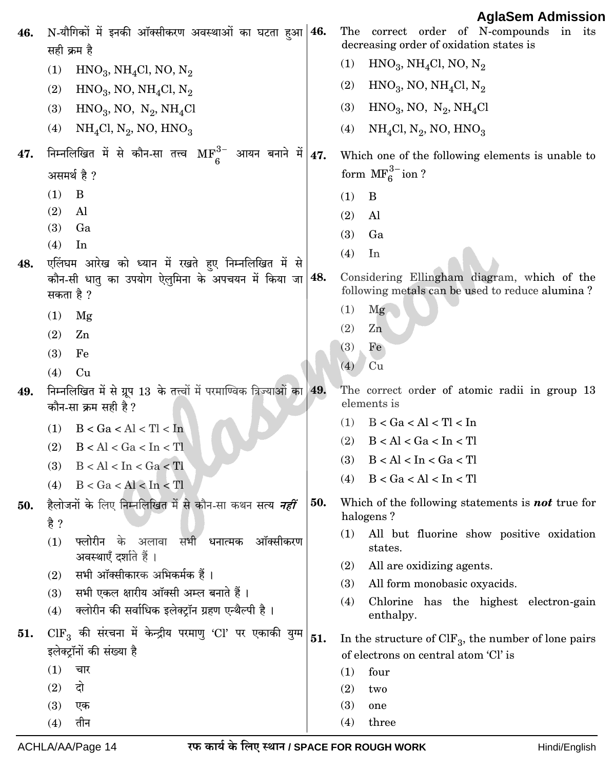46. N-यौगिकों में इनकी ऑक्सीकरण अवस्थाओं का घटता हुआ सही क्रम है

(1) $HNO_3$, $NH_4Cl$, NO, $N_2$

(2) $HNO_3$, NO, $NH_4Cl$, $N_2$

(3) $HNO_3$, NO, $N_2$, $NH_4Cl$

(4) $NH_4Cl$, $N_2$, NO, $HNO_3$

47. निम्नलिखित में से कौन-सा तत्त्व $MF_6^{3-}$ आयन बनाने में असमर्थ है ?

(1) B

(2) Al

(3) Ga

(4) In

48. एलिंघम आरेख को ध्यान में रखते हुए निम्नलिखित में से कौन-सी धातु का उपयोग ऐलुमिना के अपचयन में किया जा सकता है ?

(1) Mg

(2) Zn

(3) Fe

(4) Cu

49. निम्नलिखित में से ग्रूप 13 के तत्त्वों में परमाण्विक त्रिज्याओं का कौन-सा क्रम सही है ?

(1) B < Ga < Al < Tl < In

(2) B < Al < Ga < In < Tl

(3) B < Al < In < Ga < Tl

(4) B < Ga < Al < In < Tl

50. हैलोजनों के लिए निम्नलिखित में से कौन-सा कथन सत्य ***नहीं*** है ?

(1) फ्लोरीन के अलावा सभी धनात्मक ऑक्सीकरण अवस्थाएँ दर्शाते हैं ।

(2) सभी ऑक्सीकारक अभिकर्मक हैं ।

(3) सभी एकल क्षारीय ऑक्सी अम्ल बनाते हैं ।

(4) क्लोरीन की सर्वाधिक इलेक्ट्रॉन ग्रहण एन्थैल्पी है ।

51. $ClF_3$ की संरचना में केन्द्रीय परमाणु 'Cl' पर एकाकी युग्म इलेक्ट्रॉनों की संख्या है

(1) चार

(2) दो

(3) एक

(4) तीन

46. The correct order of N-compounds in its decreasing order of oxidation states is

(1) $HNO_3$, $NH_4Cl$, NO, $N_2$

(2) $HNO_3$, NO, $NH_4Cl$, $N_2$

(3) $HNO_3$, NO, $N_2$, $NH_4Cl$

(4) $NH_4Cl$, $N_2$, NO, $HNO_3$

47. Which one of the following elements is unable to form $MF_6^{3-}$ ion ?

(1) B

(2) Al

(3) Ga

(4) In

48. Considering Ellingham diagram, which of the following metals can be used to reduce alumina ?

(1) Mg

(2) Zn

(3) Fe

(4) Cu

49. The correct order of atomic radii in group 13 elements is

(1) B < Ga < Al < Tl < In

(2) B < Al < Ga < In < Tl

(3) B < Al < In < Ga < Tl

(4) B < Ga < Al < In < Tl

50. Which of the following statements is ***not*** true for halogens ?

(1) All but fluorine show positive oxidation states.

(2) All are oxidizing agents.

(3) All form monobasic oxyacids.

(4) Chlorine has the highest electron-gain enthalpy.

51. In the structure of $ClF_3$, the number of lone pairs of electrons on central atom 'Cl' is

(1) four

(2) two

(3) one

(4) three

रफ कार्य के लिए स्थान / SPACE FOR ROUGH WORK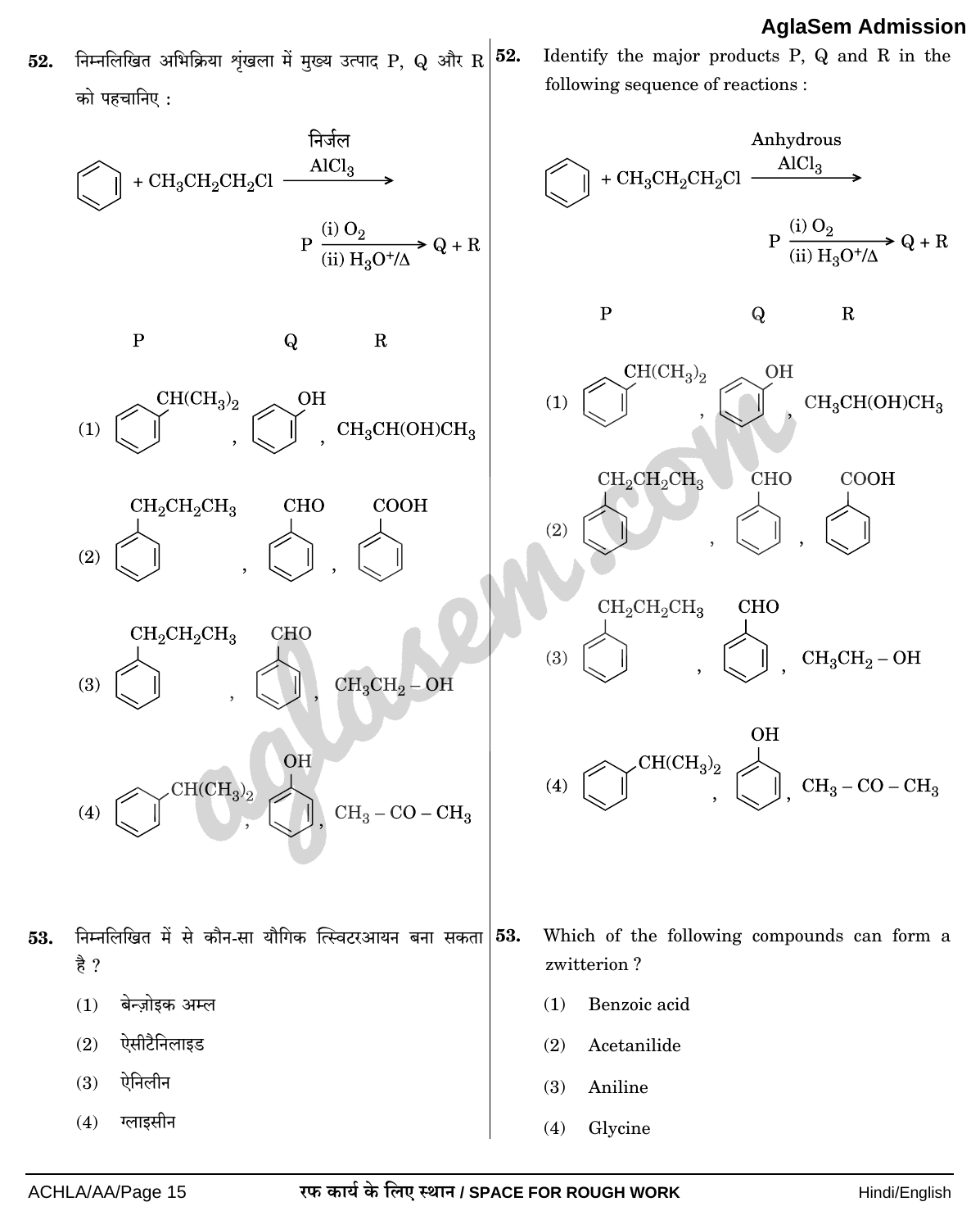**52.** निम्नलिखित अभिक्रिया शृंखला में मुख्य उत्पाद P, Q और R को पहचानिए :

$$C_6H_6 + CH_3CH_2CH_2Cl \xrightarrow{\text{निर्जल } AlCl_3} P \xrightarrow[\text{(ii) } H_3O^+/\Delta]{\text{(i) } O_2} Q + R$$

| | P | Q | R |
|---|---|---|---|
| (1) | $C_6H_5CH(CH_3)_2$ | $C_6H_5OH$ | $CH_3CH(OH)CH_3$ |
| (2) | $C_6H_5CH_2CH_2CH_3$ | $C_6H_5CHO$ | $C_6H_5COOH$ |
| (3) | $C_6H_5CH_2CH_2CH_3$ | $C_6H_5CHO$ | $CH_3CH_2-OH$ |
| (4) | $C_6H_5CH(CH_3)_2$ | $C_6H_5OH$ | $CH_3-CO-CH_3$ |

**52.** Identify the major products P, Q and R in the following sequence of reactions :

$$C_6H_6 + CH_3CH_2CH_2Cl \xrightarrow{\text{Anhydrous } AlCl_3} P \xrightarrow[\text{(ii) } H_3O^+/\Delta]{\text{(i) } O_2} Q + R$$

| | P | Q | R |
|---|---|---|---|
| (1) | $C_6H_5CH(CH_3)_2$ | $C_6H_5OH$ | $CH_3CH(OH)CH_3$ |
| (2) | $C_6H_5CH_2CH_2CH_3$ | $C_6H_5CHO$ | $C_6H_5COOH$ |
| (3) | $C_6H_5CH_2CH_2CH_3$ | $C_6H_5CHO$ | $CH_3CH_2-OH$ |
| (4) | $C_6H_5CH(CH_3)_2$ | $C_6H_5OH$ | $CH_3-CO-CH_3$ |

**53.** निम्नलिखित में से कौन-सा यौगिक त्स्विटरआयन बना सकता है ?

(1) बेन्ज़ोइक अम्ल

(2) ऐसीटैनिलाइड

(3) ऐनिलीन

(4) ग्लाइसीन

**53.** Which of the following compounds can form a zwitterion ?

(1) Benzoic acid

(2) Acetanilide

(3) Aniline

(4) Glycine

रफ कार्य के लिए स्थान / SPACE FOR ROUGH WORK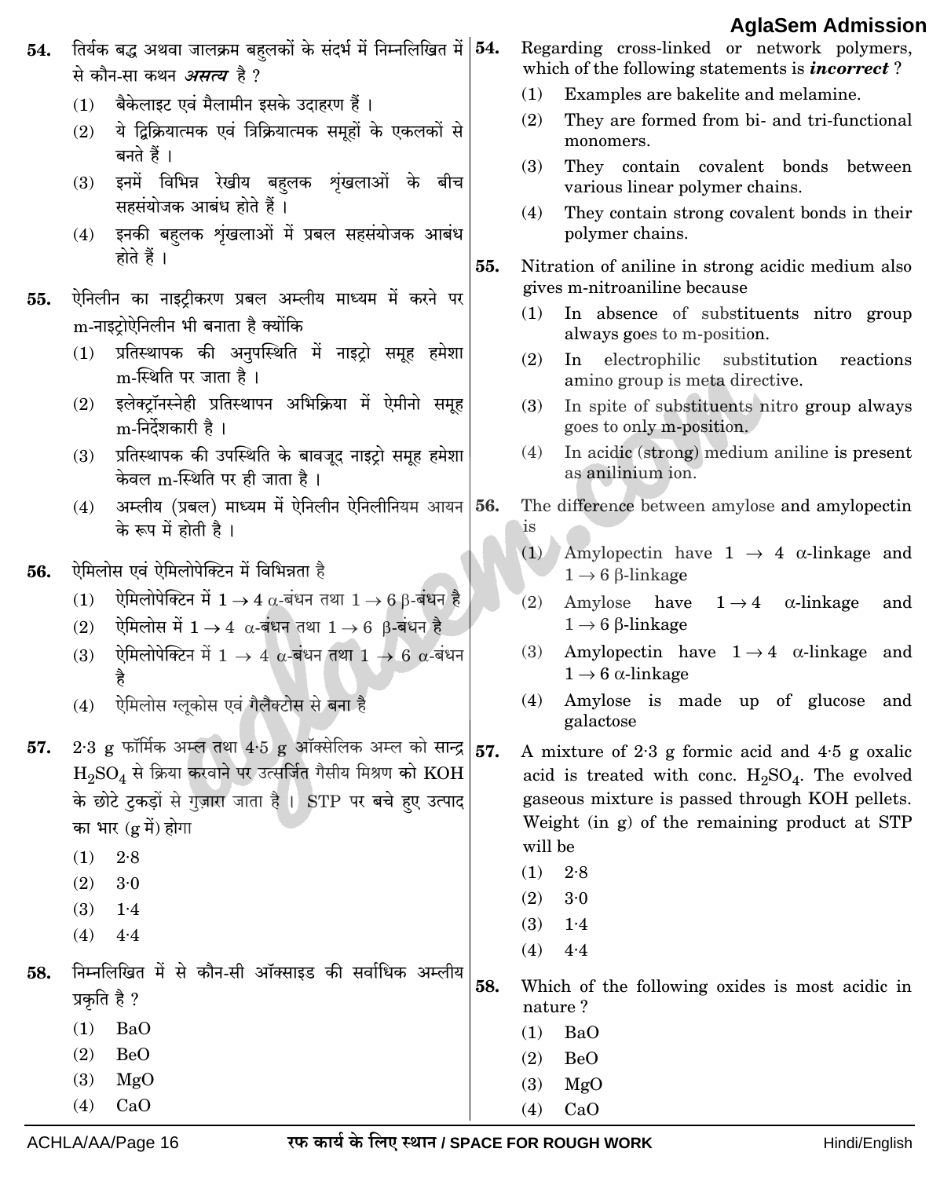54. तिर्यक बद्ध अथवा जालक्रम बहुलकों के संदर्भ में निम्नलिखित में से कौन-सा कथन ***असत्य*** है ?

(1) बैकेलाइट एवं मैलामीन इसके उदाहरण हैं ।

(2) ये द्विक्रियात्मक एवं त्रिक्रियात्मक समूहों के एकलकों से बनते हैं ।

(3) इनमें विभिन्न रेखीय बहुलक शृंखलाओं के बीच सहसंयोजक आबंध होते हैं ।

(4) इनकी बहुलक शृंखलाओं में प्रबल सहसंयोजक आबंध होते हैं ।

55. ऐनिलीन का नाइट्रीकरण प्रबल अम्लीय माध्यम में करने पर m-नाइट्रोऐनिलीन भी बनाता है क्योंकि

(1) प्रतिस्थापक की अनुपस्थिति में नाइट्रो समूह हमेशा m-स्थिति पर जाता है ।

(2) इलेक्ट्रॉनस्नेही प्रतिस्थापन अभिक्रिया में ऐमीनो समूह m-निर्देशकारी है ।

(3) प्रतिस्थापक की उपस्थिति के बावजूद नाइट्रो समूह हमेशा केवल m-स्थिति पर ही जाता है ।

(4) अम्लीय (प्रबल) माध्यम में ऐनिलीन ऐनिलीनियम आयन के रूप में होती है ।

56. ऐमिलोस एवं ऐमिलोपेक्टिन में विभिन्नता है

(1) ऐमिलोपेक्टिन में $1 \rightarrow 4$ $\alpha$-बंधन तथा $1 \rightarrow 6$ $\beta$-बंधन है

(2) ऐमिलोस में $1 \rightarrow 4$ $\alpha$-बंधन तथा $1 \rightarrow 6$ $\beta$-बंधन है

(3) ऐमिलोपेक्टिन में $1 \rightarrow 4$ $\alpha$-बंधन तथा $1 \rightarrow 6$ $\alpha$-बंधन है

(4) ऐमिलोस ग्लूकोस एवं गैलैक्टोस से बना है

57. 2·3 g फॉर्मिक अम्ल तथा 4·5 g ऑक्सेलिक अम्ल को सान्द्र $H_2SO_4$ से क्रिया करवाने पर उत्सर्जित गैसीय मिश्रण को KOH के छोटे टुकड़ों से गुज़ारा जाता है । STP पर बचे हुए उत्पाद का भार (g में) होगा

(1) 2·8

(2) 3·0

(3) 1·4

(4) 4·4

58. निम्नलिखित में से कौन-सी ऑक्साइड की सर्वाधिक अम्लीय प्रकृति है ?

(1) BaO

(2) BeO

(3) MgO

(4) CaO

54. Regarding cross-linked or network polymers, which of the following statements is ***incorrect*** ?

(1) Examples are bakelite and melamine.

(2) They are formed from bi- and tri-functional monomers.

(3) They contain covalent bonds between various linear polymer chains.

(4) They contain strong covalent bonds in their polymer chains.

55. Nitration of aniline in strong acidic medium also gives m-nitroaniline because

(1) In absence of substituents nitro group always goes to m-position.

(2) In electrophilic substitution reactions amino group is meta directive.

(3) In spite of substituents nitro group always goes to only m-position.

(4) In acidic (strong) medium aniline is present as anilinium ion.

56. The difference between amylose and amylopectin is

(1) Amylopectin have $1 \rightarrow 4$ $\alpha$-linkage and $1 \rightarrow 6$ $\beta$-linkage

(2) Amylose have $1 \rightarrow 4$ $\alpha$-linkage and $1 \rightarrow 6$ $\beta$-linkage

(3) Amylopectin have $1 \rightarrow 4$ $\alpha$-linkage and $1 \rightarrow 6$ $\alpha$-linkage

(4) Amylose is made up of glucose and galactose

57. A mixture of 2·3 g formic acid and 4·5 g oxalic acid is treated with conc. $H_2SO_4$. The evolved gaseous mixture is passed through KOH pellets. Weight (in g) of the remaining product at STP will be

(1) 2·8

(2) 3·0

(3) 1·4

(4) 4·4

58. Which of the following oxides is most acidic in nature ?

(1) BaO

(2) BeO

(3) MgO

(4) CaO

रफ कार्य के लिए स्थान / SPACE FOR ROUGH WORK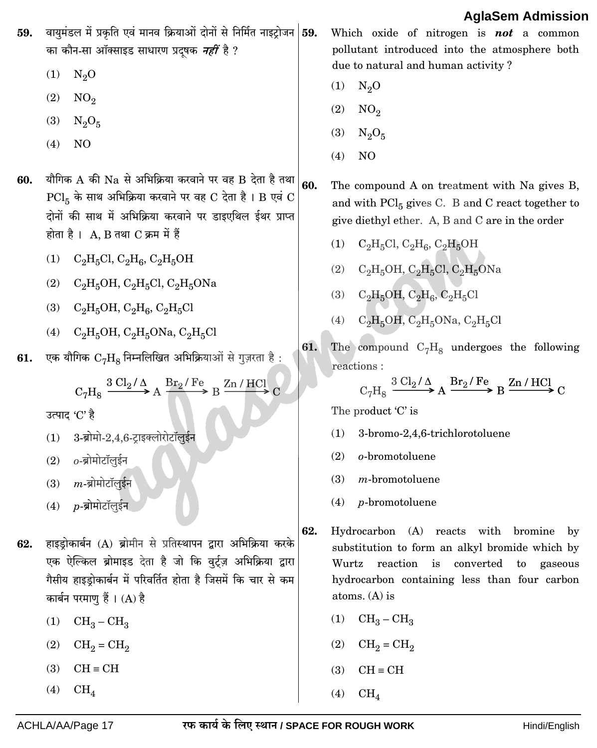59. वायुमंडल में प्रकृति एवं मानव क्रियाओं दोनों से निर्मित नाइट्रोजन का कौन-सा ऑक्साइड साधारण प्रदूषक ***नहीं*** है ?

(1) $N_2O$

(2) $NO_2$

(3) $N_2O_5$

(4) $NO$

60. यौगिक A की Na से अभिक्रिया करवाने पर वह B देता है तथा $PCl_5$ के साथ अभिक्रिया करवाने पर वह C देता है । B एवं C दोनों की साथ में अभिक्रिया करवाने पर डाइएथिल ईथर प्राप्त होता है । A, B तथा C क्रम में हैं

(1) $C_2H_5Cl$, $C_2H_6$, $C_2H_5OH$

(2) $C_2H_5OH$, $C_2H_5Cl$, $C_2H_5ONa$

(3) $C_2H_5OH$, $C_2H_6$, $C_2H_5Cl$

(4) $C_2H_5OH$, $C_2H_5ONa$, $C_2H_5Cl$

61. एक यौगिक $C_7H_8$ निम्नलिखित अभिक्रियाओं से गुज़रता है :

$$C_7H_8 \xrightarrow{3\ Cl_2 / \Delta} A \xrightarrow{Br_2 / Fe} B \xrightarrow{Zn / HCl} C$$

उत्पाद 'C' है

(1) 3-ब्रोमो-2,4,6-ट्राइक्लोरोटॉलुईन

(2) *o*-ब्रोमोटॉलुईन

(3) *m*-ब्रोमोटॉलुईन

(4) *p*-ब्रोमोटॉलुईन

62. हाइड्रोकार्बन (A) ब्रोमीन से प्रतिस्थापन द्वारा अभिक्रिया करके एक ऐल्किल ब्रोमाइड देता है जो कि वुर्ट्ज़ अभिक्रिया द्वारा गैसीय हाइड्रोकार्बन में परिवर्तित होता है जिसमें कि चार से कम कार्बन परमाणु हैं । (A) है

(1) $CH_3 - CH_3$

(2) $CH_2 = CH_2$

(3) $CH \equiv CH$

(4) $CH_4$

59. Which oxide of nitrogen is ***not*** a common pollutant introduced into the atmosphere both due to natural and human activity ?

(1) $N_2O$

(2) $NO_2$

(3) $N_2O_5$

(4) $NO$

60. The compound A on treatment with Na gives B, and with $PCl_5$ gives C. B and C react together to give diethyl ether. A, B and C are in the order

(1) $C_2H_5Cl$, $C_2H_6$, $C_2H_5OH$

(2) $C_2H_5OH$, $C_2H_5Cl$, $C_2H_5ONa$

(3) $C_2H_5OH$, $C_2H_6$, $C_2H_5Cl$

(4) $C_2H_5OH$, $C_2H_5ONa$, $C_2H_5Cl$

61. The compound $C_7H_8$ undergoes the following reactions :

$$C_7H_8 \xrightarrow{3\ Cl_2 / \Delta} A \xrightarrow{Br_2 / Fe} B \xrightarrow{Zn / HCl} C$$

The product 'C' is

(1) 3-bromo-2,4,6-trichlorotoluene

(2) *o*-bromotoluene

(3) *m*-bromotoluene

(4) *p*-bromotoluene

62. Hydrocarbon (A) reacts with bromine by substitution to form an alkyl bromide which by Wurtz reaction is converted to gaseous hydrocarbon containing less than four carbon atoms. (A) is

(1) $CH_3 - CH_3$

(2) $CH_2 = CH_2$

(3) $CH \equiv CH$

(4) $CH_4$

रफ कार्य के लिए स्थान / SPACE FOR ROUGH WORK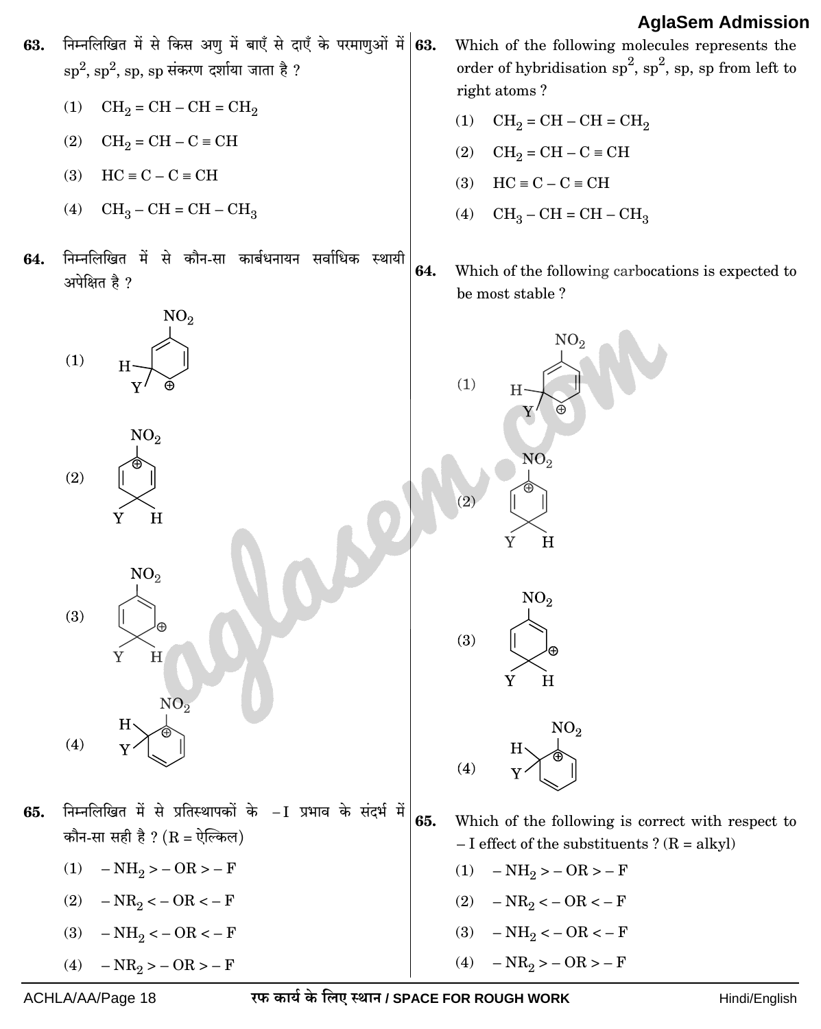63. निम्नलिखित में से किस अणु में बाएँ से दाएँ के परमाणुओं में $sp^2$, $sp^2$, sp, sp संकरण दर्शाया जाता है ?

(1) $CH_2 = CH - CH = CH_2$

(2) $CH_2 = CH - C \equiv CH$

(3) $HC \equiv C - C \equiv CH$

(4) $CH_3 - CH = CH - CH_3$

64. निम्नलिखित में से कौन-सा कार्बधनायन सर्वाधिक स्थायी अपेक्षित है ?

(1)

(2)

(3)

(4)

65. निम्नलिखित में से प्रतिस्थापकों के $-I$ प्रभाव के संदर्भ में कौन-सा सही है ? (R = ऐल्किल)

(1) $-NH_2 > -OR > -F$

(2) $-NR_2 < -OR < -F$

(3) $-NH_2 < -OR < -F$

(4) $-NR_2 > -OR > -F$

63. Which of the following molecules represents the order of hybridisation $sp^2$, $sp^2$, sp, sp from left to right atoms ?

(1) $CH_2 = CH - CH = CH_2$

(2) $CH_2 = CH - C \equiv CH$

(3) $HC \equiv C - C \equiv CH$

(4) $CH_3 - CH = CH - CH_3$

64. Which of the following carbocations is expected to be most stable ?

(1)

(2)

(3)

(4)

65. Which of the following is correct with respect to $-I$ effect of the substituents ? (R = alkyl)

(1) $-NH_2 > -OR > -F$

(2) $-NR_2 < -OR < -F$

(3) $-NH_2 < -OR < -F$

(4) $-NR_2 > -OR > -F$

रफ कार्य के लिए स्थान / SPACE FOR ROUGH WORK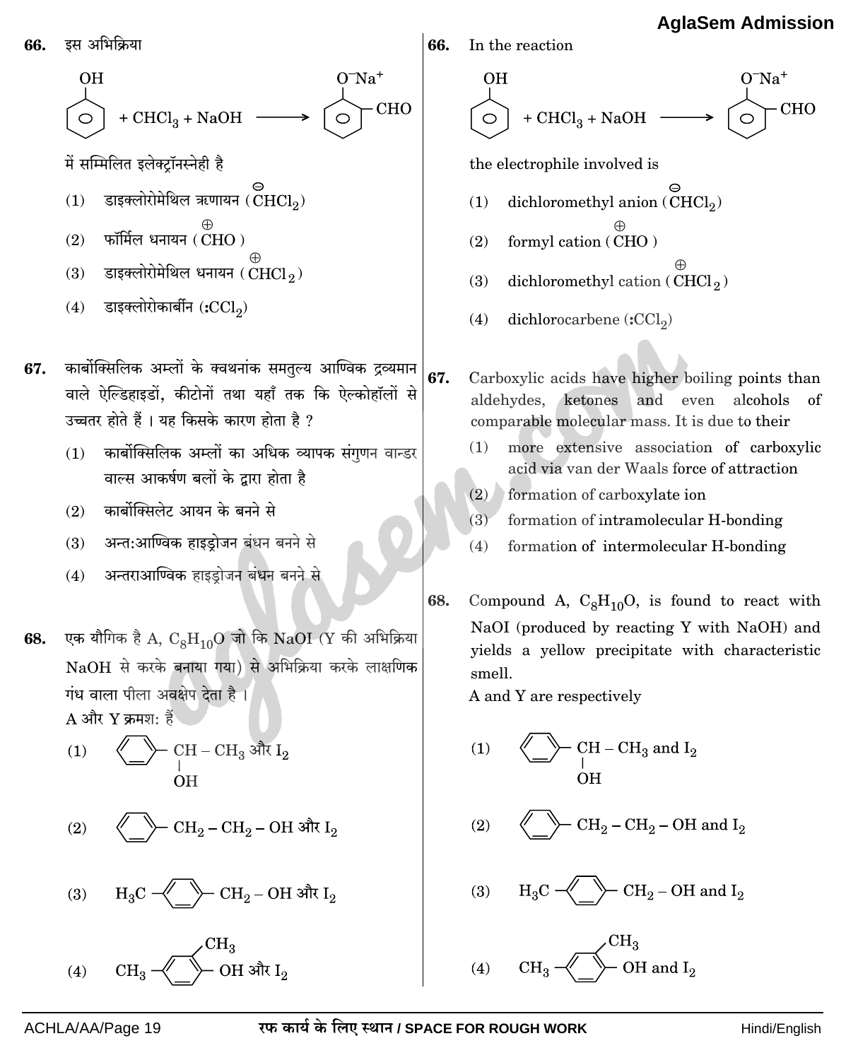**66.** इस अभिक्रिया

(Phenol) + $CHCl_3$ + NaOH $\longrightarrow$ (o-formyl sodium phenoxide: $O^-Na^+$, CHO)

में सम्मिलित इलेक्ट्रॉनस्नेही है

(1) डाइक्लोरोमेथिल ऋणायन ( $\overset{\ominus}{C}HCl_2$ )

(2) फॉर्मिल धनायन ( $\overset{\oplus}{C}HO$ )

(3) डाइक्लोरोमेथिल धनायन ( $\overset{\oplus}{C}HCl_2$ )

(4) डाइक्लोरोकार्बीन ( $:CCl_2$ )

**67.** कार्बोक्सिलिक अम्लों के क्वथनांक समतुल्य आण्विक द्रव्यमान वाले ऐल्डिहाइडों, कीटोनों तथा यहाँ तक कि ऐल्कोहॉलों से उच्चतर होते हैं । यह किसके कारण होता है ?

(1) कार्बोक्सिलिक अम्लों का अधिक व्यापक संगुणन वान्डर वाल्स आकर्षण बलों के द्वारा होता है

(2) कार्बोक्सिलेट आयन के बनने से

(3) अन्त:आण्विक हाइड्रोजन बंधन बनने से

(4) अन्तराआण्विक हाइड्रोजन बंधन बनने से

**68.** एक यौगिक है A, $C_8H_{10}O$ जो कि NaOI (Y की अभिक्रिया NaOH से करके बनाया गया) से अभिक्रिया करके लाक्षणिक गंध वाला पीला अवक्षेप देता है ।
A और Y क्रमश: हैं

(1) $C_6H_5-CH(OH)-CH_3$ और $I_2$

(2) $C_6H_5-CH_2-CH_2-OH$ और $I_2$

(3) $H_3C-C_6H_4-CH_2-OH$ और $I_2$

(4) $CH_3-C_6H_3(CH_3)-OH$ और $I_2$

**66.** In the reaction

(Phenol) + $CHCl_3$ + NaOH $\longrightarrow$ (o-formyl sodium phenoxide: $O^-Na^+$, CHO)

the electrophile involved is

(1) dichloromethyl anion ( $\overset{\ominus}{C}HCl_2$ )

(2) formyl cation ( $\overset{\oplus}{C}HO$ )

(3) dichloromethyl cation ( $\overset{\oplus}{C}HCl_2$ )

(4) dichlorocarbene ( $:CCl_2$ )

**67.** Carboxylic acids have higher boiling points than aldehydes, ketones and even alcohols of comparable molecular mass. It is due to their

(1) more extensive association of carboxylic acid via van der Waals force of attraction

(2) formation of carboxylate ion

(3) formation of intramolecular H-bonding

(4) formation of intermolecular H-bonding

**68.** Compound A, $C_8H_{10}O$, is found to react with NaOI (produced by reacting Y with NaOH) and yields a yellow precipitate with characteristic smell.
A and Y are respectively

(1) $C_6H_5-CH(OH)-CH_3$ and $I_2$

(2) $C_6H_5-CH_2-CH_2-OH$ and $I_2$

(3) $H_3C-C_6H_4-CH_2-OH$ and $I_2$

(4) $CH_3-C_6H_3(CH_3)-OH$ and $I_2$

रफ कार्य के लिए स्थान / SPACE FOR ROUGH WORK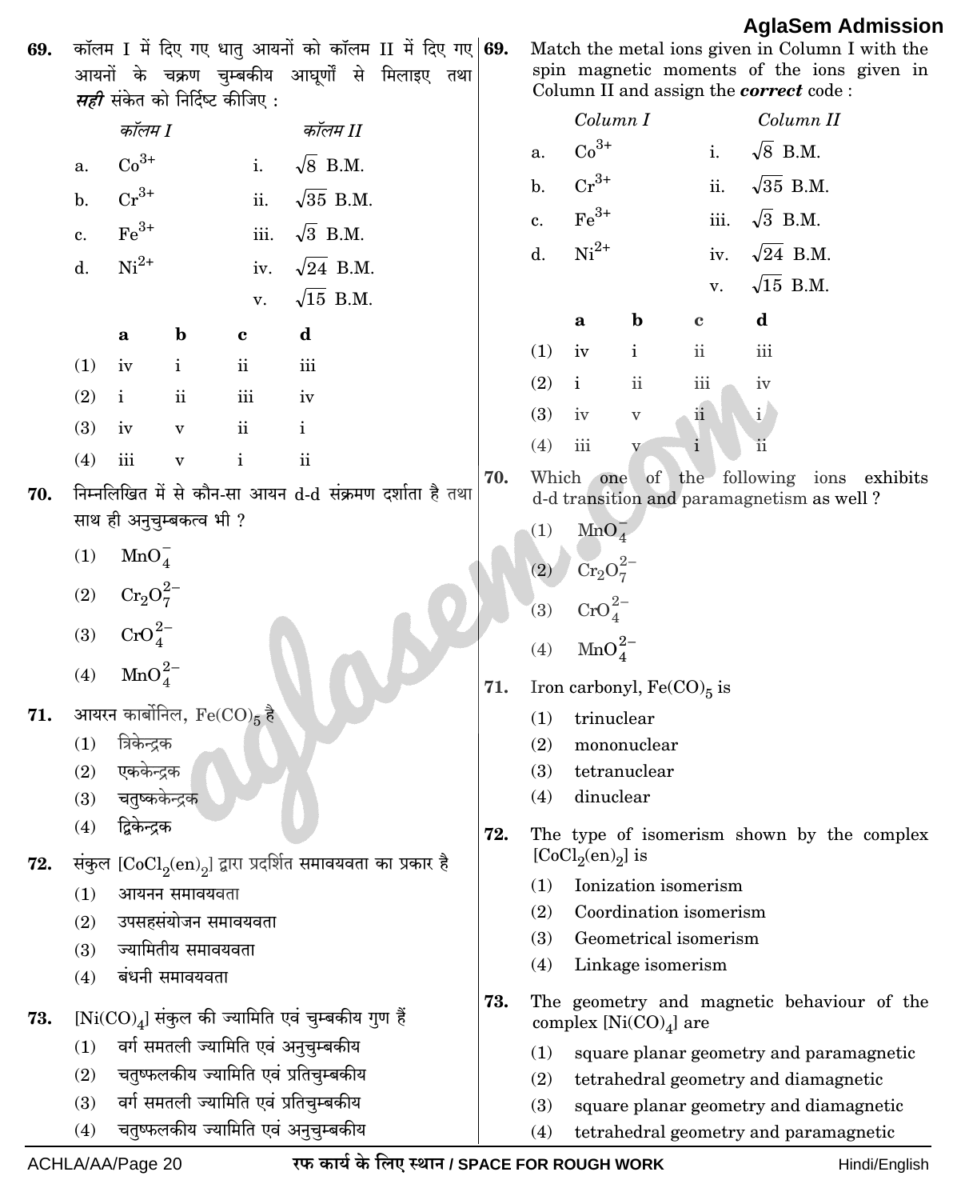69. कॉलम I में दिए गए धातु आयनों को कॉलम II में दिए गए आयनों के चक्रण चुम्बकीय आघूर्णों से मिलाइए तथा ***सही*** संकेत को निर्दिष्ट कीजिए :

| | *कॉलम I* | | *कॉलम II* |
|---|---|---|---|
| a. | $Co^{3+}$ | i. | $\sqrt{8}$ B.M. |
| b. | $Cr^{3+}$ | ii. | $\sqrt{35}$ B.M. |
| c. | $Fe^{3+}$ | iii. | $\sqrt{3}$ B.M. |
| d. | $Ni^{2+}$ | iv. | $\sqrt{24}$ B.M. |
| | | v. | $\sqrt{15}$ B.M. |

| | **a** | **b** | **c** | **d** |
|---|---|---|---|---|
| (1) | iv | i | ii | iii |
| (2) | i | ii | iii | iv |
| (3) | iv | v | ii | i |
| (4) | iii | v | i | ii |

70. निम्नलिखित में से कौन-सा आयन d-d संक्रमण दर्शाता है तथा साथ ही अनुचुम्बकत्व भी ?

(1) $MnO_4^-$

(2) $Cr_2O_7^{2-}$

(3) $CrO_4^{2-}$

(4) $MnO_4^{2-}$

71. आयरन कार्बोनिल, $Fe(CO)_5$ है

(1) त्रिकेन्द्रक

(2) एककेन्द्रक

(3) चतुष्ककेन्द्रक

(4) द्विकेन्द्रक

72. संकुल $[CoCl_2(en)_2]$ द्वारा प्रदर्शित समावयवता का प्रकार है

(1) आयनन समावयवता

(2) उपसहसंयोजन समावयवता

(3) ज्यामितीय समावयवता

(4) बंधनी समावयवता

73. $[Ni(CO)_4]$ संकुल की ज्यामिति एवं चुम्बकीय गुण हैं

(1) वर्ग समतली ज्यामिति एवं अनुचुम्बकीय

(2) चतुष्फलकीय ज्यामिति एवं प्रतिचुम्बकीय

(3) वर्ग समतली ज्यामिति एवं प्रतिचुम्बकीय

(4) चतुष्फलकीय ज्यामिति एवं अनुचुम्बकीय

69. Match the metal ions given in Column I with the spin magnetic moments of the ions given in Column II and assign the ***correct*** code :

| | *Column I* | | *Column II* |
|---|---|---|---|
| a. | $Co^{3+}$ | i. | $\sqrt{8}$ B.M. |
| b. | $Cr^{3+}$ | ii. | $\sqrt{35}$ B.M. |
| c. | $Fe^{3+}$ | iii. | $\sqrt{3}$ B.M. |
| d. | $Ni^{2+}$ | iv. | $\sqrt{24}$ B.M. |
| | | v. | $\sqrt{15}$ B.M. |

| | **a** | **b** | **c** | **d** |
|---|---|---|---|---|
| (1) | iv | i | ii | iii |
| (2) | i | ii | iii | iv |
| (3) | iv | v | ii | i |
| (4) | iii | v | i | ii |

70. Which one of the following ions exhibits d-d transition and paramagnetism as well ?

(1) $MnO_4^-$

(2) $Cr_2O_7^{2-}$

(3) $CrO_4^{2-}$

(4) $MnO_4^{2-}$

71. Iron carbonyl, $Fe(CO)_5$ is

(1) trinuclear

(2) mononuclear

(3) tetranuclear

(4) dinuclear

72. The type of isomerism shown by the complex $[CoCl_2(en)_2]$ is

(1) Ionization isomerism

(2) Coordination isomerism

(3) Geometrical isomerism

(4) Linkage isomerism

73. The geometry and magnetic behaviour of the complex $[Ni(CO)_4]$ are

(1) square planar geometry and paramagnetic

(2) tetrahedral geometry and diamagnetic

(3) square planar geometry and diamagnetic

(4) tetrahedral geometry and paramagnetic

रफ कार्य के लिए स्थान / SPACE FOR ROUGH WORK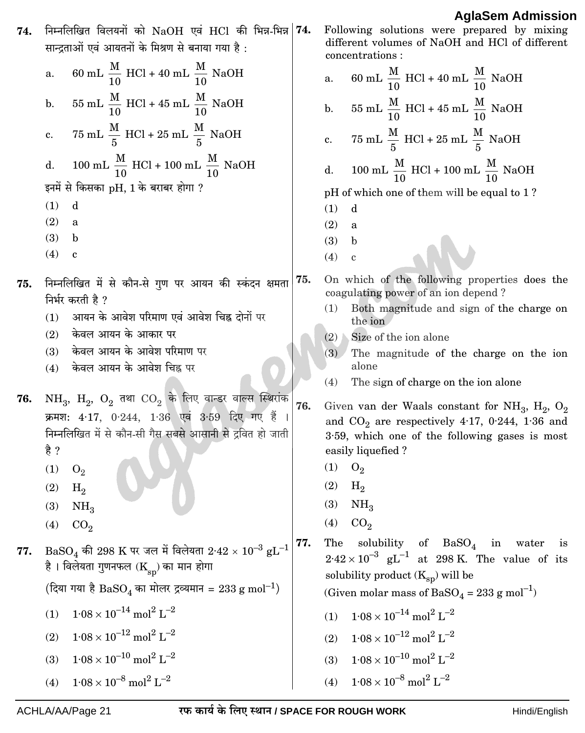**74.** निम्नलिखित विलयनों को NaOH एवं HCl की भिन्न-भिन्न सान्द्रताओं एवं आयतनों के मिश्रण से बनाया गया है :

a. 60 mL $\frac{M}{10}$ HCl + 40 mL $\frac{M}{10}$ NaOH

b. 55 mL $\frac{M}{10}$ HCl + 45 mL $\frac{M}{10}$ NaOH

c. 75 mL $\frac{M}{5}$ HCl + 25 mL $\frac{M}{5}$ NaOH

d. 100 mL $\frac{M}{10}$ HCl + 100 mL $\frac{M}{10}$ NaOH

इनमें से किसका pH, 1 के बराबर होगा ?

(1) d
(2) a
(3) b
(4) c

**75.** निम्नलिखित में से कौन-से गुण पर आयन की स्कंदन क्षमता निर्भर करती है ?

(1) आयन के आवेश परिमाण एवं आवेश चिह्न दोनों पर
(2) केवल आयन के आकार पर
(3) केवल आयन के आवेश परिमाण पर
(4) केवल आयन के आवेश चिह्न पर

**76.** $NH_3$, $H_2$, $O_2$ तथा $CO_2$ के लिए वान्डर वाल्स स्थिरांक क्रमशः 4·17, 0·244, 1·36 एवं 3·59 दिए गए हैं । निम्नलिखित में से कौन-सी गैस सबसे आसानी से द्रवित हो जाती है ?

(1) $O_2$
(2) $H_2$
(3) $NH_3$
(4) $CO_2$

**77.** $BaSO_4$ की 298 K पर जल में विलेयता $2{\cdot}42 \times 10^{-3}$ $gL^{-1}$ है । विलेयता गुणनफल ($K_{sp}$) का मान होगा

(दिया गया है $BaSO_4$ का मोलर द्रव्यमान = 233 g $mol^{-1}$)

(1) $1{\cdot}08 \times 10^{-14}$ $mol^2$ $L^{-2}$
(2) $1{\cdot}08 \times 10^{-12}$ $mol^2$ $L^{-2}$
(3) $1{\cdot}08 \times 10^{-10}$ $mol^2$ $L^{-2}$
(4) $1{\cdot}08 \times 10^{-8}$ $mol^2$ $L^{-2}$

**74.** Following solutions were prepared by mixing different volumes of NaOH and HCl of different concentrations :

a. 60 mL $\frac{M}{10}$ HCl + 40 mL $\frac{M}{10}$ NaOH

b. 55 mL $\frac{M}{10}$ HCl + 45 mL $\frac{M}{10}$ NaOH

c. 75 mL $\frac{M}{5}$ HCl + 25 mL $\frac{M}{5}$ NaOH

d. 100 mL $\frac{M}{10}$ HCl + 100 mL $\frac{M}{10}$ NaOH

pH of which one of them will be equal to 1 ?

(1) d
(2) a
(3) b
(4) c

**75.** On which of the following properties does the coagulating power of an ion depend ?

(1) Both magnitude and sign of the charge on the ion
(2) Size of the ion alone
(3) The magnitude of the charge on the ion alone
(4) The sign of charge on the ion alone

**76.** Given van der Waals constant for $NH_3$, $H_2$, $O_2$ and $CO_2$ are respectively 4·17, 0·244, 1·36 and 3·59, which one of the following gases is most easily liquefied ?

(1) $O_2$
(2) $H_2$
(3) $NH_3$
(4) $CO_2$

**77.** The solubility of $BaSO_4$ in water is $2{\cdot}42 \times 10^{-3}$ $gL^{-1}$ at 298 K. The value of its solubility product ($K_{sp}$) will be

(Given molar mass of $BaSO_4$ = 233 g $mol^{-1}$)

(1) $1{\cdot}08 \times 10^{-14}$ $mol^2$ $L^{-2}$
(2) $1{\cdot}08 \times 10^{-12}$ $mol^2$ $L^{-2}$
(3) $1{\cdot}08 \times 10^{-10}$ $mol^2$ $L^{-2}$
(4) $1{\cdot}08 \times 10^{-8}$ $mol^2$ $L^{-2}$

रफ कार्य के लिए स्थान / SPACE FOR ROUGH WORK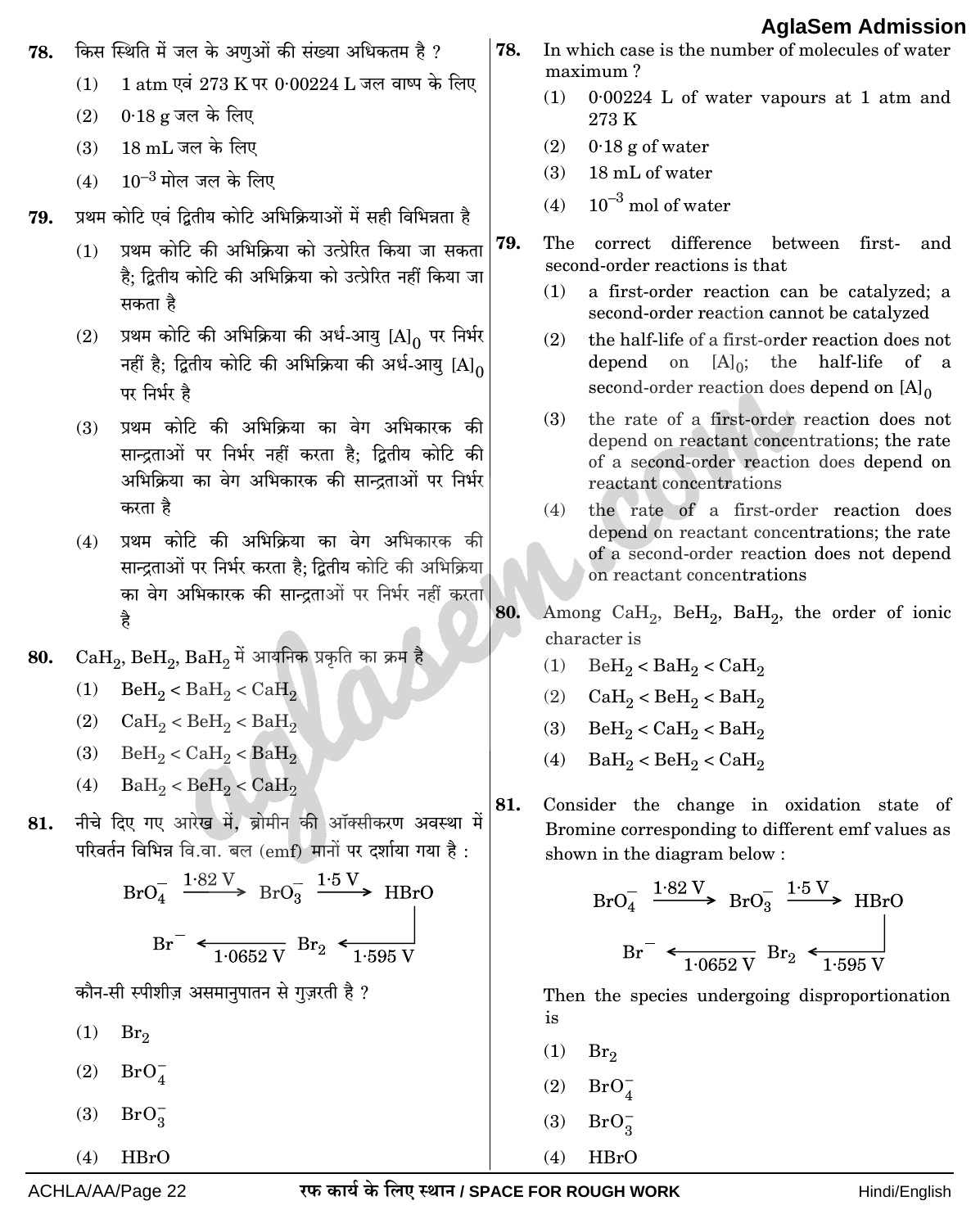**78.** किस स्थिति में जल के अणुओं की संख्या अधिकतम है ?

(1) 1 atm एवं 273 K पर 0·00224 L जल वाष्प के लिए

(2) 0·18 g जल के लिए

(3) 18 mL जल के लिए

(4) $10^{-3}$ मोल जल के लिए

**79.** प्रथम कोटि एवं द्वितीय कोटि अभिक्रियाओं में सही विभिन्नता है

(1) प्रथम कोटि की अभिक्रिया को उत्प्रेरित किया जा सकता है; द्वितीय कोटि की अभिक्रिया को उत्प्रेरित नहीं किया जा सकता है

(2) प्रथम कोटि की अभिक्रिया की अर्ध-आयु $[A]_0$ पर निर्भर नहीं है; द्वितीय कोटि की अभिक्रिया की अर्ध-आयु $[A]_0$ पर निर्भर है

(3) प्रथम कोटि की अभिक्रिया का वेग अभिकारक की सान्द्रताओं पर निर्भर नहीं करता है; द्वितीय कोटि की अभिक्रिया का वेग अभिकारक की सान्द्रताओं पर निर्भर करता है

(4) प्रथम कोटि की अभिक्रिया का वेग अभिकारक की सान्द्रताओं पर निर्भर करता है; द्वितीय कोटि की अभिक्रिया का वेग अभिकारक की सान्द्रताओं पर निर्भर नहीं करता है

**80.** $CaH_2$, $BeH_2$, $BaH_2$ में आयनिक प्रकृति का क्रम है

(1) $BeH_2 < BaH_2 < CaH_2$

(2) $CaH_2 < BeH_2 < BaH_2$

(3) $BeH_2 < CaH_2 < BaH_2$

(4) $BaH_2 < BeH_2 < CaH_2$

**81.** नीचे दिए गए आरेख में, ब्रोमीन की ऑक्सीकरण अवस्था में परिवर्तन विभिन्न वि.वा. बल (emf) मानों पर दर्शाया गया है :

$$BrO_4^- \xrightarrow{1.82\ V} BrO_3^- \xrightarrow{1.5\ V} HBrO$$
$$HBrO \xrightarrow{1.595\ V} Br_2 \xrightarrow{1.0652\ V} Br^-$$

कौन-सी स्पीशीज़ असमानुपातन से गुज़रती है ?

(1) $Br_2$

(2) $BrO_4^-$

(3) $BrO_3^-$

(4) HBrO

**78.** In which case is the number of molecules of water maximum ?

(1) 0·00224 L of water vapours at 1 atm and 273 K

(2) 0·18 g of water

(3) 18 mL of water

(4) $10^{-3}$ mol of water

**79.** The correct difference between first- and second-order reactions is that

(1) a first-order reaction can be catalyzed; a second-order reaction cannot be catalyzed

(2) the half-life of a first-order reaction does not depend on $[A]_0$; the half-life of a second-order reaction does depend on $[A]_0$

(3) the rate of a first-order reaction does not depend on reactant concentrations; the rate of a second-order reaction does depend on reactant concentrations

(4) the rate of a first-order reaction does depend on reactant concentrations; the rate of a second-order reaction does not depend on reactant concentrations

**80.** Among $CaH_2$, $BeH_2$, $BaH_2$, the order of ionic character is

(1) $BeH_2 < BaH_2 < CaH_2$

(2) $CaH_2 < BeH_2 < BaH_2$

(3) $BeH_2 < CaH_2 < BaH_2$

(4) $BaH_2 < BeH_2 < CaH_2$

**81.** Consider the change in oxidation state of Bromine corresponding to different emf values as shown in the diagram below :

$$BrO_4^- \xrightarrow{1.82\ V} BrO_3^- \xrightarrow{1.5\ V} HBrO$$
$$HBrO \xrightarrow{1.595\ V} Br_2 \xrightarrow{1.0652\ V} Br^-$$

Then the species undergoing disproportionation is

(1) $Br_2$

(2) $BrO_4^-$

(3) $BrO_3^-$

(4) HBrO

रफ कार्य के लिए स्थान / SPACE FOR ROUGH WORK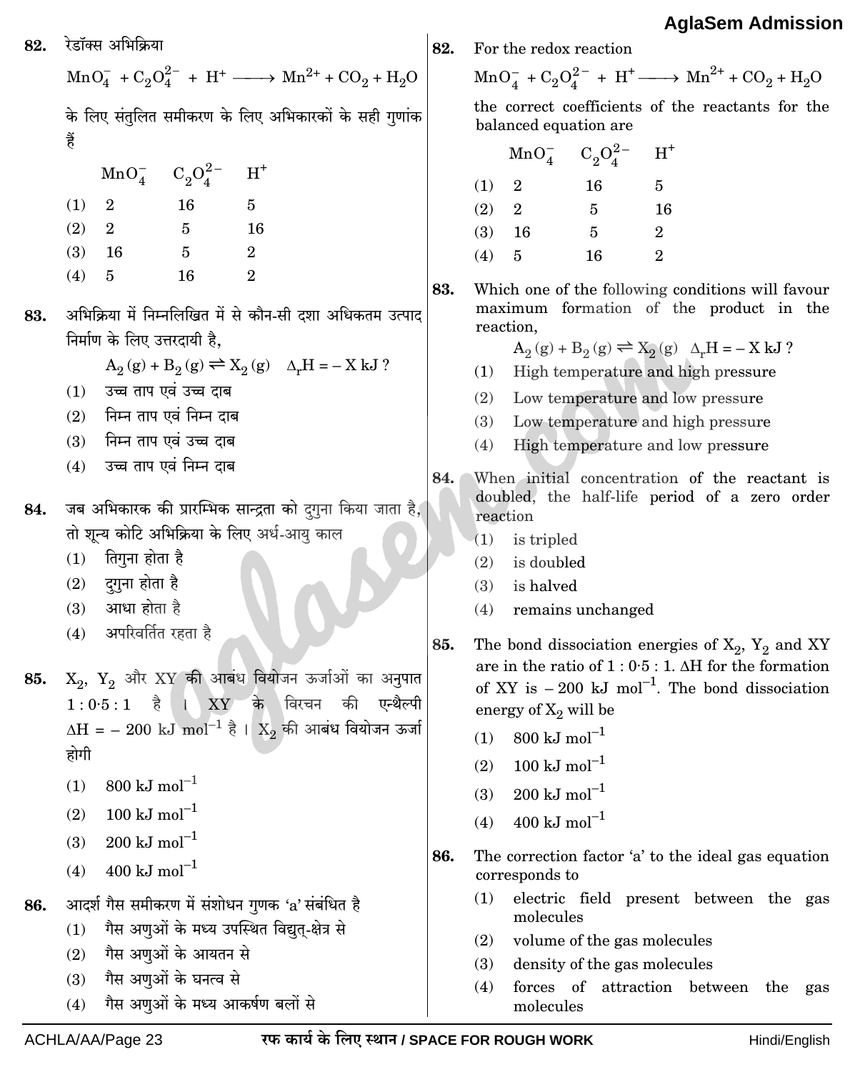**82.** रेडॉक्स अभिक्रिया

$$MnO_4^- + C_2O_4^{2-} + H^+ \longrightarrow Mn^{2+} + CO_2 + H_2O$$

के लिए संतुलित समीकरण के लिए अभिकारकों के सही गुणांक हैं

| | $MnO_4^-$ | $C_2O_4^{2-}$ | $H^+$ |
|---|---|---|---|
| (1) | 2 | 16 | 5 |
| (2) | 2 | 5 | 16 |
| (3) | 16 | 5 | 2 |
| (4) | 5 | 16 | 2 |

**83.** अभिक्रिया में निम्नलिखित में से कौन-सी दशा अधिकतम उत्पाद निर्माण के लिए उत्तरदायी है,

$$A_2(g) + B_2(g) \rightleftharpoons X_2(g) \quad \Delta_r H = -X \text{ kJ ?}$$

(1) उच्च ताप एवं उच्च दाब
(2) निम्न ताप एवं निम्न दाब
(3) निम्न ताप एवं उच्च दाब
(4) उच्च ताप एवं निम्न दाब

**84.** जब अभिकारक की प्रारम्भिक सान्द्रता को दुगुना किया जाता है, तो शून्य कोटि अभिक्रिया के लिए अर्ध-आयु काल

(1) तिगुना होता है
(2) दुगुना होता है
(3) आधा होता है
(4) अपरिवर्तित रहता है

**85.** $X_2$, $Y_2$ और XY की आबंध वियोजन ऊर्जाओं का अनुपात 1 : 0·5 : 1 है । XY के विरचन की एन्थैल्पी $\Delta H = -200$ kJ $mol^{-1}$ है । $X_2$ की आबंध वियोजन ऊर्जा होगी

(1) 800 kJ $mol^{-1}$
(2) 100 kJ $mol^{-1}$
(3) 200 kJ $mol^{-1}$
(4) 400 kJ $mol^{-1}$

**86.** आदर्श गैस समीकरण में संशोधन गुणक 'a' संबंधित है

(1) गैस अणुओं के मध्य उपस्थित विद्युत्-क्षेत्र से
(2) गैस अणुओं के आयतन से
(3) गैस अणुओं के घनत्व से
(4) गैस अणुओं के मध्य आकर्षण बलों से

---

**82.** For the redox reaction

$$MnO_4^- + C_2O_4^{2-} + H^+ \longrightarrow Mn^{2+} + CO_2 + H_2O$$

the correct coefficients of the reactants for the balanced equation are

| | $MnO_4^-$ | $C_2O_4^{2-}$ | $H^+$ |
|---|---|---|---|
| (1) | 2 | 16 | 5 |
| (2) | 2 | 5 | 16 |
| (3) | 16 | 5 | 2 |
| (4) | 5 | 16 | 2 |

**83.** Which one of the following conditions will favour maximum formation of the product in the reaction,

$$A_2(g) + B_2(g) \rightleftharpoons X_2(g) \quad \Delta_r H = -X \text{ kJ ?}$$

(1) High temperature and high pressure
(2) Low temperature and low pressure
(3) Low temperature and high pressure
(4) High temperature and low pressure

**84.** When initial concentration of the reactant is doubled, the half-life period of a zero order reaction

(1) is tripled
(2) is doubled
(3) is halved
(4) remains unchanged

**85.** The bond dissociation energies of $X_2$, $Y_2$ and XY are in the ratio of 1 : 0·5 : 1. $\Delta H$ for the formation of XY is $-200$ kJ $mol^{-1}$. The bond dissociation energy of $X_2$ will be

(1) 800 kJ $mol^{-1}$
(2) 100 kJ $mol^{-1}$
(3) 200 kJ $mol^{-1}$
(4) 400 kJ $mol^{-1}$

**86.** The correction factor 'a' to the ideal gas equation corresponds to

(1) electric field present between the gas molecules
(2) volume of the gas molecules
(3) density of the gas molecules
(4) forces of attraction between the gas molecules

रफ कार्य के लिए स्थान / SPACE FOR ROUGH WORK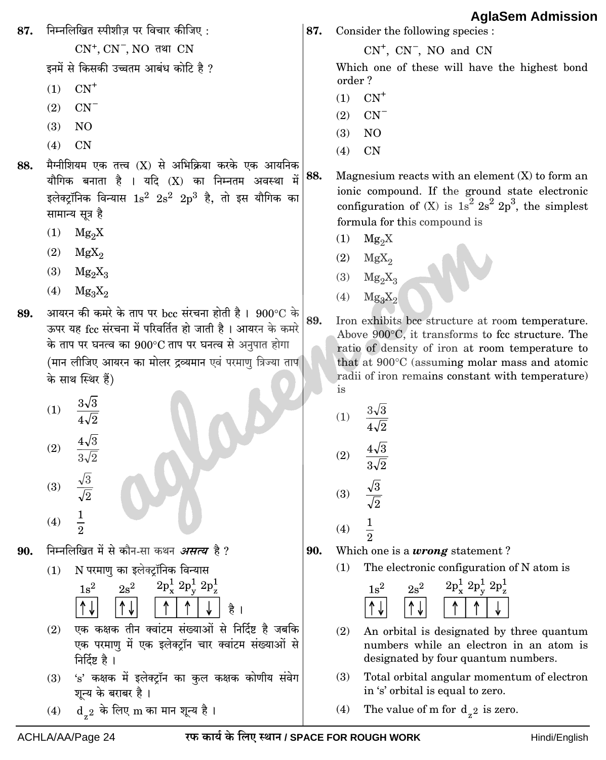87. निम्नलिखित स्पीशीज़ पर विचार कीजिए :

$CN^+$, $CN^-$, NO तथा CN

इनमें से किसकी उच्चतम आबंध कोटि है ?

(1) $CN^+$

(2) $CN^-$

(3) NO

(4) CN

88. मैग्नीशियम एक तत्त्व (X) से अभिक्रिया करके एक आयनिक यौगिक बनाता है । यदि (X) का निम्नतम अवस्था में इलेक्ट्रॉनिक विन्यास $1s^2\ 2s^2\ 2p^3$ है, तो इस यौगिक का सामान्य सूत्र है

(1) $Mg_2X$

(2) $MgX_2$

(3) $Mg_2X_3$

(4) $Mg_3X_2$

89. आयरन की कमरे के ताप पर bcc संरचना होती है । 900°C के ऊपर यह fcc संरचना में परिवर्तित हो जाती है । आयरन के कमरे के ताप पर घनत्व का 900°C ताप पर घनत्व से अनुपात होगा (मान लीजिए आयरन का मोलर द्रव्यमान एवं परमाणु त्रिज्या ताप के साथ स्थिर हैं)

(1) $\frac{3\sqrt{3}}{4\sqrt{2}}$

(2) $\frac{4\sqrt{3}}{3\sqrt{2}}$

(3) $\frac{\sqrt{3}}{\sqrt{2}}$

(4) $\frac{1}{2}$

90. निम्नलिखित में से कौन-सा कथन ***असत्य*** है ?

(1) N परमाणु का इलेक्ट्रॉनिक विन्यास

$1s^2$ [↑↓] $2s^2$ [↑↓] $2p_x^1\ 2p_y^1\ 2p_z^1$ [↑ | ↑ | ↓] है ।

(2) एक कक्षक तीन क्वांटम संख्याओं से निर्दिष्ट है जबकि एक परमाणु में एक इलेक्ट्रॉन चार क्वांटम संख्याओं से निर्दिष्ट है ।

(3) 's' कक्षक में इलेक्ट्रॉन का कुल कक्षक कोणीय संवेग शून्य के बराबर है ।

(4) $d_{z^2}$ के लिए m का मान शून्य है ।

87. Consider the following species :

$CN^+$, $CN^-$, NO and CN

Which one of these will have the highest bond order ?

(1) $CN^+$

(2) $CN^-$

(3) NO

(4) CN

88. Magnesium reacts with an element (X) to form an ionic compound. If the ground state electronic configuration of (X) is $1s^2\ 2s^2\ 2p^3$, the simplest formula for this compound is

(1) $Mg_2X$

(2) $MgX_2$

(3) $Mg_2X_3$

(4) $Mg_3X_2$

89. Iron exhibits bcc structure at room temperature. Above 900°C, it transforms to fcc structure. The ratio of density of iron at room temperature to that at 900°C (assuming molar mass and atomic radii of iron remains constant with temperature) is

(1) $\frac{3\sqrt{3}}{4\sqrt{2}}$

(2) $\frac{4\sqrt{3}}{3\sqrt{2}}$

(3) $\frac{\sqrt{3}}{\sqrt{2}}$

(4) $\frac{1}{2}$

90. Which one is a ***wrong*** statement ?

(1) The electronic configuration of N atom is

$1s^2$ [↑↓] $2s^2$ [↑↓] $2p_x^1\ 2p_y^1\ 2p_z^1$ [↑ | ↑ | ↓]

(2) An orbital is designated by three quantum numbers while an electron in an atom is designated by four quantum numbers.

(3) Total orbital angular momentum of electron in 's' orbital is equal to zero.

(4) The value of m for $d_{z^2}$ is zero.

रफ कार्य के लिए स्थान / SPACE FOR ROUGH WORK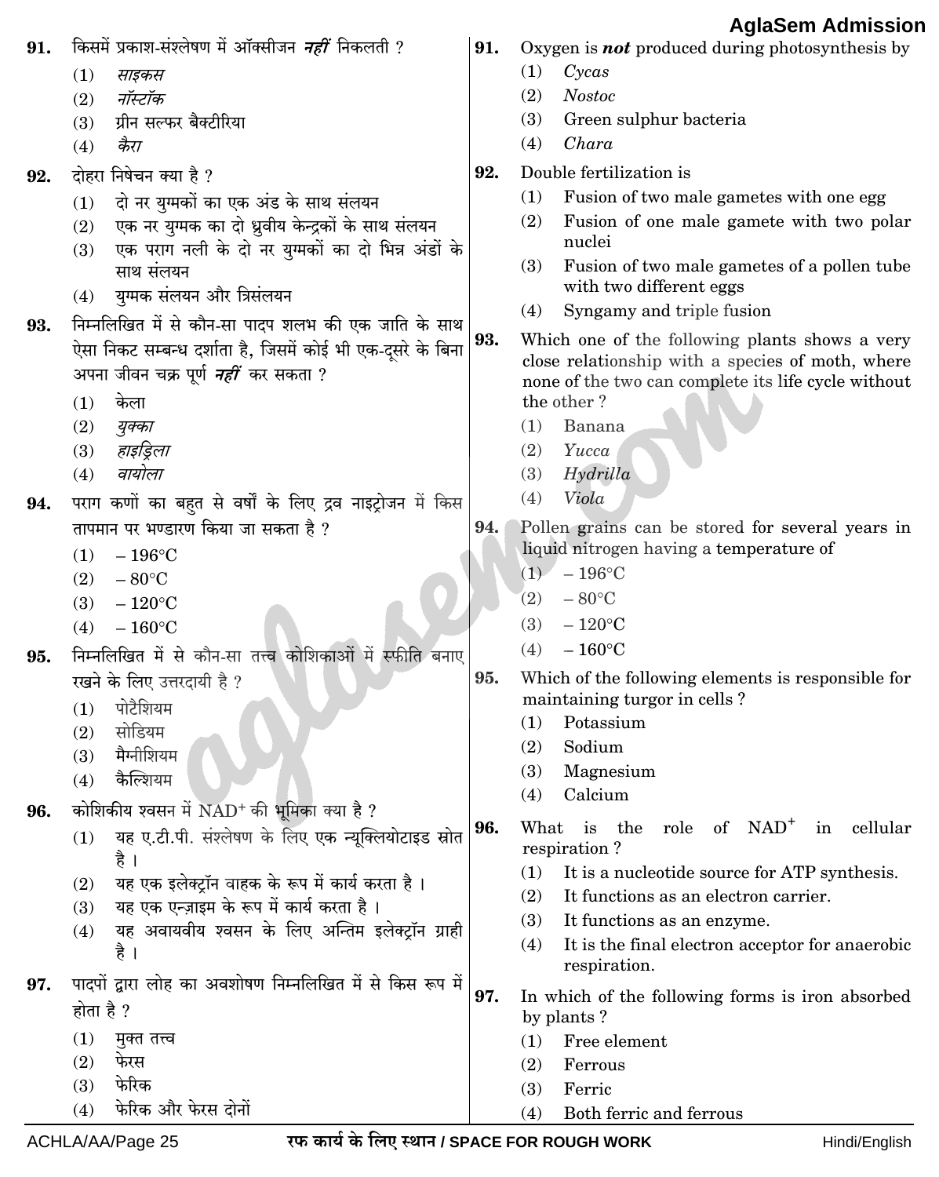91. किसमें प्रकाश-संश्लेषण में ऑक्सीजन ***नहीं*** निकलती ?

(1) *साइकस*
(2) *नॉस्टॉक*
(3) ग्रीन सल्फर बैक्टीरिया
(4) *कैरा*

92. दोहरा निषेचन क्या है ?

(1) दो नर युग्मकों का एक अंड के साथ संलयन
(2) एक नर युग्मक का दो ध्रुवीय केन्द्रकों के साथ संलयन
(3) एक पराग नली के दो नर युग्मकों का दो भिन्न अंडों के साथ संलयन
(4) युग्मक संलयन और त्रिसंलयन

93. निम्नलिखित में से कौन-सा पादप शलभ की एक जाति के साथ ऐसा निकट सम्बन्ध दर्शाता है, जिसमें कोई भी एक-दूसरे के बिना अपना जीवन चक्र पूर्ण ***नहीं*** कर सकता ?

(1) केला
(2) *युक्का*
(3) *हाइड्रिला*
(4) *वायोला*

94. पराग कणों का बहुत से वर्षों के लिए द्रव नाइट्रोजन में किस तापमान पर भण्डारण किया जा सकता है ?

(1) – 196°C
(2) – 80°C
(3) – 120°C
(4) – 160°C

95. निम्नलिखित में से कौन-सा तत्त्व कोशिकाओं में स्फीति बनाए रखने के लिए उत्तरदायी है ?

(1) पोटैशियम
(2) सोडियम
(3) मैग्नीशियम
(4) कैल्शियम

96. कोशिकीय श्वसन में $NAD^+$ की भूमिका क्या है ?

(1) यह ए.टी.पी. संश्लेषण के लिए एक न्यूक्लियोटाइड स्रोत है ।
(2) यह एक इलेक्ट्रॉन वाहक के रूप में कार्य करता है ।
(3) यह एक एन्ज़ाइम के रूप में कार्य करता है ।
(4) यह अवायवीय श्वसन के लिए अन्तिम इलेक्ट्रॉन ग्राही है ।

97. पादपों द्वारा लोह का अवशोषण निम्नलिखित में से किस रूप में होता है ?

(1) मुक्त तत्त्व
(2) फेरस
(3) फेरिक
(4) फेरिक और फेरस दोनों

---

91. Oxygen is ***not*** produced during photosynthesis by

(1) *Cycas*
(2) *Nostoc*
(3) Green sulphur bacteria
(4) *Chara*

92. Double fertilization is

(1) Fusion of two male gametes with one egg
(2) Fusion of one male gamete with two polar nuclei
(3) Fusion of two male gametes of a pollen tube with two different eggs
(4) Syngamy and triple fusion

93. Which one of the following plants shows a very close relationship with a species of moth, where none of the two can complete its life cycle without the other ?

(1) Banana
(2) *Yucca*
(3) *Hydrilla*
(4) *Viola*

94. Pollen grains can be stored for several years in liquid nitrogen having a temperature of

(1) – 196°C
(2) – 80°C
(3) – 120°C
(4) – 160°C

95. Which of the following elements is responsible for maintaining turgor in cells ?

(1) Potassium
(2) Sodium
(3) Magnesium
(4) Calcium

96. What is the role of $NAD^+$ in cellular respiration ?

(1) It is a nucleotide source for ATP synthesis.
(2) It functions as an electron carrier.
(3) It functions as an enzyme.
(4) It is the final electron acceptor for anaerobic respiration.

97. In which of the following forms is iron absorbed by plants ?

(1) Free element
(2) Ferrous
(3) Ferric
(4) Both ferric and ferrous

रफ कार्य के लिए स्थान / SPACE FOR ROUGH WORK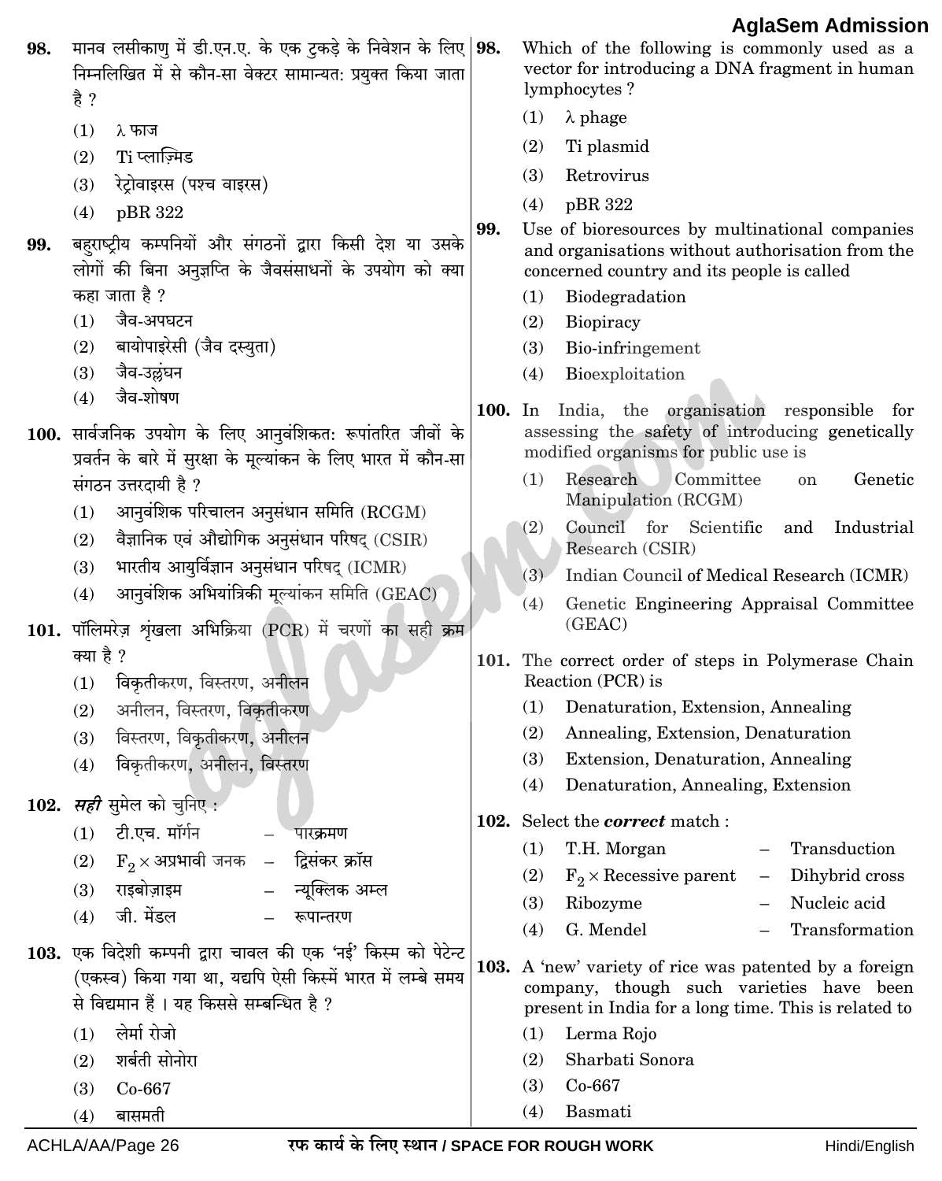98. मानव लसीकाणु में डी.एन.ए. के एक टुकड़े के निवेशन के लिए निम्नलिखित में से कौन-सा वेक्टर सामान्यत: प्रयुक्त किया जाता है ?

(1) λ फाज
(2) Ti प्लाज़्मिड
(3) रेट्रोवाइरस (पश्च वाइरस)
(4) pBR 322

99. बहुराष्ट्रीय कम्पनियों और संगठनों द्वारा किसी देश या उसके लोगों की बिना अनुज्ञप्ति के जैवसंसाधनों के उपयोग को क्या कहा जाता है ?

(1) जैव-अपघटन
(2) बायोपाइरेसी (जैव दस्युता)
(3) जैव-उल्लंघन
(4) जैव-शोषण

100. सार्वजनिक उपयोग के लिए आनुवंशिकत: रूपांतरित जीवों के प्रवर्तन के बारे में सुरक्षा के मूल्यांकन के लिए भारत में कौन-सा संगठन उत्तरदायी है ?

(1) आनुवंशिक परिचालन अनुसंधान समिति (RCGM)
(2) वैज्ञानिक एवं औद्योगिक अनुसंधान परिषद् (CSIR)
(3) भारतीय आयुर्विज्ञान अनुसंधान परिषद् (ICMR)
(4) आनुवंशिक अभियांत्रिकी मूल्यांकन समिति (GEAC)

101. पॉलिमरेज़ शृंखला अभिक्रिया (PCR) में चरणों का सही क्रम क्या है ?

(1) विकृतीकरण, विस्तरण, अनीलन
(2) अनीलन, विस्तरण, विकृतीकरण
(3) विस्तरण, विकृतीकरण, अनीलन
(4) विकृतीकरण, अनीलन, विस्तरण

102. ***सही*** सुमेल को चुनिए :

(1) टी.एच. मॉर्गन – पारक्रमण
(2) $F_2 \times$ अप्रभावी जनक – द्विसंकर क्रॉस
(3) राइबोज़ाइम – न्यूक्लिक अम्ल
(4) जी. मेंडल – रूपान्तरण

103. एक विदेशी कम्पनी द्वारा चावल की एक 'नई' किस्म को पेटेन्ट (एकस्व) किया गया था, यद्यपि ऐसी किस्में भारत में लम्बे समय से विद्यमान हैं । यह किससे सम्बन्धित है ?

(1) लेर्मा रोजो
(2) शर्बती सोनोरा
(3) Co-667
(4) बासमती

98. Which of the following is commonly used as a vector for introducing a DNA fragment in human lymphocytes ?

(1) λ phage
(2) Ti plasmid
(3) Retrovirus
(4) pBR 322

99. Use of bioresources by multinational companies and organisations without authorisation from the concerned country and its people is called

(1) Biodegradation
(2) Biopiracy
(3) Bio-infringement
(4) Bioexploitation

100. In India, the organisation responsible for assessing the safety of introducing genetically modified organisms for public use is

(1) Research Committee on Genetic Manipulation (RCGM)
(2) Council for Scientific and Industrial Research (CSIR)
(3) Indian Council of Medical Research (ICMR)
(4) Genetic Engineering Appraisal Committee (GEAC)

101. The correct order of steps in Polymerase Chain Reaction (PCR) is

(1) Denaturation, Extension, Annealing
(2) Annealing, Extension, Denaturation
(3) Extension, Denaturation, Annealing
(4) Denaturation, Annealing, Extension

102. Select the ***correct*** match :

(1) T.H. Morgan – Transduction
(2) $F_2 \times$ Recessive parent – Dihybrid cross
(3) Ribozyme – Nucleic acid
(4) G. Mendel – Transformation

103. A 'new' variety of rice was patented by a foreign company, though such varieties have been present in India for a long time. This is related to

(1) Lerma Rojo
(2) Sharbati Sonora
(3) Co-667
(4) Basmati

रफ कार्य के लिए स्थान / SPACE FOR ROUGH WORK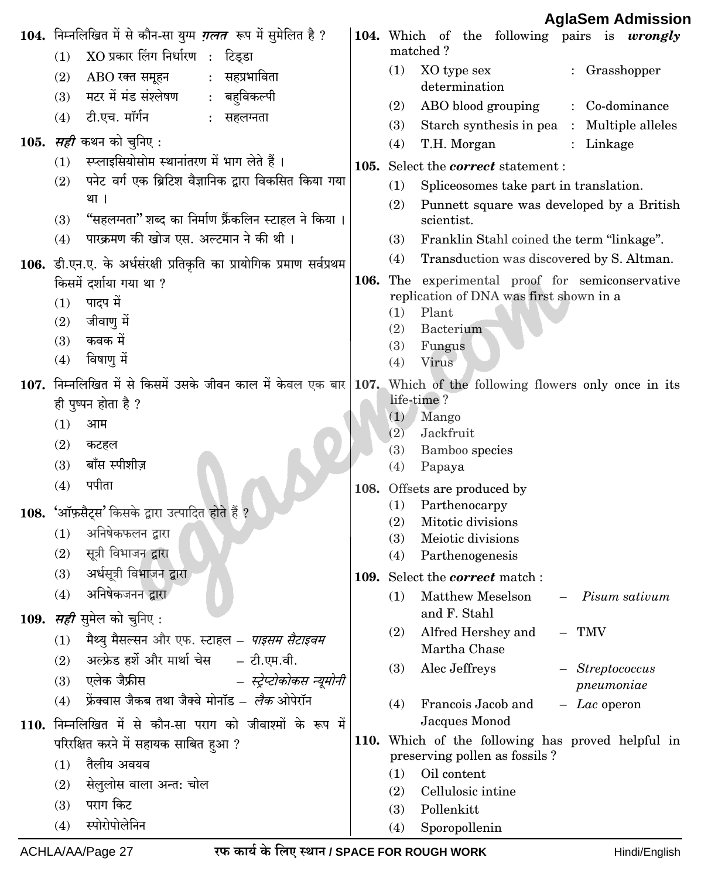104. निम्नलिखित में से कौन-सा युग्म ***ग़लत*** रूप में सुमेलित है ?

(1) XO प्रकार लिंग निर्धारण : टिड्डा

(2) ABO रक्त समूहन : सहप्रभाविता

(3) मटर में मंड संश्लेषण : बहुविकल्पी

(4) टी.एच. मॉर्गन : सहलग्नता

105. ***सही*** कथन को चुनिए :

(1) स्प्लाइसियोसोम स्थानांतरण में भाग लेते हैं ।

(2) पनेट वर्ग एक ब्रिटिश वैज्ञानिक द्वारा विकसित किया गया था ।

(3) "सहलग्नता" शब्द का निर्माण फ्रैंकलिन स्टाहल ने किया ।

(4) पारक्रमण की खोज एस. अल्टमान ने की थी ।

106. डी.एन.ए. के अर्धसंरक्षी प्रतिकृति का प्रायोगिक प्रमाण सर्वप्रथम किसमें दर्शाया गया था ?

(1) पादप में

(2) जीवाणु में

(3) कवक में

(4) विषाणु में

107. निम्नलिखित में से किसमें उसके जीवन काल में केवल एक बार ही पुष्पन होता है ?

(1) आम

(2) कटहल

(3) बाँस स्पीशीज़

(4) पपीता

108. 'ऑफ़सैट्स' किसके द्वारा उत्पादित होते हैं ?

(1) अनिषेकफलन द्वारा

(2) सूत्री विभाजन द्वारा

(3) अर्धसूत्री विभाजन द्वारा

(4) अनिषेकजनन द्वारा

109. ***सही*** सुमेल को चुनिए :

(1) मैथ्यु मैसल्सन और एफ. स्टाहल – *पाइसम सैटाइवम*

(2) अल्फ्रेड हर्शे और मार्था चेस – टी.एम.वी.

(3) एलेक जैफ्रीस – *स्ट्रेप्टोकोकस न्यूमोनी*

(4) फ्रेंक्वास जैकब तथा जैक्वे मोनॉड – *लैक* ओपेरॉन

110. निम्नलिखित में से कौन-सा पराग को जीवाश्मों के रूप में परिरक्षित करने में सहायक साबित हुआ ?

(1) तैलीय अवयव

(2) सेलुलोस वाला अन्तः चोल

(3) पराग किट

(4) स्पोरोपोलेनिन

104. Which of the following pairs is ***wrongly*** matched ?

(1) XO type sex determination : Grasshopper

(2) ABO blood grouping : Co-dominance

(3) Starch synthesis in pea : Multiple alleles

(4) T.H. Morgan : Linkage

105. Select the ***correct*** statement :

(1) Spliceosomes take part in translation.

(2) Punnett square was developed by a British scientist.

(3) Franklin Stahl coined the term "linkage".

(4) Transduction was discovered by S. Altman.

106. The experimental proof for semiconservative replication of DNA was first shown in a

(1) Plant

(2) Bacterium

(3) Fungus

(4) Virus

107. Which of the following flowers only once in its life-time ?

(1) Mango

(2) Jackfruit

(3) Bamboo species

(4) Papaya

108. Offsets are produced by

(1) Parthenocarpy

(2) Mitotic divisions

(3) Meiotic divisions

(4) Parthenogenesis

109. Select the ***correct*** match :

(1) Matthew Meselson and F. Stahl – *Pisum sativum*

(2) Alfred Hershey and Martha Chase – TMV

(3) Alec Jeffreys – *Streptococcus pneumoniae*

(4) Francois Jacob and Jacques Monod – *Lac* operon

110. Which of the following has proved helpful in preserving pollen as fossils ?

(1) Oil content

(2) Cellulosic intine

(3) Pollenkitt

(4) Sporopollenin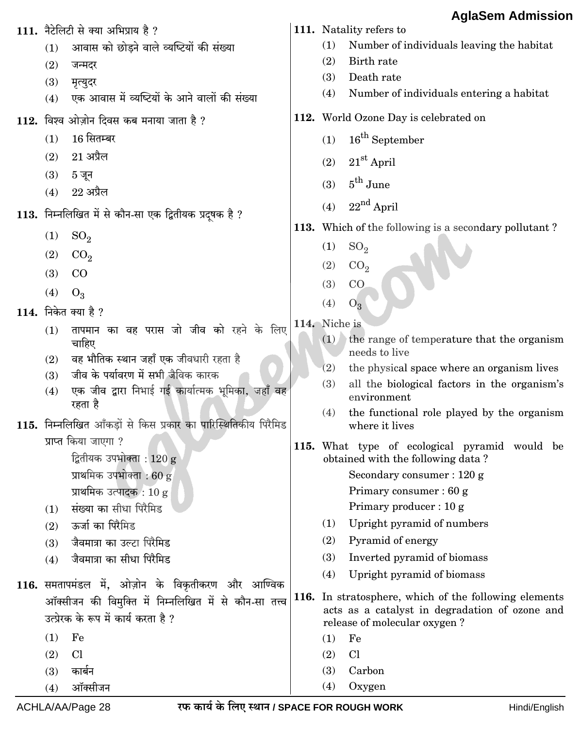111. नैटेलिटी से क्या अभिप्राय है ?

(1) आवास को छोड़ने वाले व्यष्टियों की संख्या
(2) जन्मदर
(3) मृत्युदर
(4) एक आवास में व्यष्टियों के आने वालों की संख्या

112. विश्व ओज़ोन दिवस कब मनाया जाता है ?

(1) 16 सितम्बर
(2) 21 अप्रैल
(3) 5 जून
(4) 22 अप्रैल

113. निम्नलिखित में से कौन-सा एक द्वितीयक प्रदूषक है ?

(1) $SO_2$
(2) $CO_2$
(3) CO
(4) $O_3$

114. निकेत क्या है ?

(1) तापमान का वह परास जो जीव को रहने के लिए चाहिए
(2) वह भौतिक स्थान जहाँ एक जीवधारी रहता है
(3) जीव के पर्यावरण में सभी जैविक कारक
(4) एक जीव द्वारा निभाई गई कार्यात्मक भूमिका, जहाँ वह रहता है

115. निम्नलिखित आँकड़ों से किस प्रकार का पारिस्थितिकीय पिरैमिड प्राप्त किया जाएगा ?

द्वितीयक उपभोक्ता : 120 g
प्राथमिक उपभोक्ता : 60 g
प्राथमिक उत्पादक : 10 g

(1) संख्या का सीधा पिरैमिड
(2) ऊर्जा का पिरैमिड
(3) जैवमात्रा का उल्टा पिरैमिड
(4) जैवमात्रा का सीधा पिरैमिड

116. समतापमंडल में, ओज़ोन के विकृतीकरण और आण्विक ऑक्सीजन की विमुक्ति में निम्नलिखित में से कौन-सा तत्त्व उत्प्रेरक के रूप में कार्य करता है ?

(1) Fe
(2) Cl
(3) कार्बन
(4) ऑक्सीजन

111. Natality refers to

(1) Number of individuals leaving the habitat
(2) Birth rate
(3) Death rate
(4) Number of individuals entering a habitat

112. World Ozone Day is celebrated on

(1) 16th September
(2) 21st April
(3) 5th June
(4) 22nd April

113. Which of the following is a secondary pollutant ?

(1) $SO_2$
(2) $CO_2$
(3) CO
(4) $O_3$

114. Niche is

(1) the range of temperature that the organism needs to live
(2) the physical space where an organism lives
(3) all the biological factors in the organism's environment
(4) the functional role played by the organism where it lives

115. What type of ecological pyramid would be obtained with the following data ?

Secondary consumer : 120 g
Primary consumer : 60 g
Primary producer : 10 g

(1) Upright pyramid of numbers
(2) Pyramid of energy
(3) Inverted pyramid of biomass
(4) Upright pyramid of biomass

116. In stratosphere, which of the following elements acts as a catalyst in degradation of ozone and release of molecular oxygen ?

(1) Fe
(2) Cl
(3) Carbon
(4) Oxygen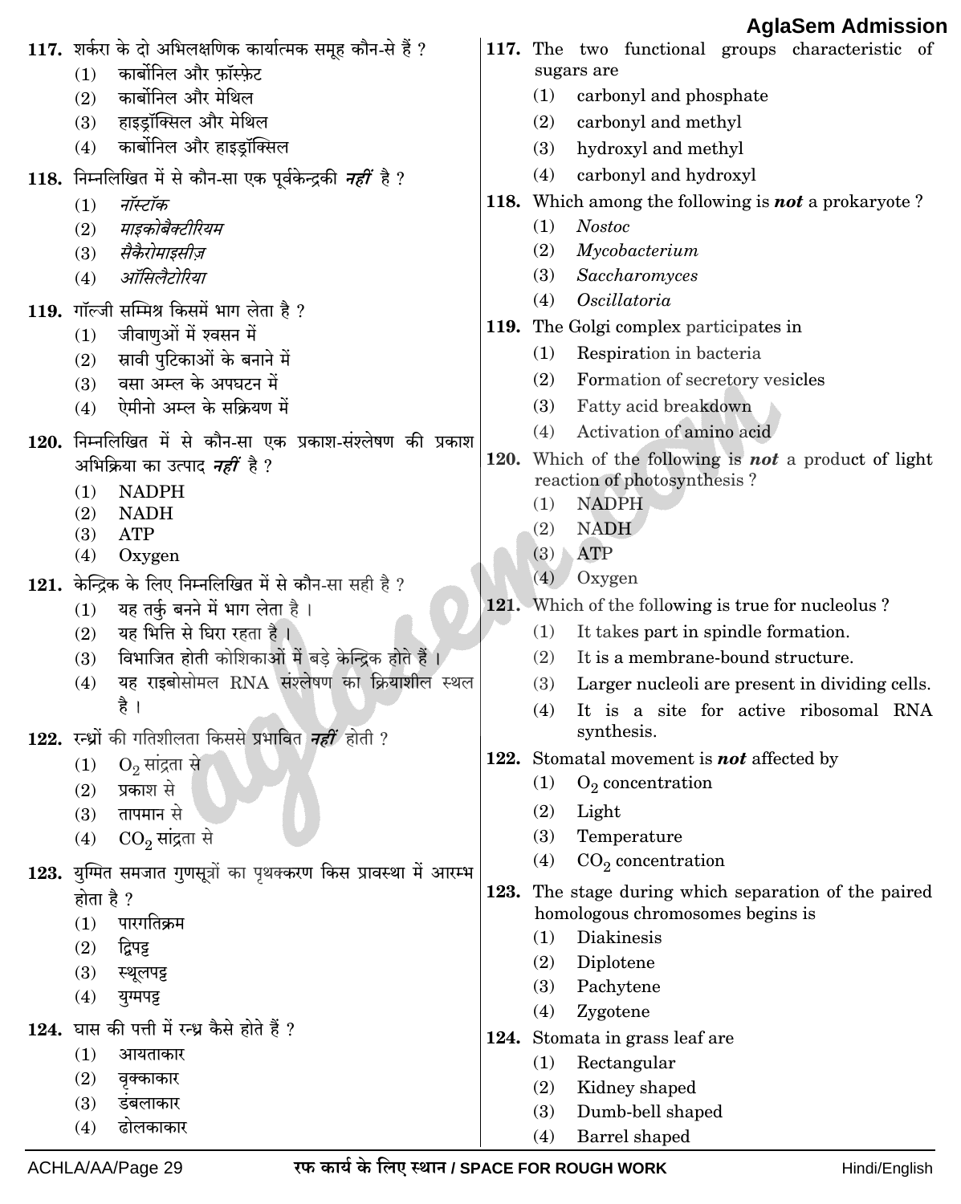**117.** शर्करा के दो अभिलक्षणिक कार्यात्मक समूह कौन-से हैं ?

(1) कार्बोनिल और फ़ॉस्फ़ेट
(2) कार्बोनिल और मेथिल
(3) हाइड्रॉक्सिल और मेथिल
(4) कार्बोनिल और हाइड्रॉक्सिल

**118.** निम्नलिखित में से कौन-सा एक पूर्वकेन्द्रकी ***नहीं*** है ?

(1) *नॉस्टॉक*
(2) *माइकोबैक्टीरियम*
(3) *सैकैरोमाइसीज़*
(4) *ऑसिलैटोरिया*

**119.** गॉल्जी सम्मिश्र किसमें भाग लेता है ?

(1) जीवाणुओं में श्वसन में
(2) स्रावी पुटिकाओं के बनाने में
(3) वसा अम्ल के अपघटन में
(4) ऐमीनो अम्ल के सक्रियण में

**120.** निम्नलिखित में से कौन-सा एक प्रकाश-संश्लेषण की प्रकाश अभिक्रिया का उत्पाद ***नहीं*** है ?

(1) NADPH
(2) NADH
(3) ATP
(4) Oxygen

**121.** केन्द्रिक के लिए निम्नलिखित में से कौन-सा सही है ?

(1) यह तर्कु बनने में भाग लेता है ।
(2) यह भित्ति से घिरा रहता है ।
(3) विभाजित होती कोशिकाओं में बड़े केन्द्रिक होते हैं ।
(4) यह राइबोसोमल RNA संश्लेषण का क्रियाशील स्थल है ।

**122.** रन्ध्रों की गतिशीलता किससे प्रभावित ***नहीं*** होती ?

(1) $O_2$ सांद्रता से
(2) प्रकाश से
(3) तापमान से
(4) $CO_2$ सांद्रता से

**123.** युग्मित समजात गुणसूत्रों का पृथक्करण किस प्रावस्था में आरम्भ होता है ?

(1) पारगतिक्रम
(2) द्विपट्ट
(3) स्थूलपट्ट
(4) युग्मपट्ट

**124.** घास की पत्ती में रन्ध्र कैसे होते हैं ?

(1) आयताकार
(2) वृक्काकार
(3) डंबलाकार
(4) ढोलकाकार

**117.** The two functional groups characteristic of sugars are

(1) carbonyl and phosphate
(2) carbonyl and methyl
(3) hydroxyl and methyl
(4) carbonyl and hydroxyl

**118.** Which among the following is ***not*** a prokaryote ?

(1) *Nostoc*
(2) *Mycobacterium*
(3) *Saccharomyces*
(4) *Oscillatoria*

**119.** The Golgi complex participates in

(1) Respiration in bacteria
(2) Formation of secretory vesicles
(3) Fatty acid breakdown
(4) Activation of amino acid

**120.** Which of the following is ***not*** a product of light reaction of photosynthesis ?

(1) NADPH
(2) NADH
(3) ATP
(4) Oxygen

**121.** Which of the following is true for nucleolus ?

(1) It takes part in spindle formation.
(2) It is a membrane-bound structure.
(3) Larger nucleoli are present in dividing cells.
(4) It is a site for active ribosomal RNA synthesis.

**122.** Stomatal movement is ***not*** affected by

(1) $O_2$ concentration
(2) Light
(3) Temperature
(4) $CO_2$ concentration

**123.** The stage during which separation of the paired homologous chromosomes begins is

(1) Diakinesis
(2) Diplotene
(3) Pachytene
(4) Zygotene

**124.** Stomata in grass leaf are

(1) Rectangular
(2) Kidney shaped
(3) Dumb-bell shaped
(4) Barrel shaped

रफ कार्य के लिए स्थान / SPACE FOR ROUGH WORK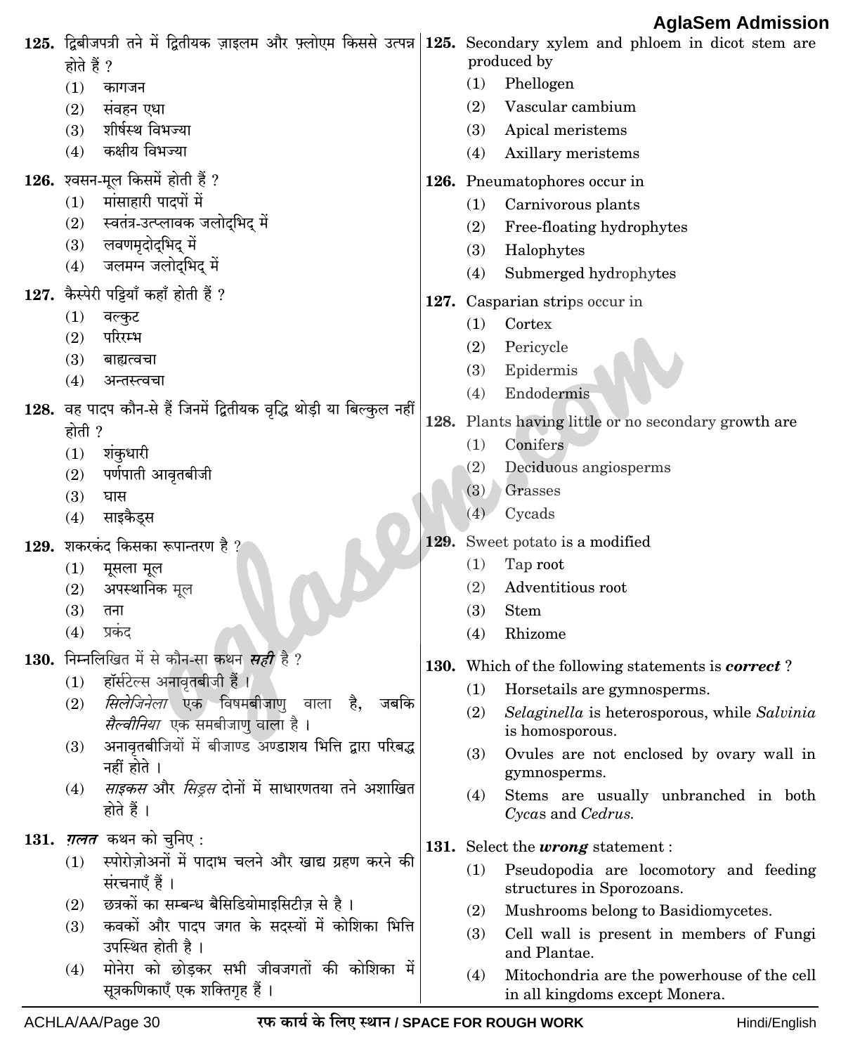**125.** द्विबीजपत्री तने में द्वितीयक ज़ाइलम और फ़्लोएम किससे उत्पन्न होते हैं ?

(1) कागजन
(2) संवहन एधा
(3) शीर्षस्थ विभज्या
(4) कक्षीय विभज्या

**125.** Secondary xylem and phloem in dicot stem are produced by

(1) Phellogen
(2) Vascular cambium
(3) Apical meristems
(4) Axillary meristems

**126.** श्वसन-मूल किसमें होती हैं ?

(1) मांसाहारी पादपों में
(2) स्वतंत्र-उत्प्लावक जलोद्भिद् में
(3) लवणमृदोद्भिद् में
(4) जलमग्न जलोद्भिद् में

**126.** Pneumatophores occur in

(1) Carnivorous plants
(2) Free-floating hydrophytes
(3) Halophytes
(4) Submerged hydrophytes

**127.** कैस्पेरी पट्टियाँ कहाँ होती हैं ?

(1) वल्कुट
(2) परिरम्भ
(3) बाह्यत्वचा
(4) अन्तस्त्वचा

**127.** Casparian strips occur in

(1) Cortex
(2) Pericycle
(3) Epidermis
(4) Endodermis

**128.** वह पादप कौन-से हैं जिनमें द्वितीयक वृद्धि थोड़ी या बिल्कुल नहीं होती ?

(1) शंकुधारी
(2) पर्णपाती आवृतबीजी
(3) घास
(4) साइकैड्स

**128.** Plants having little or no secondary growth are

(1) Conifers
(2) Deciduous angiosperms
(3) Grasses
(4) Cycads

**129.** शकरकंद किसका रूपान्तरण है ?

(1) मूसला मूल
(2) अपस्थानिक मूल
(3) तना
(4) प्रकंद

**129.** Sweet potato is a modified

(1) Tap root
(2) Adventitious root
(3) Stem
(4) Rhizome

**130.** निम्नलिखित में से कौन-सा कथन ***सही*** है ?

(1) हॉर्सटेल्स अनावृतबीजी हैं ।
(2) *सिलेजिनेला* एक विषमबीजाणु वाला है, जबकि *सैल्वीनिया* एक समबीजाणु वाला है ।
(3) अनावृतबीजियों में बीजाण्ड अण्डाशय भित्ति द्वारा परिबद्ध नहीं होते ।
(4) *साइकस* और *सिड्रस* दोनों में साधारणतया तने अशाखित होते हैं ।

**130.** Which of the following statements is ***correct*** ?

(1) Horsetails are gymnosperms.
(2) *Selaginella* is heterosporous, while *Salvinia* is homosporous.
(3) Ovules are not enclosed by ovary wall in gymnosperms.
(4) Stems are usually unbranched in both *Cycas* and *Cedrus*.

**131.** ***ग़लत*** कथन को चुनिए :

(1) स्पोरोज़ोअनों में पादाभ चलने और खाद्य ग्रहण करने की संरचनाएँ हैं ।
(2) छत्रकों का सम्बन्ध बैसिडियोमाइसिटीज़ से है ।
(3) कवकों और पादप जगत के सदस्यों में कोशिका भित्ति उपस्थित होती है ।
(4) मोनेरा को छोड़कर सभी जीवजगतों की कोशिका में सूत्रकणिकाएँ एक शक्तिगृह हैं ।

**131.** Select the ***wrong*** statement :

(1) Pseudopodia are locomotory and feeding structures in Sporozoans.
(2) Mushrooms belong to Basidiomycetes.
(3) Cell wall is present in members of Fungi and Plantae.
(4) Mitochondria are the powerhouse of the cell in all kingdoms except Monera.

रफ कार्य के लिए स्थान / SPACE FOR ROUGH WORK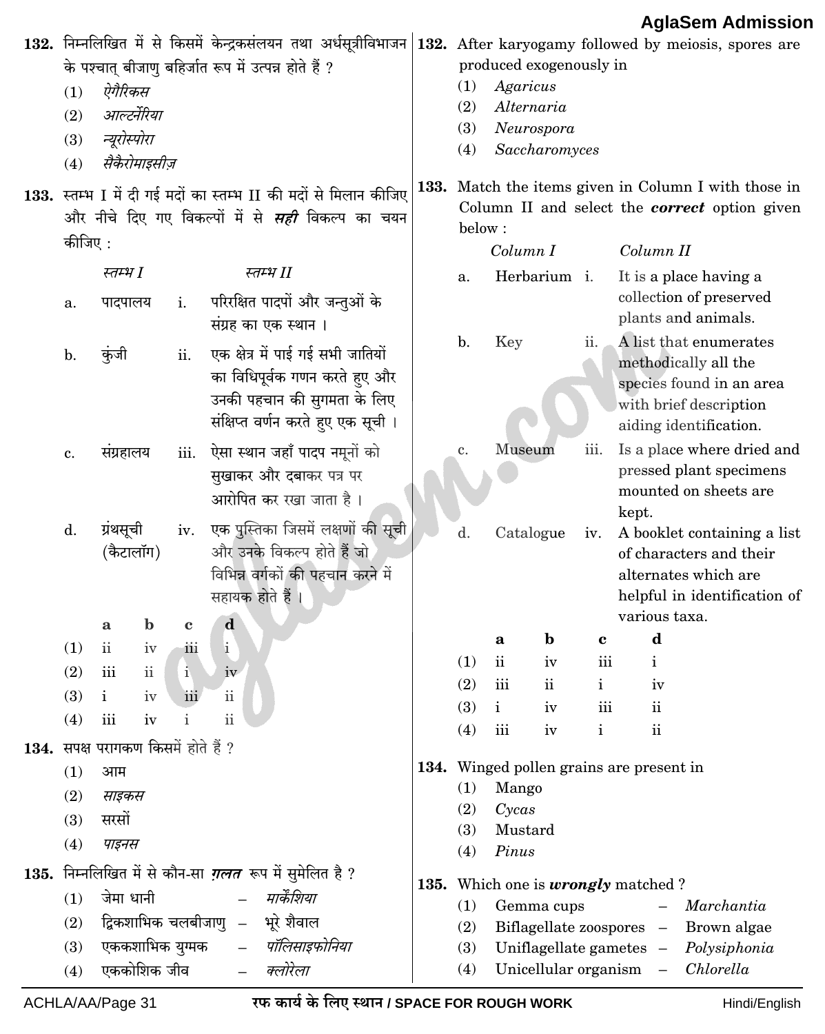132. निम्नलिखित में से किसमें केन्द्रकसंलयन तथा अर्धसूत्रीविभाजन के पश्चात् बीजाणु बहिर्जात रूप में उत्पन्न होते हैं ?

(1) *ऐगैरिकस*
(2) *आल्टर्नेरिया*
(3) *न्यूरोस्पोरा*
(4) *सैकैरोमाइसीज़*

133. स्तम्भ I में दी गई मदों का स्तम्भ II की मदों से मिलान कीजिए और नीचे दिए गए विकल्पों में से ***सही*** विकल्प का चयन कीजिए :

| | *स्तम्भ I* | | *स्तम्भ II* |
|---|---|---|---|
| a. | पादपालय | i. | परिरक्षित पादपों और जन्तुओं के संग्रह का एक स्थान । |
| b. | कुंजी | ii. | एक क्षेत्र में पाई गई सभी जातियों का विधिपूर्वक गणन करते हुए और उनकी पहचान की सुगमता के लिए संक्षिप्त वर्णन करते हुए एक सूची । |
| c. | संग्रहालय | iii. | ऐसा स्थान जहाँ पादप नमूनों को सुखाकर और दबाकर पत्र पर आरोपित कर रखा जाता है । |
| d. | ग्रंथसूची (कैटालॉग) | iv. | एक पुस्तिका जिसमें लक्षणों की सूची और उनके विकल्प होते हैं जो विभिन्न वर्गकों की पहचान करने में सहायक होते हैं । |

| | **a** | **b** | **c** | **d** |
|---|---|---|---|---|
| (1) | ii | iv | iii | i |
| (2) | iii | ii | i | iv |
| (3) | i | iv | iii | ii |
| (4) | iii | iv | i | ii |

134. सपक्ष परागकण किसमें होते हैं ?

(1) आम
(2) *साइकस*
(3) सरसों
(4) *पाइनस*

135. निम्नलिखित में से कौन-सा ***ग़लत*** रूप में सुमेलित है ?

(1) जेमा धानी – *मार्केशिया*
(2) द्विकशाभिक चलबीजाणु – भूरे शैवाल
(3) एककशाभिक युग्मक – *पॉलिसाइफोनिया*
(4) एककोशिक जीव – *क्लोरेला*

132. After karyogamy followed by meiosis, spores are produced exogenously in

(1) *Agaricus*
(2) *Alternaria*
(3) *Neurospora*
(4) *Saccharomyces*

133. Match the items given in Column I with those in Column II and select the ***correct*** option given below :

| | *Column I* | | *Column II* |
|---|---|---|---|
| a. | Herbarium | i. | It is a place having a collection of preserved plants and animals. |
| b. | Key | ii. | A list that enumerates methodically all the species found in an area with brief description aiding identification. |
| c. | Museum | iii. | Is a place where dried and pressed plant specimens mounted on sheets are kept. |
| d. | Catalogue | iv. | A booklet containing a list of characters and their alternates which are helpful in identification of various taxa. |

| | **a** | **b** | **c** | **d** |
|---|---|---|---|---|
| (1) | ii | iv | iii | i |
| (2) | iii | ii | i | iv |
| (3) | i | iv | iii | ii |
| (4) | iii | iv | i | ii |

134. Winged pollen grains are present in

(1) Mango
(2) *Cycas*
(3) Mustard
(4) *Pinus*

135. Which one is ***wrongly*** matched ?

(1) Gemma cups – *Marchantia*
(2) Biflagellate zoospores – Brown algae
(3) Uniflagellate gametes – *Polysiphonia*
(4) Unicellular organism – *Chlorella*

रफ कार्य के लिए स्थान / SPACE FOR ROUGH WORK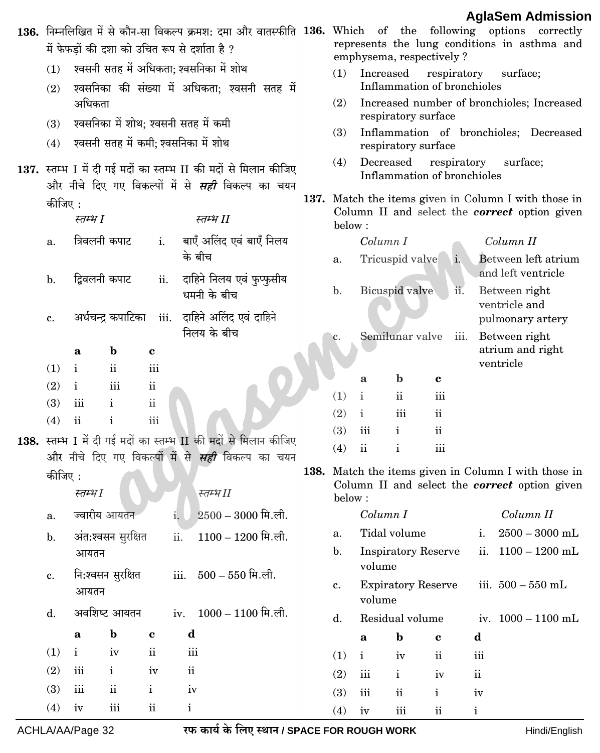136. निम्नलिखित में से कौन-सा विकल्प क्रमशः दमा और वातस्फीति में फेफड़ों की दशा को उचित रूप से दर्शाता है ?

(1) श्वसनी सतह में अधिकता; श्वसनिका में शोथ

(2) श्वसनिका की संख्या में अधिकता; श्वसनी सतह में अधिकता

(3) श्वसनिका में शोथ; श्वसनी सतह में कमी

(4) श्वसनी सतह में कमी; श्वसनिका में शोथ

137. स्तम्भ I में दी गई मदों का स्तम्भ II की मदों से मिलान कीजिए और नीचे दिए गए विकल्पों में से ***सही*** विकल्प का चयन कीजिए :

| | *स्तम्भ I* | | *स्तम्भ II* |
|---|---|---|---|
| a. | त्रिवलनी कपाट | i. | बाएँ अलिंद एवं बाएँ निलय के बीच |
| b. | द्विवलनी कपाट | ii. | दाहिने निलय एवं फुप्फुसीय धमनी के बीच |
| c. | अर्धचन्द्र कपाटिका | iii. | दाहिने अलिंद एवं दाहिने निलय के बीच |

| | a | b | c |
|---|---|---|---|
| (1) | i | ii | iii |
| (2) | i | iii | ii |
| (3) | iii | i | ii |
| (4) | ii | i | iii |

138. स्तम्भ I में दी गई मदों का स्तम्भ II की मदों से मिलान कीजिए और नीचे दिए गए विकल्पों में से ***सही*** विकल्प का चयन कीजिए :

| | *स्तम्भ I* | | *स्तम्भ II* |
|---|---|---|---|
| a. | ज्वारीय आयतन | i. | 2500 – 3000 मि.ली. |
| b. | अंत:श्वसन सुरक्षित आयतन | ii. | 1100 – 1200 मि.ली. |
| c. | नि:श्वसन सुरक्षित आयतन | iii. | 500 – 550 मि.ली. |
| d. | अवशिष्ट आयतन | iv. | 1000 – 1100 मि.ली. |

| | a | b | c | d |
|---|---|---|---|---|
| (1) | i | iv | ii | iii |
| (2) | iii | i | iv | ii |
| (3) | iii | ii | i | iv |
| (4) | iv | iii | ii | i |

136. Which of the following options correctly represents the lung conditions in asthma and emphysema, respectively ?

(1) Increased respiratory surface; Inflammation of bronchioles

(2) Increased number of bronchioles; Increased respiratory surface

(3) Inflammation of bronchioles; Decreased respiratory surface

(4) Decreased respiratory surface; Inflammation of bronchioles

137. Match the items given in Column I with those in Column II and select the ***correct*** option given below :

| | *Column I* | | *Column II* |
|---|---|---|---|
| a. | Tricuspid valve | i. | Between left atrium and left ventricle |
| b. | Bicuspid valve | ii. | Between right ventricle and pulmonary artery |
| c. | Semilunar valve | iii. | Between right atrium and right ventricle |

| | a | b | c |
|---|---|---|---|
| (1) | i | ii | iii |
| (2) | i | iii | ii |
| (3) | iii | i | ii |
| (4) | ii | i | iii |

138. Match the items given in Column I with those in Column II and select the ***correct*** option given below :

| | *Column I* | | *Column II* |
|---|---|---|---|
| a. | Tidal volume | i. | 2500 – 3000 mL |
| b. | Inspiratory Reserve volume | ii. | 1100 – 1200 mL |
| c. | Expiratory Reserve volume | iii. | 500 – 550 mL |
| d. | Residual volume | iv. | 1000 – 1100 mL |

| | a | b | c | d |
|---|---|---|---|---|
| (1) | i | iv | ii | iii |
| (2) | iii | i | iv | ii |
| (3) | iii | ii | i | iv |
| (4) | iv | iii | ii | i |

रफ कार्य के लिए स्थान / SPACE FOR ROUGH WORK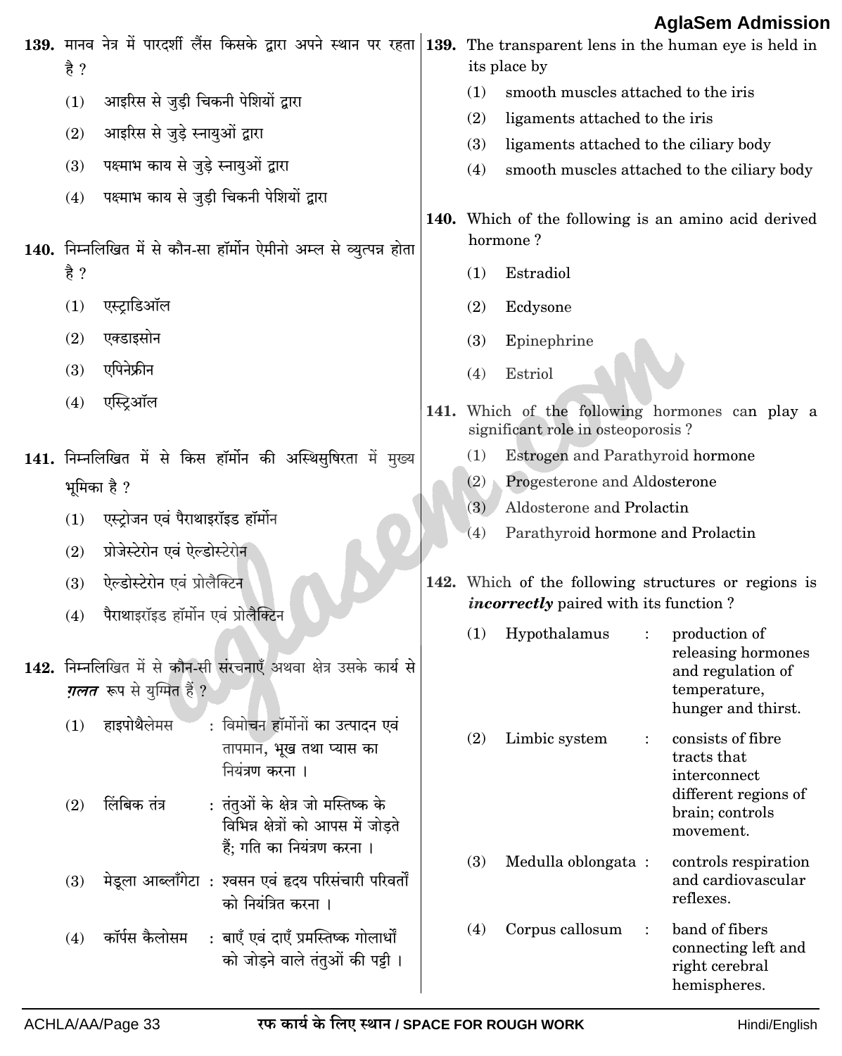139. मानव नेत्र में पारदर्शी लैंस किसके द्वारा अपने स्थान पर रहता है ?

(1) आइरिस से जुड़ी चिकनी पेशियों द्वारा

(2) आइरिस से जुड़े स्नायुओं द्वारा

(3) पक्ष्माभ काय से जुड़े स्नायुओं द्वारा

(4) पक्ष्माभ काय से जुड़ी चिकनी पेशियों द्वारा

140. निम्नलिखित में से कौन-सा हॉर्मोन ऐमीनो अम्ल से व्युत्पन्न होता है ?

(1) एस्ट्राडिऑल

(2) एक्डाइसोन

(3) एपिनेफ्रीन

(4) एस्ट्रिऑल

141. निम्नलिखित में से किस हॉर्मोन की अस्थिसुषिरता में मुख्य भूमिका है ?

(1) एस्ट्रोजन एवं पैराथाइरॉइड हॉर्मोन

(2) प्रोजेस्टेरोन एवं ऐल्डोस्टेरोन

(3) ऐल्डोस्टेरोन एवं प्रोलैक्टिन

(4) पैराथाइरॉइड हॉर्मोन एवं प्रोलैक्टिन

142. निम्नलिखित में से कौन-सी संरचनाएँ अथवा क्षेत्र उसके कार्य से ***ग़लत*** रूप से युग्मित हैं ?

(1) हाइपोथैलेमस : विमोचन हॉर्मोनों का उत्पादन एवं तापमान, भूख तथा प्यास का नियंत्रण करना ।

(2) लिंबिक तंत्र : तंतुओं के क्षेत्र जो मस्तिष्क के विभिन्न क्षेत्रों को आपस में जोड़ते हैं; गति का नियंत्रण करना ।

(3) मेडूला आब्लाँगेटा : श्वसन एवं हृदय परिसंचारी परिवर्तों को नियंत्रित करना ।

(4) कॉर्पस कैलोसम : बाएँ एवं दाएँ प्रमस्तिष्क गोलार्धों को जोड़ने वाले तंतुओं की पट्टी ।

139. The transparent lens in the human eye is held in its place by

(1) smooth muscles attached to the iris

(2) ligaments attached to the iris

(3) ligaments attached to the ciliary body

(4) smooth muscles attached to the ciliary body

140. Which of the following is an amino acid derived hormone ?

(1) Estradiol

(2) Ecdysone

(3) Epinephrine

(4) Estriol

141. Which of the following hormones can play a significant role in osteoporosis ?

(1) Estrogen and Parathyroid hormone

(2) Progesterone and Aldosterone

(3) Aldosterone and Prolactin

(4) Parathyroid hormone and Prolactin

142. Which of the following structures or regions is ***incorrectly*** paired with its function ?

(1) Hypothalamus : production of releasing hormones and regulation of temperature, hunger and thirst.

(2) Limbic system : consists of fibre tracts that interconnect different regions of brain; controls movement.

(3) Medulla oblongata : controls respiration and cardiovascular reflexes.

(4) Corpus callosum : band of fibers connecting left and right cerebral hemispheres.

रफ कार्य के लिए स्थान / SPACE FOR ROUGH WORK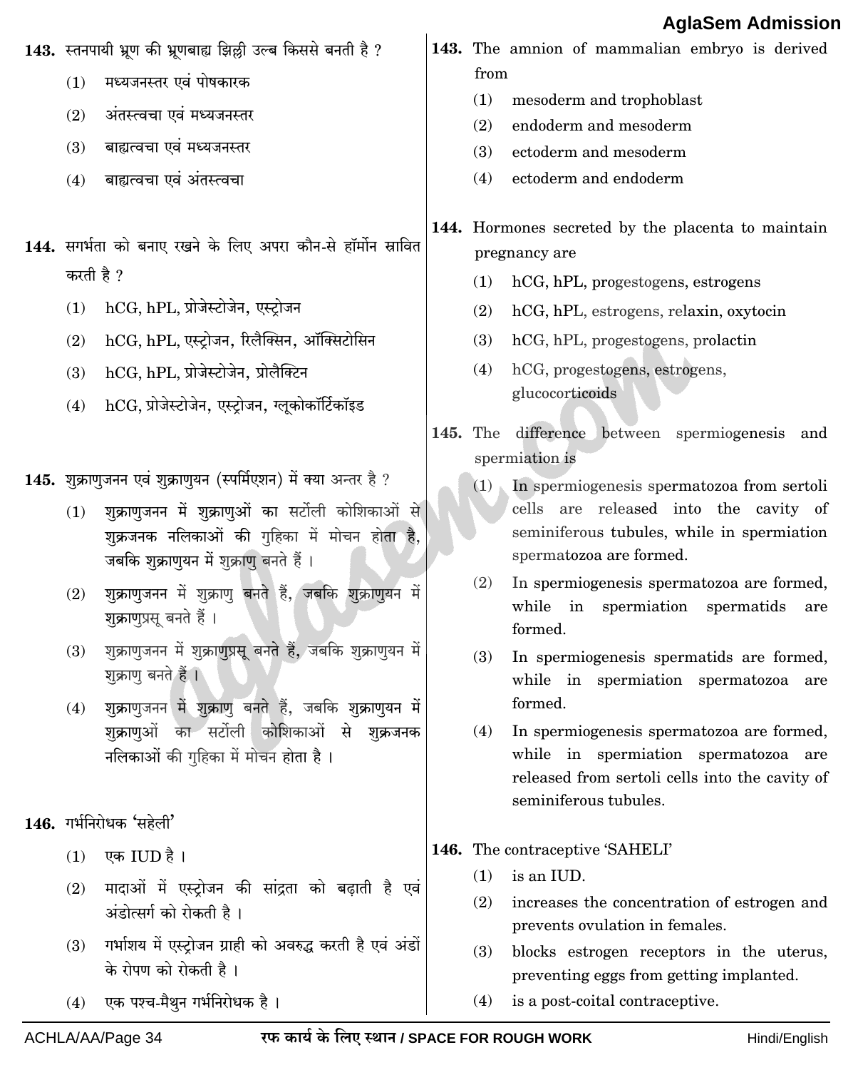**143.** स्तनपायी भ्रूण की भ्रूणबाह्य झिल्ली उल्ब किससे बनती है ?

(1) मध्यजनस्तर एवं पोषकारक

(2) अंतस्त्वचा एवं मध्यजनस्तर

(3) बाह्यत्वचा एवं मध्यजनस्तर

(4) बाह्यत्वचा एवं अंतस्त्वचा

**144.** सगर्भता को बनाए रखने के लिए अपरा कौन-से हॉर्मोन स्रावित करती है ?

(1) hCG, hPL, प्रोजेस्टोजेन, एस्ट्रोजन

(2) hCG, hPL, एस्ट्रोजन, रिलैक्सिन, ऑक्सिटोसिन

(3) hCG, hPL, प्रोजेस्टोजेन, प्रोलैक्टिन

(4) hCG, प्रोजेस्टोजेन, एस्ट्रोजन, ग्लूकोकॉर्टिकॉइड

**145.** शुक्राणुजनन एवं शुक्राणुयन (स्पर्मिएशन) में क्या अन्तर है ?

(1) शुक्राणुजनन में शुक्राणुओं का सर्टोली कोशिकाओं से शुक्रजनक नलिकाओं की गुहिका में मोचन होता है, जबकि शुक्राणुयन में शुक्राणु बनते हैं ।

(2) शुक्राणुजनन में शुक्राणु बनते हैं, जबकि शुक्राणुयन में शुक्राणुप्रसू बनते हैं ।

(3) शुक्राणुजनन में शुक्राणुप्रसू बनते हैं, जबकि शुक्राणुयन में शुक्राणु बनते हैं ।

(4) शुक्राणुजनन में शुक्राणु बनते हैं, जबकि शुक्राणुयन में शुक्राणुओं का सर्टोली कोशिकाओं से शुक्रजनक नलिकाओं की गुहिका में मोचन होता है ।

**146.** गर्भनिरोधक 'सहेली'

(1) एक IUD है ।

(2) मादाओं में एस्ट्रोजन की सांद्रता को बढ़ाती है एवं अंडोत्सर्ग को रोकती है ।

(3) गर्भाशय में एस्ट्रोजन ग्राही को अवरुद्ध करती है एवं अंडों के रोपण को रोकती है ।

(4) एक पश्च-मैथुन गर्भनिरोधक है ।

**143.** The amnion of mammalian embryo is derived from

(1) mesoderm and trophoblast

(2) endoderm and mesoderm

(3) ectoderm and mesoderm

(4) ectoderm and endoderm

**144.** Hormones secreted by the placenta to maintain pregnancy are

(1) hCG, hPL, progestogens, estrogens

(2) hCG, hPL, estrogens, relaxin, oxytocin

(3) hCG, hPL, progestogens, prolactin

(4) hCG, progestogens, estrogens, glucocorticoids

**145.** The difference between spermiogenesis and spermiation is

(1) In spermiogenesis spermatozoa from sertoli cells are released into the cavity of seminiferous tubules, while in spermiation spermatozoa are formed.

(2) In spermiogenesis spermatozoa are formed, while in spermiation spermatids are formed.

(3) In spermiogenesis spermatids are formed, while in spermiation spermatozoa are formed.

(4) In spermiogenesis spermatozoa are formed, while in spermiation spermatozoa are released from sertoli cells into the cavity of seminiferous tubules.

**146.** The contraceptive 'SAHELI'

(1) is an IUD.

(2) increases the concentration of estrogen and prevents ovulation in females.

(3) blocks estrogen receptors in the uterus, preventing eggs from getting implanted.

(4) is a post-coital contraceptive.

रफ कार्य के लिए स्थान / SPACE FOR ROUGH WORK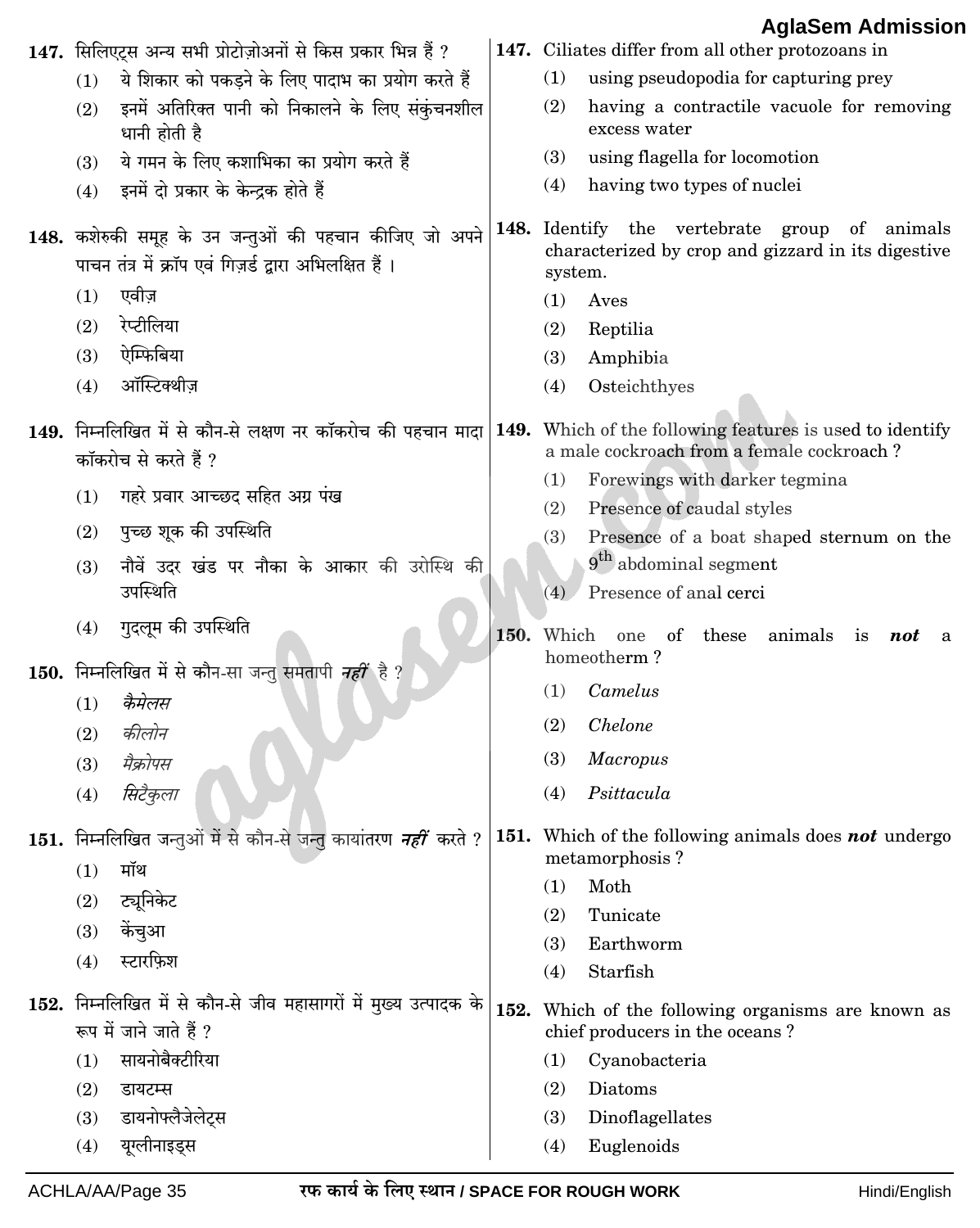147. सिलिएट्स अन्य सभी प्रोटोज़ोअनों से किस प्रकार भिन्न हैं ?

(1) ये शिकार को पकड़ने के लिए पादाभ का प्रयोग करते हैं
(2) इनमें अतिरिक्त पानी को निकालने के लिए संकुंचनशील धानी होती है
(3) ये गमन के लिए कशाभिका का प्रयोग करते हैं
(4) इनमें दो प्रकार के केन्द्रक होते हैं

147. Ciliates differ from all other protozoans in

(1) using pseudopodia for capturing prey
(2) having a contractile vacuole for removing excess water
(3) using flagella for locomotion
(4) having two types of nuclei

148. कशेरुकी समूह के उन जन्तुओं की पहचान कीजिए जो अपने पाचन तंत्र में क्रॉप एवं गिज़र्ड द्वारा अभिलक्षित हैं ।

(1) एवीज़
(2) रेप्टीलिया
(3) ऐम्फिबिया
(4) ऑस्टिक्थीज़

148. Identify the vertebrate group of animals characterized by crop and gizzard in its digestive system.

(1) Aves
(2) Reptilia
(3) Amphibia
(4) Osteichthyes

149. निम्नलिखित में से कौन-से लक्षण नर कॉकरोच की पहचान मादा कॉकरोच से करते हैं ?

(1) गहरे प्रवार आच्छद सहित अग्र पंख
(2) पुच्छ शूक की उपस्थिति
(3) नौवें उदर खंड पर नौका के आकार की उरोस्थि की उपस्थिति
(4) गुदलूम की उपस्थिति

149. Which of the following features is used to identify a male cockroach from a female cockroach ?

(1) Forewings with darker tegmina
(2) Presence of caudal styles
(3) Presence of a boat shaped sternum on the 9th abdominal segment
(4) Presence of anal cerci

150. निम्नलिखित में से कौन-सा जन्तु समतापी ***नहीं*** है ?

(1) *कैमेलस*
(2) *कीलोन*
(3) *मैक्रोपस*
(4) *सिटैकुला*

150. Which one of these animals is ***not*** a homeotherm ?

(1) *Camelus*
(2) *Chelone*
(3) *Macropus*
(4) *Psittacula*

151. निम्नलिखित जन्तुओं में से कौन-से जन्तु कायांतरण ***नहीं*** करते ?

(1) मॉथ
(2) ट्यूनिकेट
(3) केंचुआ
(4) स्टारफ़िश

151. Which of the following animals does ***not*** undergo metamorphosis ?

(1) Moth
(2) Tunicate
(3) Earthworm
(4) Starfish

152. निम्नलिखित में से कौन-से जीव महासागरों में मुख्य उत्पादक के रूप में जाने जाते हैं ?

(1) सायनोबैक्टीरिया
(2) डायटम्स
(3) डायनोफ्लैजेलेट्स
(4) यूग्लीनाइड्स

152. Which of the following organisms are known as chief producers in the oceans ?

(1) Cyanobacteria
(2) Diatoms
(3) Dinoflagellates
(4) Euglenoids

रफ कार्य के लिए स्थान / SPACE FOR ROUGH WORK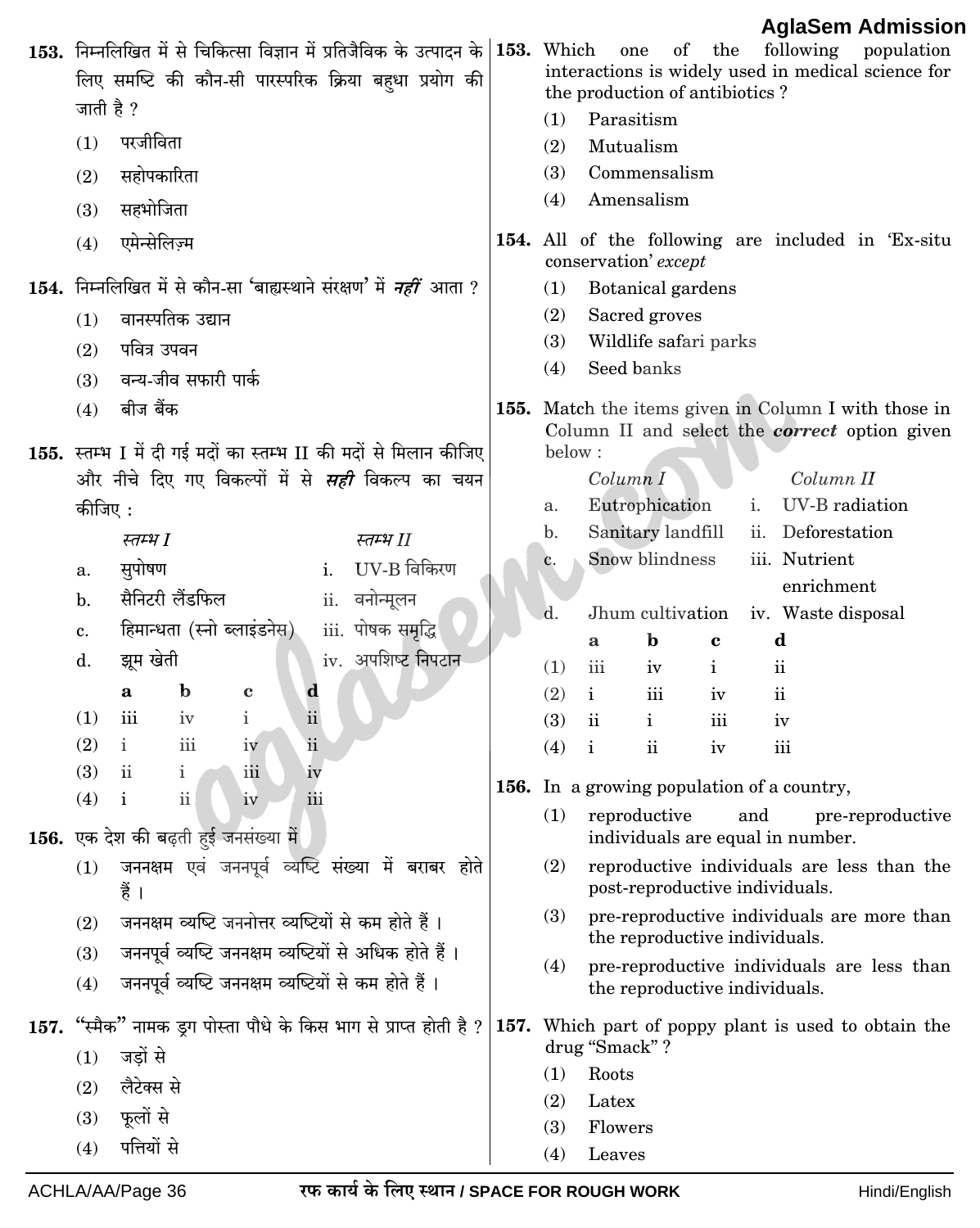153. निम्नलिखित में से चिकित्सा विज्ञान में प्रतिजैविक के उत्पादन के लिए समष्टि की कौन-सी पारस्परिक क्रिया बहुधा प्रयोग की जाती है ?

(1) परजीविता

(2) सहोपकारिता

(3) सहभोजिता

(4) एमेन्सेलिज़्म

154. निम्नलिखित में से कौन-सा 'बाह्यस्थाने संरक्षण' में ***नहीं*** आता ?

(1) वानस्पतिक उद्यान

(2) पवित्र उपवन

(3) वन्य-जीव सफारी पार्क

(4) बीज बैंक

155. स्तम्भ I में दी गई मदों का स्तम्भ II की मदों से मिलान कीजिए और नीचे दिए गए विकल्पों में से ***सही*** विकल्प का चयन कीजिए :

| | *स्तम्भ I* | | *स्तम्भ II* |
|---|---|---|---|
| a. | सुपोषण | i. | UV-B विकिरण |
| b. | सैनिटरी लैंडफिल | ii. | वनोन्मूलन |
| c. | हिमान्धता (स्नो ब्लाइंडनेस) | iii. | पोषक समृद्धि |
| d. | झूम खेती | iv. | अपशिष्ट निपटान |

| | **a** | **b** | **c** | **d** |
|---|---|---|---|---|
| (1) | iii | iv | i | ii |
| (2) | i | iii | iv | ii |
| (3) | ii | i | iii | iv |
| (4) | i | ii | iv | iii |

156. एक देश की बढ़ती हुई जनसंख्या में

(1) जननक्षम एवं जननपूर्व व्यष्टि संख्या में बराबर होते हैं ।

(2) जननक्षम व्यष्टि जननोत्तर व्यष्टियों से कम होते हैं ।

(3) जननपूर्व व्यष्टि जननक्षम व्यष्टियों से अधिक होते हैं ।

(4) जननपूर्व व्यष्टि जननक्षम व्यष्टियों से कम होते हैं ।

157. "स्मैक" नामक ड्रग पोस्ता पौधे के किस भाग से प्राप्त होती है ?

(1) जड़ों से

(2) लैटेक्स से

(3) फूलों से

(4) पत्तियों से

153. Which one of the following population interactions is widely used in medical science for the production of antibiotics ?

(1) Parasitism

(2) Mutualism

(3) Commensalism

(4) Amensalism

154. All of the following are included in 'Ex-situ conservation' *except*

(1) Botanical gardens

(2) Sacred groves

(3) Wildlife safari parks

(4) Seed banks

155. Match the items given in Column I with those in Column II and select the ***correct*** option given below :

| | *Column I* | | *Column II* |
|---|---|---|---|
| a. | Eutrophication | i. | UV-B radiation |
| b. | Sanitary landfill | ii. | Deforestation |
| c. | Snow blindness | iii. | Nutrient enrichment |
| d. | Jhum cultivation | iv. | Waste disposal |

| | **a** | **b** | **c** | **d** |
|---|---|---|---|---|
| (1) | iii | iv | i | ii |
| (2) | i | iii | iv | ii |
| (3) | ii | i | iii | iv |
| (4) | i | ii | iv | iii |

156. In a growing population of a country,

(1) reproductive and pre-reproductive individuals are equal in number.

(2) reproductive individuals are less than the post-reproductive individuals.

(3) pre-reproductive individuals are more than the reproductive individuals.

(4) pre-reproductive individuals are less than the reproductive individuals.

157. Which part of poppy plant is used to obtain the drug "Smack" ?

(1) Roots

(2) Latex

(3) Flowers

(4) Leaves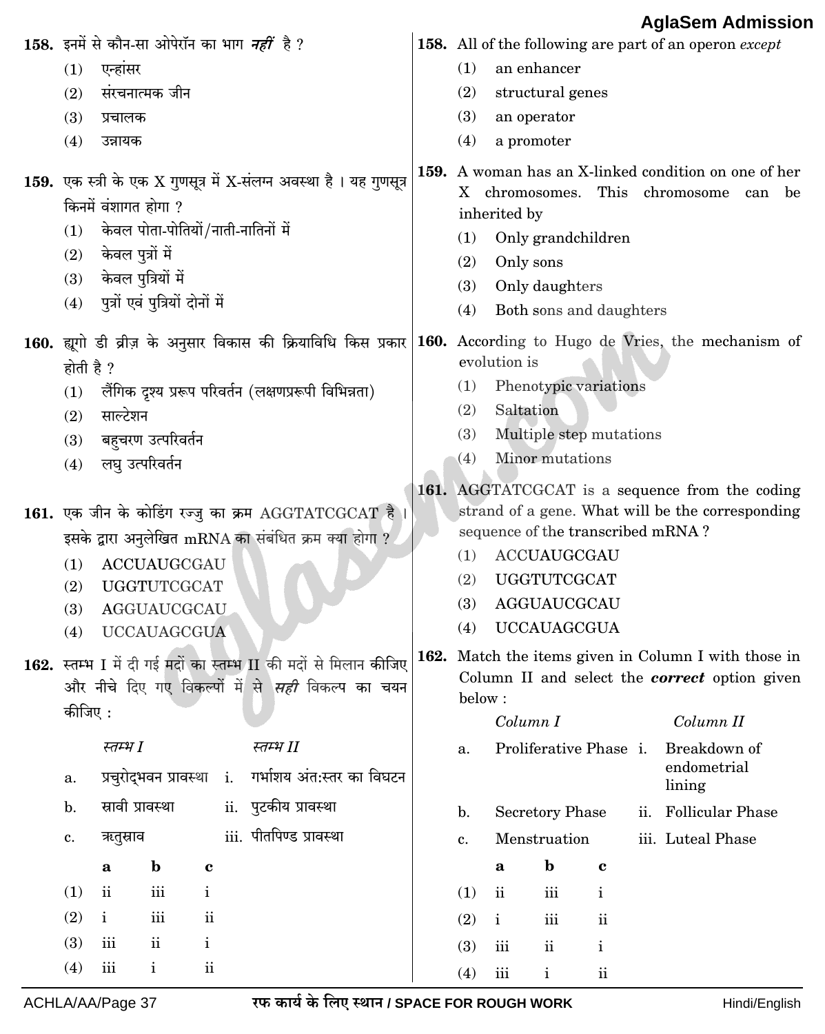**158.** इनमें से कौन-सा ओपेरॉन का भाग ***नहीं*** है ?

(1) एन्हांसर

(2) संरचनात्मक जीन

(3) प्रचालक

(4) उन्नायक

**159.** एक स्त्री के एक X गुणसूत्र में X-संलग्न अवस्था है । यह गुणसूत्र किनमें वंशागत होगा ?

(1) केवल पोता-पोतियों/नाती-नातिनों में

(2) केवल पुत्रों में

(3) केवल पुत्रियों में

(4) पुत्रों एवं पुत्रियों दोनों में

**160.** ह्यूगो डी व्रीज़ के अनुसार विकास की क्रियाविधि किस प्रकार होती है ?

(1) लैंगिक दृश्य प्ररूप परिवर्तन (लक्षणप्ररूपी विभिन्नता)

(2) साल्टेशन

(3) बहुचरण उत्परिवर्तन

(4) लघु उत्परिवर्तन

**161.** एक जीन के कोडिंग रज्जु का क्रम AGGTATCGCAT है । इसके द्वारा अनुलेखित mRNA का संबंधित क्रम क्या होगा ?

(1) ACCUAUGCGAU

(2) UGGTUTCGCAT

(3) AGGUAUCGCAU

(4) UCCAUAGCGUA

**162.** स्तम्भ I में दी गई मदों का स्तम्भ II की मदों से मिलान कीजिए और नीचे दिए गए विकल्पों में से ***सही*** विकल्प का चयन कीजिए :

| | *स्तम्भ I* | | *स्तम्भ II* |
|---|---|---|---|
| a. | प्रचुरोद्भवन प्रावस्था | i. | गर्भाशय अंत:स्तर का विघटन |
| b. | स्रावी प्रावस्था | ii. | पुटकीय प्रावस्था |
| c. | ऋतुस्राव | iii. | पीतपिण्ड प्रावस्था |

| | a | b | c |
|---|---|---|---|
| (1) | ii | iii | i |
| (2) | i | iii | ii |
| (3) | iii | ii | i |
| (4) | iii | i | ii |

**158.** All of the following are part of an operon *except*

(1) an enhancer

(2) structural genes

(3) an operator

(4) a promoter

**159.** A woman has an X-linked condition on one of her X chromosomes. This chromosome can be inherited by

(1) Only grandchildren

(2) Only sons

(3) Only daughters

(4) Both sons and daughters

**160.** According to Hugo de Vries, the mechanism of evolution is

(1) Phenotypic variations

(2) Saltation

(3) Multiple step mutations

(4) Minor mutations

**161.** AGGTATCGCAT is a sequence from the coding strand of a gene. What will be the corresponding sequence of the transcribed mRNA ?

(1) ACCUAUGCGAU

(2) UGGTUTCGCAT

(3) AGGUAUCGCAU

(4) UCCAUAGCGUA

**162.** Match the items given in Column I with those in Column II and select the ***correct*** option given below :

| | *Column I* | | *Column II* |
|---|---|---|---|
| a. | Proliferative Phase | i. | Breakdown of endometrial lining |
| b. | Secretory Phase | ii. | Follicular Phase |
| c. | Menstruation | iii. | Luteal Phase |

| | a | b | c |
|---|---|---|---|
| (1) | ii | iii | i |
| (2) | i | iii | ii |
| (3) | iii | ii | i |
| (4) | iii | i | ii |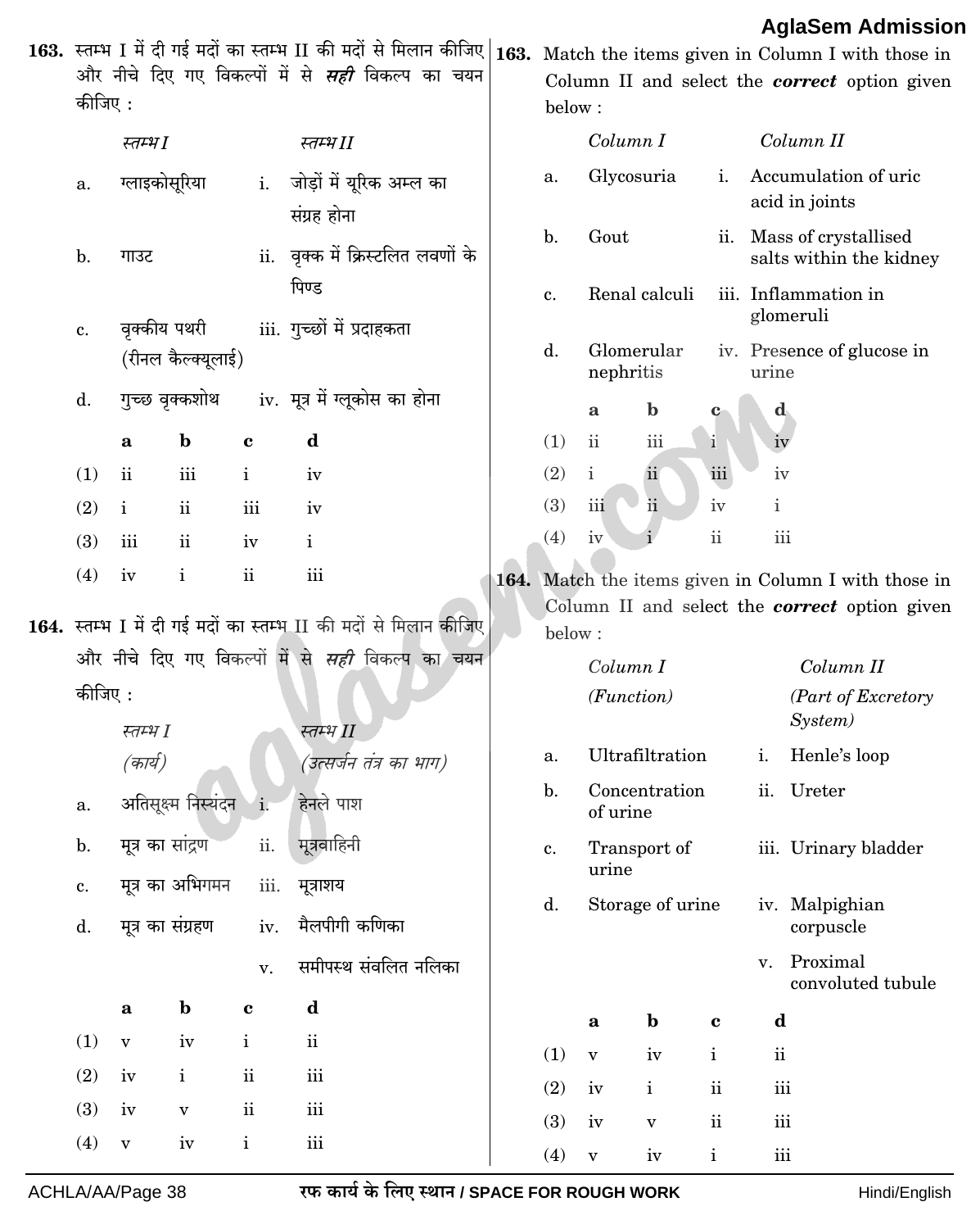**163.** स्तम्भ I में दी गई मदों का स्तम्भ II की मदों से मिलान कीजिए और नीचे दिए गए विकल्पों में से ***सही*** विकल्प का चयन कीजिए :

| | *स्तम्भ I* | | *स्तम्भ II* |
|---|---|---|---|
| a. | ग्लाइकोसूरिया | i. | जोड़ों में यूरिक अम्ल का संग्रह होना |
| b. | गाउट | ii. | वृक्क में क्रिस्टलित लवणों के पिण्ड |
| c. | वृक्कीय पथरी (रीनल कैल्क्यूलाई) | iii. | गुच्छों में प्रदाहकता |
| d. | गुच्छ वृक्कशोथ | iv. | मूत्र में ग्लूकोस का होना |

| | **a** | **b** | **c** | **d** |
|---|---|---|---|---|
| (1) | ii | iii | i | iv |
| (2) | i | ii | iii | iv |
| (3) | iii | ii | iv | i |
| (4) | iv | i | ii | iii |

**164.** स्तम्भ I में दी गई मदों का स्तम्भ II की मदों से मिलान कीजिए और नीचे दिए गए विकल्पों में से ***सही*** विकल्प का चयन कीजिए :

| | *स्तम्भ I* *(कार्य)* | | *स्तम्भ II* *(उत्सर्जन तंत्र का भाग)* |
|---|---|---|---|
| a. | अतिसूक्ष्म निस्यंदन | i. | हेनले पाश |
| b. | मूत्र का सांद्रण | ii. | मूत्रवाहिनी |
| c. | मूत्र का अभिगमन | iii. | मूत्राशय |
| d. | मूत्र का संग्रहण | iv. | मैलपीगी कणिका |
| | | v. | समीपस्थ संवलित नलिका |

| | **a** | **b** | **c** | **d** |
|---|---|---|---|---|
| (1) | v | iv | i | ii |
| (2) | iv | i | ii | iii |
| (3) | iv | v | ii | iii |
| (4) | v | iv | i | iii |

**163.** Match the items given in Column I with those in Column II and select the ***correct*** option given below :

| | *Column I* | | *Column II* |
|---|---|---|---|
| a. | Glycosuria | i. | Accumulation of uric acid in joints |
| b. | Gout | ii. | Mass of crystallised salts within the kidney |
| c. | Renal calculi | iii. | Inflammation in glomeruli |
| d. | Glomerular nephritis | iv. | Presence of glucose in urine |

| | **a** | **b** | **c** | **d** |
|---|---|---|---|---|
| (1) | ii | iii | i | iv |
| (2) | i | ii | iii | iv |
| (3) | iii | ii | iv | i |
| (4) | iv | i | ii | iii |

**164.** Match the items given in Column I with those in Column II and select the ***correct*** option given below :

| | *Column I* *(Function)* | | *Column II* *(Part of Excretory System)* |
|---|---|---|---|
| a. | Ultrafiltration | i. | Henle's loop |
| b. | Concentration of urine | ii. | Ureter |
| c. | Transport of urine | iii. | Urinary bladder |
| d. | Storage of urine | iv. | Malpighian corpuscle |
| | | v. | Proximal convoluted tubule |

| | **a** | **b** | **c** | **d** |
|---|---|---|---|---|
| (1) | v | iv | i | ii |
| (2) | iv | i | ii | iii |
| (3) | iv | v | ii | iii |
| (4) | v | iv | i | iii |

रफ कार्य के लिए स्थान / SPACE FOR ROUGH WORK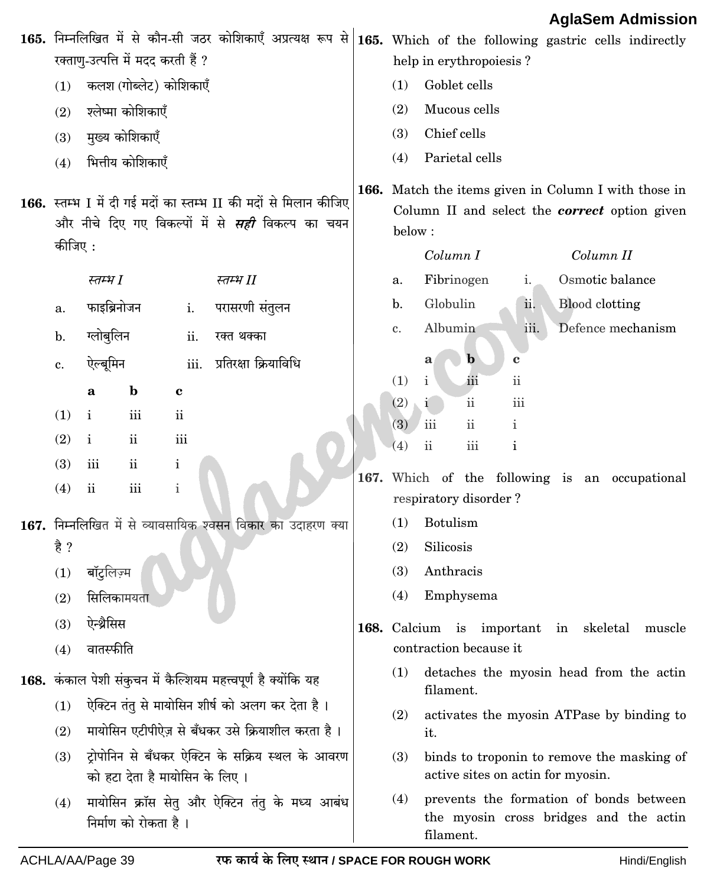165. निम्नलिखित में से कौन-सी जठर कोशिकाएँ अप्रत्यक्ष रूप से रक्ताणु-उत्पत्ति में मदद करती हैं ?

(1) कलश (गोब्लेट) कोशिकाएँ

(2) श्लेष्मा कोशिकाएँ

(3) मुख्य कोशिकाएँ

(4) भित्तीय कोशिकाएँ

166. स्तम्भ I में दी गई मदों का स्तम्भ II की मदों से मिलान कीजिए और नीचे दिए गए विकल्पों में से ***सही*** विकल्प का चयन कीजिए :

| | *स्तम्भ I* | | *स्तम्भ II* |
|---|---|---|---|
| a. | फाइब्रिनोजन | i. | परासरणी संतुलन |
| b. | ग्लोबुलिन | ii. | रक्त थक्का |
| c. | ऐल्बूमिन | iii. | प्रतिरक्षा क्रियाविधि |

| | **a** | **b** | **c** |
|---|---|---|---|
| (1) | i | iii | ii |
| (2) | i | ii | iii |
| (3) | iii | ii | i |
| (4) | ii | iii | i |

167. निम्नलिखित में से व्यावसायिक श्वसन विकार का उदाहरण क्या है ?

(1) बॉटुलिज़्म

(2) सिलिकामयता

(3) ऐन्थ्रैसिस

(4) वातस्फीति

168. कंकाल पेशी संकुचन में कैल्शियम महत्त्वपूर्ण है क्योंकि यह

(1) ऐक्टिन तंतु से मायोसिन शीर्ष को अलग कर देता है ।

(2) मायोसिन एटीपीऐज़ से बँधकर उसे क्रियाशील करता है ।

(3) ट्रोपोनिन से बँधकर ऐक्टिन के सक्रिय स्थल के आवरण को हटा देता है मायोसिन के लिए ।

(4) मायोसिन क्रॉस सेतु और ऐक्टिन तंतु के मध्य आबंध निर्माण को रोकता है ।

165. Which of the following gastric cells indirectly help in erythropoiesis ?

(1) Goblet cells

(2) Mucous cells

(3) Chief cells

(4) Parietal cells

166. Match the items given in Column I with those in Column II and select the ***correct*** option given below :

| | *Column I* | | *Column II* |
|---|---|---|---|
| a. | Fibrinogen | i. | Osmotic balance |
| b. | Globulin | ii. | Blood clotting |
| c. | Albumin | iii. | Defence mechanism |

| | **a** | **b** | **c** |
|---|---|---|---|
| (1) | i | iii | ii |
| (2) | i | ii | iii |
| (3) | iii | ii | i |
| (4) | ii | iii | i |

167. Which of the following is an occupational respiratory disorder ?

(1) Botulism

(2) Silicosis

(3) Anthracis

(4) Emphysema

168. Calcium is important in skeletal muscle contraction because it

(1) detaches the myosin head from the actin filament.

(2) activates the myosin ATPase by binding to it.

(3) binds to troponin to remove the masking of active sites on actin for myosin.

(4) prevents the formation of bonds between the myosin cross bridges and the actin filament.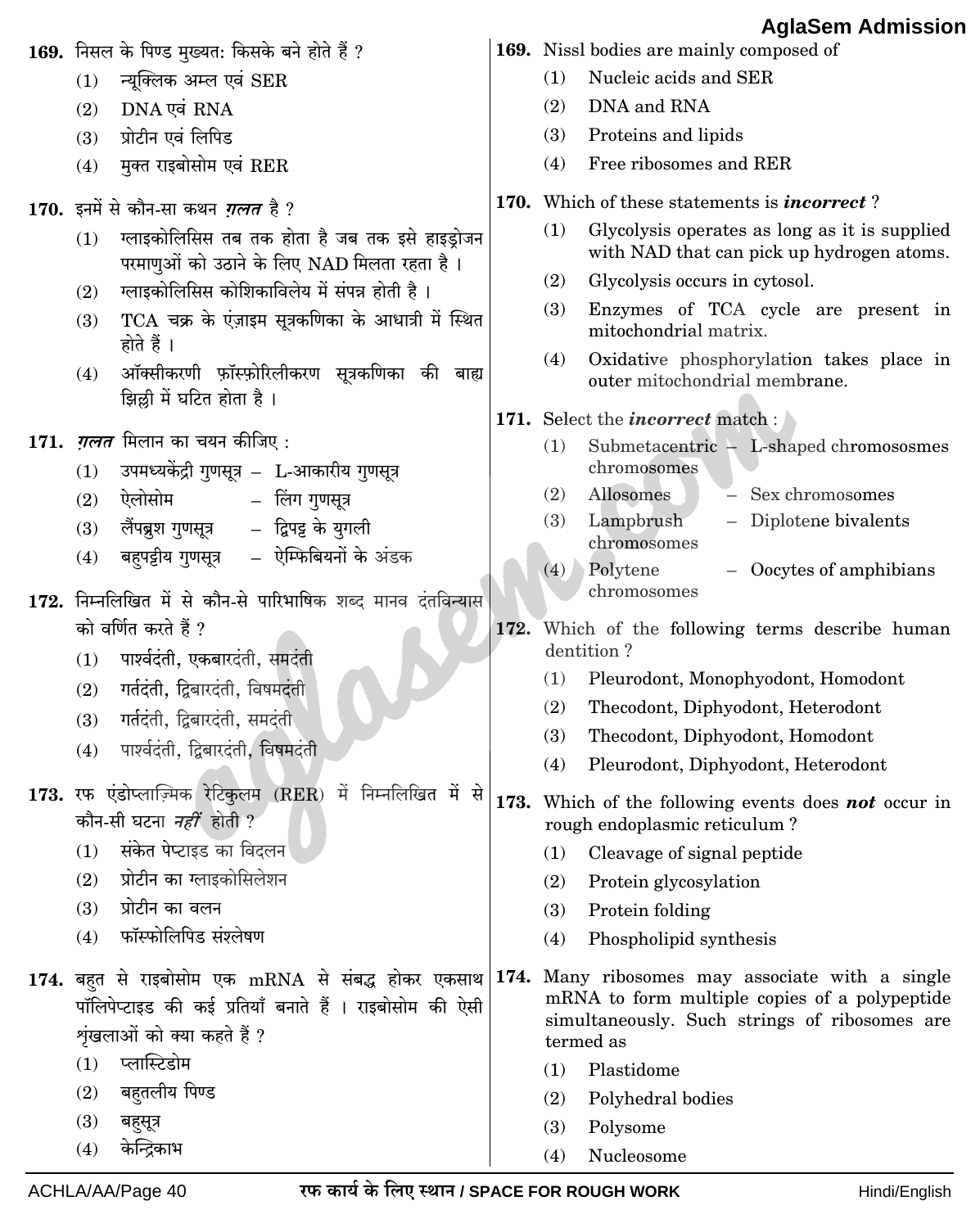169. निसल के पिण्ड मुख्यत: किसके बने होते हैं ?

(1) न्यूक्लिक अम्ल एवं SER
(2) DNA एवं RNA
(3) प्रोटीन एवं लिपिड
(4) मुक्त राइबोसोम एवं RER

170. इनमें से कौन-सा कथन *ग़लत* है ?

(1) ग्लाइकोलिसिस तब तक होता है जब तक इसे हाइड्रोजन परमाणुओं को उठाने के लिए NAD मिलता रहता है ।
(2) ग्लाइकोलिसिस कोशिकाविलेय में संपन्न होती है ।
(3) TCA चक्र के एंज़ाइम सूत्रकणिका के आधात्री में स्थित होते हैं ।
(4) ऑक्सीकरणी फ़ॉस्फ़ोरिलीकरण सूत्रकणिका की बाह्य झिल्ली में घटित होता है ।

171. *ग़लत* मिलान का चयन कीजिए :

(1) उपमध्यकेंद्री गुणसूत्र – L-आकारीय गुणसूत्र
(2) ऐलोसोम – लिंग गुणसूत्र
(3) लैंपब्रुश गुणसूत्र – द्विपट्ट के युगली
(4) बहुपट्टीय गुणसूत्र – ऐम्फिबियनों के अंडक

172. निम्नलिखित में से कौन-से पारिभाषिक शब्द मानव दंतविन्यास को वर्णित करते हैं ?

(1) पार्श्वदंती, एकबारदंती, समदंती
(2) गर्तदंती, द्विबारदंती, विषमदंती
(3) गर्तदंती, द्विबारदंती, समदंती
(4) पार्श्वदंती, द्विबारदंती, विषमदंती

173. रफ एंडोप्लाज़्मिक रेटिकुलम (RER) में निम्नलिखित में से कौन-सी घटना *नहीं* होती ?

(1) संकेत पेप्टाइड का विदलन
(2) प्रोटीन का ग्लाइकोसिलेशन
(3) प्रोटीन का वलन
(4) फॉस्फोलिपिड संश्लेषण

174. बहुत से राइबोसोम एक mRNA से संबद्ध होकर एकसाथ पॉलिपेप्टाइड की कई प्रतियाँ बनाते हैं । राइबोसोम की ऐसी श्रृंखलाओं को क्या कहते हैं ?

(1) प्लास्टिडोम
(2) बहुतलीय पिण्ड
(3) बहुसूत्र
(4) केन्द्रिकाभ

169. Nissl bodies are mainly composed of

(1) Nucleic acids and SER
(2) DNA and RNA
(3) Proteins and lipids
(4) Free ribosomes and RER

170. Which of these statements is ***incorrect*** ?

(1) Glycolysis operates as long as it is supplied with NAD that can pick up hydrogen atoms.
(2) Glycolysis occurs in cytosol.
(3) Enzymes of TCA cycle are present in mitochondrial matrix.
(4) Oxidative phosphorylation takes place in outer mitochondrial membrane.

171. Select the ***incorrect*** match :

(1) Submetacentric chromosomes – L-shaped chromososmes
(2) Allosomes – Sex chromosomes
(3) Lampbrush chromosomes – Diplotene bivalents
(4) Polytene chromosomes – Oocytes of amphibians

172. Which of the following terms describe human dentition ?

(1) Pleurodont, Monophyodont, Homodont
(2) Thecodont, Diphyodont, Heterodont
(3) Thecodont, Diphyodont, Homodont
(4) Pleurodont, Diphyodont, Heterodont

173. Which of the following events does ***not*** occur in rough endoplasmic reticulum ?

(1) Cleavage of signal peptide
(2) Protein glycosylation
(3) Protein folding
(4) Phospholipid synthesis

174. Many ribosomes may associate with a single mRNA to form multiple copies of a polypeptide simultaneously. Such strings of ribosomes are termed as

(1) Plastidome
(2) Polyhedral bodies
(3) Polysome
(4) Nucleosome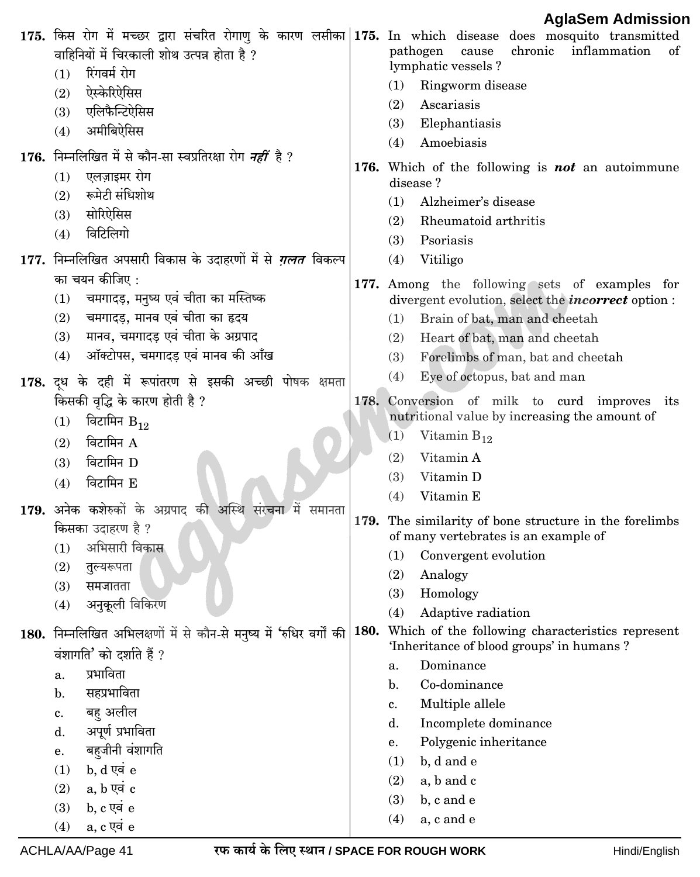175. किस रोग में मच्छर द्वारा संचरित रोगाणु के कारण लसीका वाहिनियों में चिरकाली शोथ उत्पन्न होता है ?
   (1) रिंगवर्म रोग
   (2) ऐस्केरिऐसिस
   (3) एलिफैन्टिऐसिस
   (4) अमीबिऐसिस

176. निम्नलिखित में से कौन-सा स्वप्रतिरक्षा रोग ***नहीं*** है ?
   (1) एलज़ाइमर रोग
   (2) रूमेटी संधिशोथ
   (3) सोरिऐसिस
   (4) विटिलिगो

177. निम्नलिखित अपसारी विकास के उदाहरणों में से ***ग़लत*** विकल्प का चयन कीजिए :
   (1) चमगादड़, मनुष्य एवं चीता का मस्तिष्क
   (2) चमगादड़, मानव एवं चीता का हृदय
   (3) मानव, चमगादड़ एवं चीता के अग्रपाद
   (4) ऑक्टोपस, चमगादड़ एवं मानव की आँख

178. दूध के दही में रूपांतरण से इसकी अच्छी पोषक क्षमता किसकी वृद्धि के कारण होती है ?
   (1) विटामिन $B_{12}$
   (2) विटामिन A
   (3) विटामिन D
   (4) विटामिन E

179. अनेक कशेरुकों के अग्रपाद की अस्थि संरचना में समानता किसका उदाहरण है ?
   (1) अभिसारी विकास
   (2) तुल्यरूपता
   (3) समजातता
   (4) अनुकूली विकिरण

180. निम्नलिखित अभिलक्षणों में से कौन-से मनुष्य में 'रुधिर वर्गों की वंशागति' को दर्शाते हैं ?
   a. प्रभाविता
   b. सहप्रभाविता
   c. बहु अलील
   d. अपूर्ण प्रभाविता
   e. बहुजीनी वंशागति
   (1) b, d एवं e
   (2) a, b एवं c
   (3) b, c एवं e
   (4) a, c एवं e

175. In which disease does mosquito transmitted pathogen cause chronic inflammation of lymphatic vessels ?
   (1) Ringworm disease
   (2) Ascariasis
   (3) Elephantiasis
   (4) Amoebiasis

176. Which of the following is ***not*** an autoimmune disease ?
   (1) Alzheimer's disease
   (2) Rheumatoid arthritis
   (3) Psoriasis
   (4) Vitiligo

177. Among the following sets of examples for divergent evolution, select the ***incorrect*** option :
   (1) Brain of bat, man and cheetah
   (2) Heart of bat, man and cheetah
   (3) Forelimbs of man, bat and cheetah
   (4) Eye of octopus, bat and man

178. Conversion of milk to curd improves its nutritional value by increasing the amount of
   (1) Vitamin $B_{12}$
   (2) Vitamin A
   (3) Vitamin D
   (4) Vitamin E

179. The similarity of bone structure in the forelimbs of many vertebrates is an example of
   (1) Convergent evolution
   (2) Analogy
   (3) Homology
   (4) Adaptive radiation

180. Which of the following characteristics represent 'Inheritance of blood groups' in humans ?
   a. Dominance
   b. Co-dominance
   c. Multiple allele
   d. Incomplete dominance
   e. Polygenic inheritance
   (1) b, d and e
   (2) a, b and c
   (3) b, c and e
   (4) a, c and e

रफ कार्य के लिए स्थान / SPACE FOR ROUGH WORK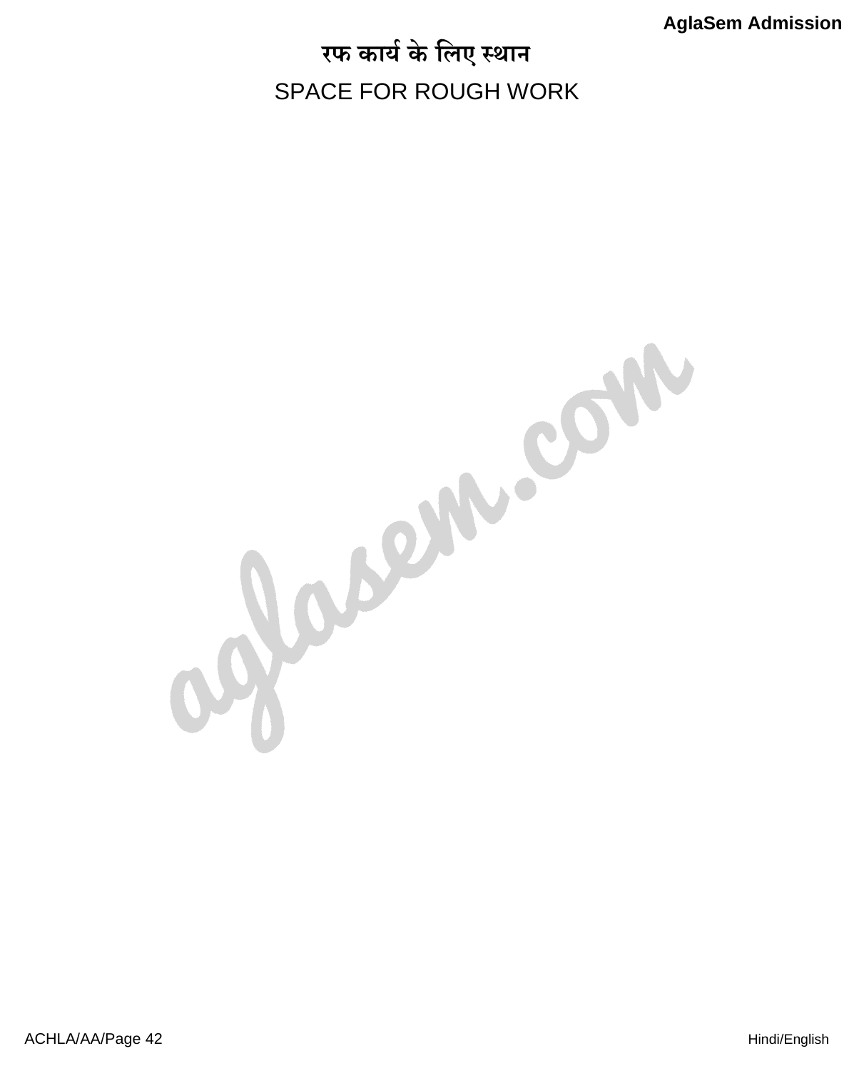# रफ कार्य के लिए स्थान

SPACE FOR ROUGH WORK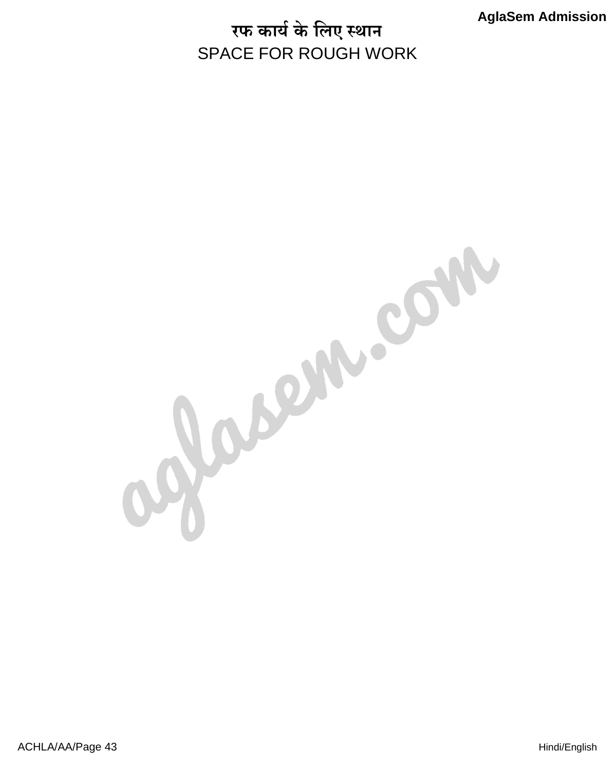# रफ कार्य के लिए स्थान

# SPACE FOR ROUGH WORK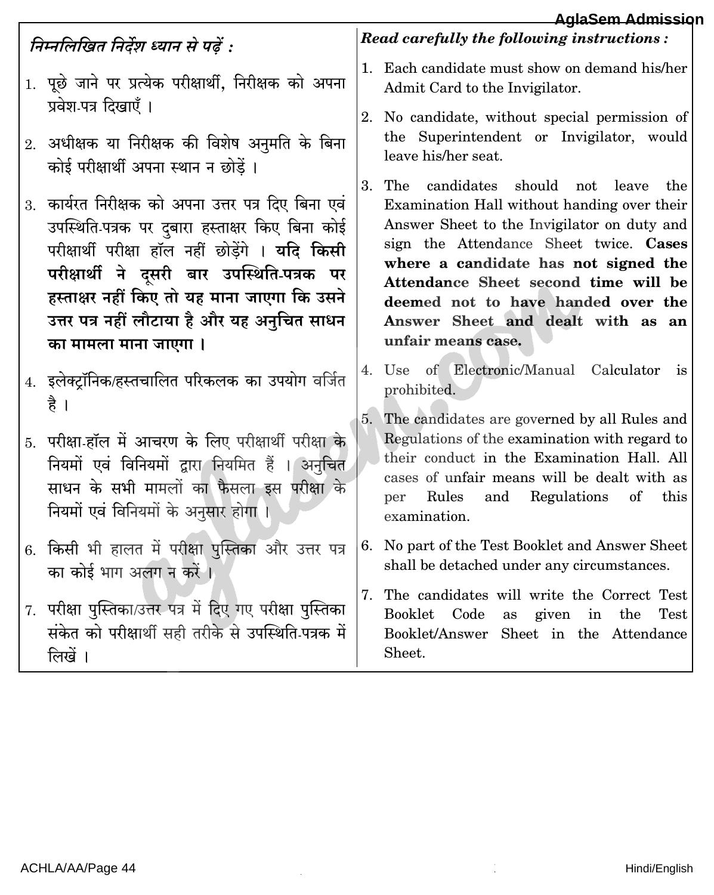*निम्नलिखित निर्देश ध्यान से पढ़ें :*

1. पूछे जाने पर प्रत्येक परीक्षार्थी, निरीक्षक को अपना प्रवेश-पत्र दिखाएँ ।
2. अधीक्षक या निरीक्षक की विशेष अनुमति के बिना कोई परीक्षार्थी अपना स्थान न छोड़ें ।
3. कार्यरत निरीक्षक को अपना उत्तर पत्र दिए बिना एवं उपस्थिति-पत्रक पर दुबारा हस्ताक्षर किए बिना कोई परीक्षार्थी परीक्षा हॉल नहीं छोड़ेंगे । **यदि किसी परीक्षार्थी ने दूसरी बार उपस्थिति-पत्रक पर हस्ताक्षर नहीं किए तो यह माना जाएगा कि उसने उत्तर पत्र नहीं लौटाया है और यह अनुचित साधन का मामला माना जाएगा ।**
4. इलेक्ट्रॉनिक/हस्तचालित परिकलक का उपयोग वर्जित है ।
5. परीक्षा-हॉल में आचरण के लिए परीक्षार्थी परीक्षा के नियमों एवं विनियमों द्वारा नियमित हैं । अनुचित साधन के सभी मामलों का फैसला इस परीक्षा के नियमों एवं विनियमों के अनुसार होगा ।
6. किसी भी हालत में परीक्षा पुस्तिका और उत्तर पत्र का कोई भाग अलग न करें ।
7. परीक्षा पुस्तिका/उत्तर पत्र में दिए गए परीक्षा पुस्तिका संकेत को परीक्षार्थी सही तरीके से उपस्थिति-पत्रक में लिखें ।

***Read carefully the following instructions :***

1. Each candidate must show on demand his/her Admit Card to the Invigilator.
2. No candidate, without special permission of the Superintendent or Invigilator, would leave his/her seat.
3. The candidates should not leave the Examination Hall without handing over their Answer Sheet to the Invigilator on duty and sign the Attendance Sheet twice. **Cases where a candidate has not signed the Attendance Sheet second time will be deemed not to have handed over the Answer Sheet and dealt with as an unfair means case.**
4. Use of Electronic/Manual Calculator is prohibited.
5. The candidates are governed by all Rules and Regulations of the examination with regard to their conduct in the Examination Hall. All cases of unfair means will be dealt with as per Rules and Regulations of this examination.
6. No part of the Test Booklet and Answer Sheet shall be detached under any circumstances.
7. The candidates will write the Correct Test Booklet Code as given in the Test Booklet/Answer Sheet in the Attendance Sheet.